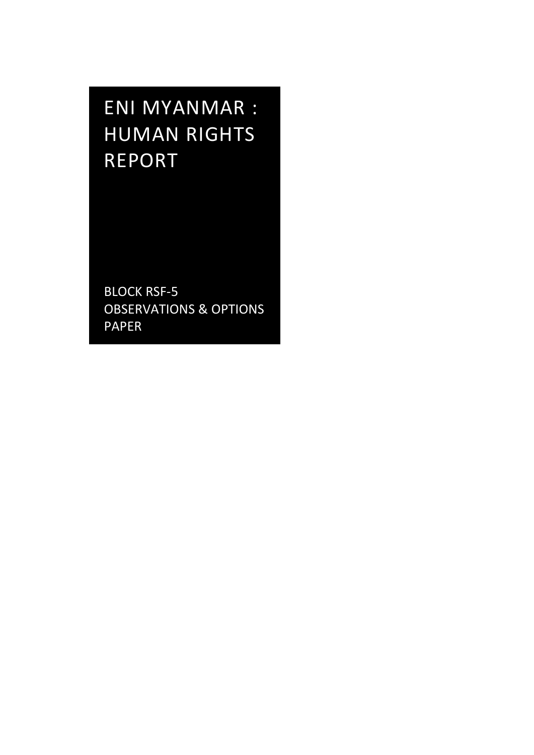# ENI MYANMAR : HUMAN RIGHTS REPORT

BLOCK RSF-5
OBSERVATIONS & OPTIONS PAPER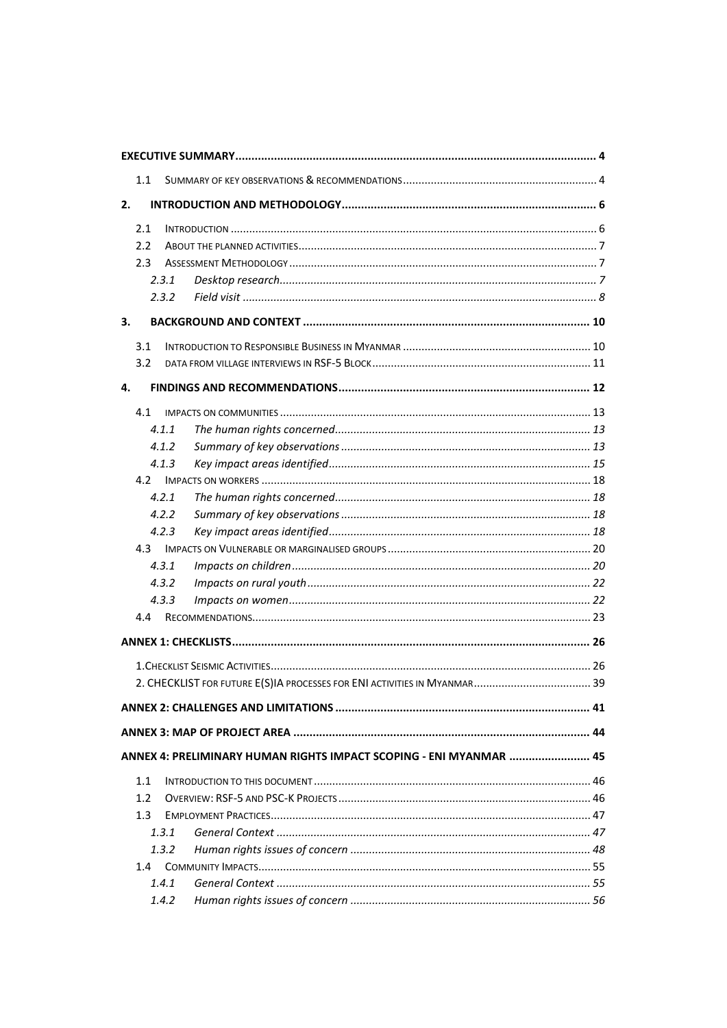**EXECUTIVE SUMMARY** ..... 4

- 1.1 SUMMARY OF KEY OBSERVATIONS & RECOMMENDATIONS ..... 4

**2. INTRODUCTION AND METHODOLOGY** ..... 6

- 2.1 INTRODUCTION ..... 6
- 2.2 ABOUT THE PLANNED ACTIVITIES ..... 7
- 2.3 ASSESSMENT METHODOLOGY ..... 7
  - *2.3.1 Desktop research* ..... 7
  - *2.3.2 Field visit* ..... 8

**3. BACKGROUND AND CONTEXT** ..... 10

- 3.1 INTRODUCTION TO RESPONSIBLE BUSINESS IN MYANMAR ..... 10
- 3.2 DATA FROM VILLAGE INTERVIEWS IN RSF-5 BLOCK ..... 11

**4. FINDINGS AND RECOMMENDATIONS** ..... 12

- 4.1 IMPACTS ON COMMUNITIES ..... 13
  - *4.1.1 The human rights concerned* ..... 13
  - *4.1.2 Summary of key observations* ..... 13
  - *4.1.3 Key impact areas identified* ..... 15
- 4.2 IMPACTS ON WORKERS ..... 18
  - *4.2.1 The human rights concerned* ..... 18
  - *4.2.2 Summary of key observations* ..... 18
  - *4.2.3 Key impact areas identified* ..... 18
- 4.3 IMPACTS ON VULNERABLE OR MARGINALISED GROUPS ..... 20
  - *4.3.1 Impacts on children* ..... 20
  - *4.3.2 Impacts on rural youth* ..... 22
  - *4.3.3 Impacts on women* ..... 22
- 4.4 RECOMMENDATIONS ..... 23

**ANNEX 1: CHECKLISTS** ..... 26

- 1. CHECKLIST SEISMIC ACTIVITIES ..... 26
- 2. CHECKLIST FOR FUTURE E(S)IA PROCESSES FOR ENI ACTIVITIES IN MYANMAR ..... 39

**ANNEX 2: CHALLENGES AND LIMITATIONS** ..... 41

**ANNEX 3: MAP OF PROJECT AREA** ..... 44

**ANNEX 4: PRELIMINARY HUMAN RIGHTS IMPACT SCOPING - ENI MYANMAR** ..... 45

- 1.1 INTRODUCTION TO THIS DOCUMENT ..... 46
- 1.2 OVERVIEW: RSF-5 AND PSC-K PROJECTS ..... 46
- 1.3 EMPLOYMENT PRACTICES ..... 47
  - *1.3.1 General Context* ..... 47
  - *1.3.2 Human rights issues of concern* ..... 48
- 1.4 COMMUNITY IMPACTS ..... 55
  - *1.4.1 General Context* ..... 55
  - *1.4.2 Human rights issues of concern* ..... 56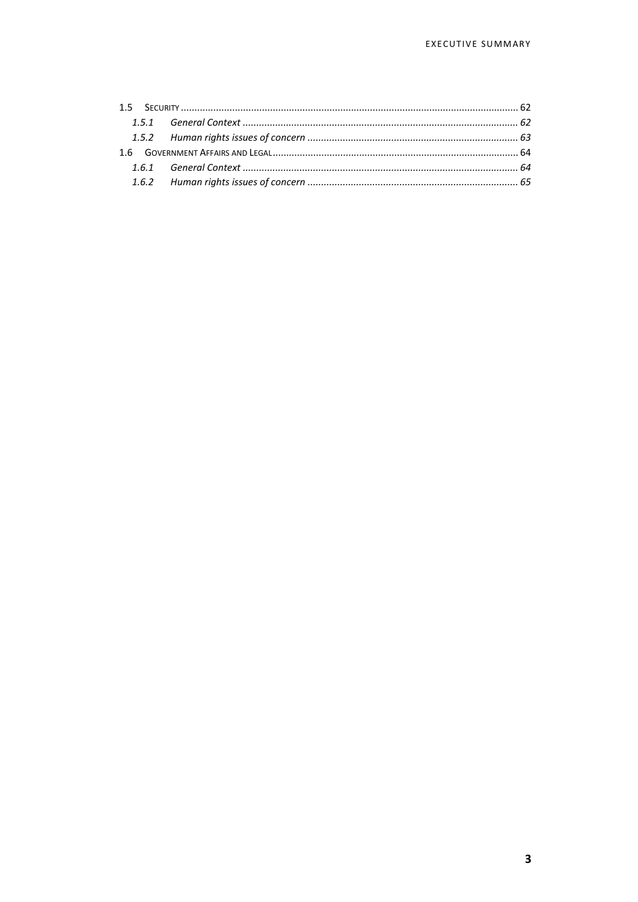1.5 SECURITY ........................................................................................................................ 62

*1.5.1 General Context ....................................................................................................... 62*

*1.5.2 Human rights issues of concern ............................................................................... 63*

1.6 GOVERNMENT AFFAIRS AND LEGAL ........................................................................................... 64

*1.6.1 General Context ....................................................................................................... 64*

*1.6.2 Human rights issues of concern ............................................................................... 65*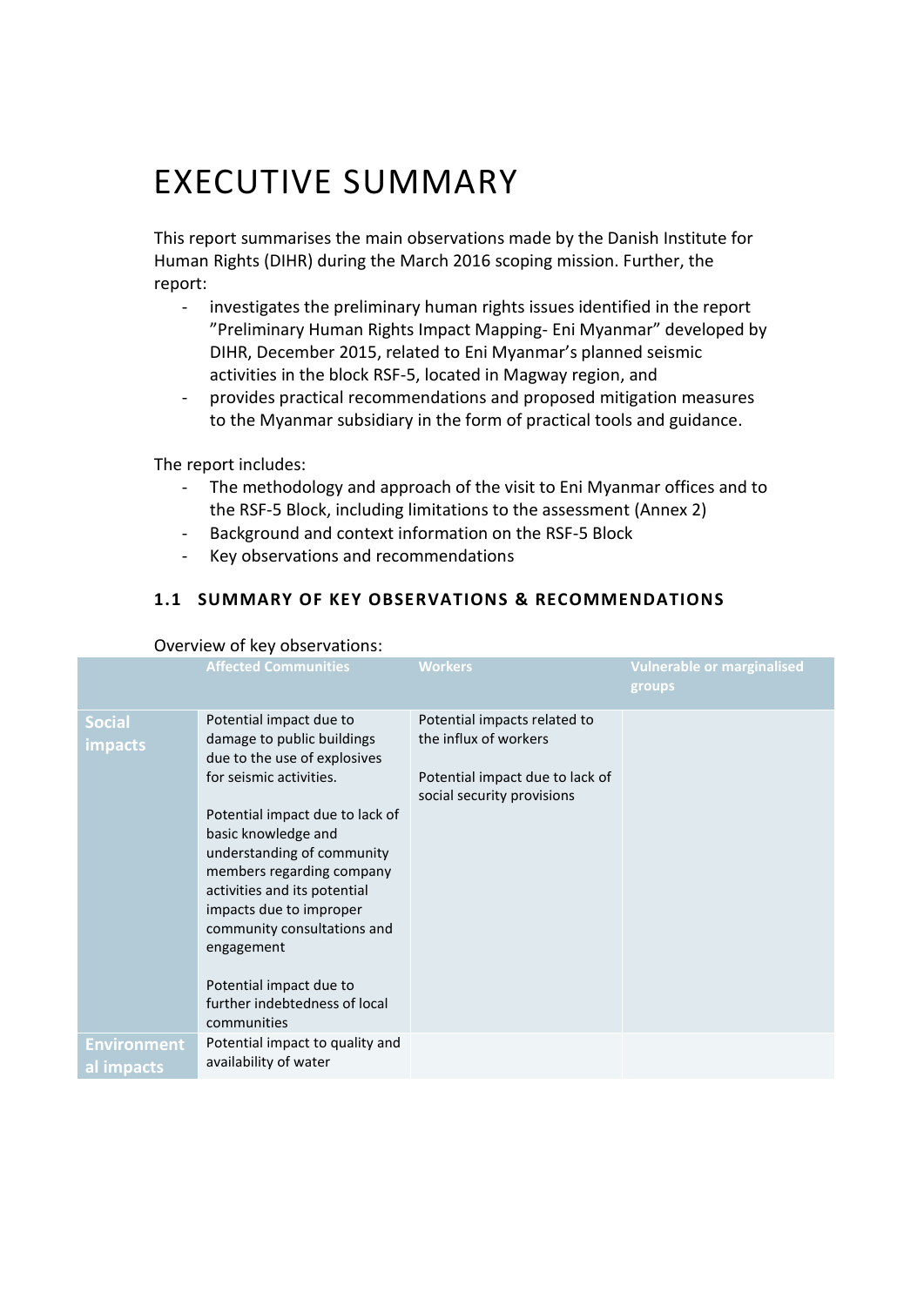# EXECUTIVE SUMMARY

This report summarises the main observations made by the Danish Institute for Human Rights (DIHR) during the March 2016 scoping mission. Further, the report:

- investigates the preliminary human rights issues identified in the report "Preliminary Human Rights Impact Mapping- Eni Myanmar" developed by DIHR, December 2015, related to Eni Myanmar's planned seismic activities in the block RSF-5, located in Magway region, and
- provides practical recommendations and proposed mitigation measures to the Myanmar subsidiary in the form of practical tools and guidance.

The report includes:

- The methodology and approach of the visit to Eni Myanmar offices and to the RSF-5 Block, including limitations to the assessment (Annex 2)
- Background and context information on the RSF-5 Block
- Key observations and recommendations

## 1.1 SUMMARY OF KEY OBSERVATIONS & RECOMMENDATIONS

Overview of key observations:

| | Affected Communities | Workers | Vulnerable or marginalised groups |
|---|---|---|---|
| **Social impacts** | Potential impact due to damage to public buildings due to the use of explosives for seismic activities.<br><br>Potential impact due to lack of basic knowledge and understanding of community members regarding company activities and its potential impacts due to improper community consultations and engagement<br><br>Potential impact due to further indebtedness of local communities | Potential impacts related to the influx of workers<br><br>Potential impact due to lack of social security provisions | |
| **Environmental impacts** | Potential impact to quality and availability of water | | |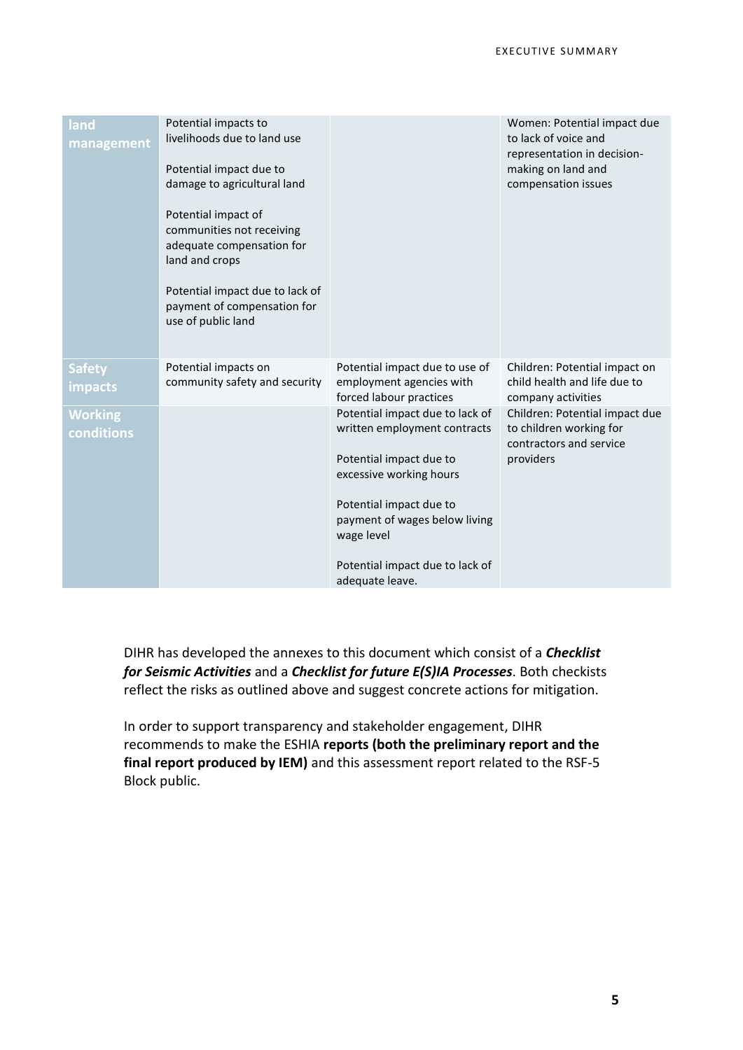| | | | |
|---|---|---|---|
| **land management** | Potential impacts to livelihoods due to land use<br><br>Potential impact due to damage to agricultural land<br><br>Potential impact of communities not receiving adequate compensation for land and crops<br><br>Potential impact due to lack of payment of compensation for use of public land | | Women: Potential impact due to lack of voice and representation in decision-making on land and compensation issues |
| **Safety impacts** | Potential impacts on community safety and security | Potential impact due to use of employment agencies with forced labour practices | Children: Potential impact on child health and life due to company activities |
| **Working conditions** | | Potential impact due to lack of written employment contracts<br><br>Potential impact due to excessive working hours<br><br>Potential impact due to payment of wages below living wage level<br><br>Potential impact due to lack of adequate leave. | Children: Potential impact due to children working for contractors and service providers |

DIHR has developed the annexes to this document which consist of a ***Checklist for Seismic Activities*** and a ***Checklist for future E(S)IA Processes***. Both checkists reflect the risks as outlined above and suggest concrete actions for mitigation.

In order to support transparency and stakeholder engagement, DIHR recommends to make the ESHIA **reports (both the preliminary report and the final report produced by IEM)** and this assessment report related to the RSF-5 Block public.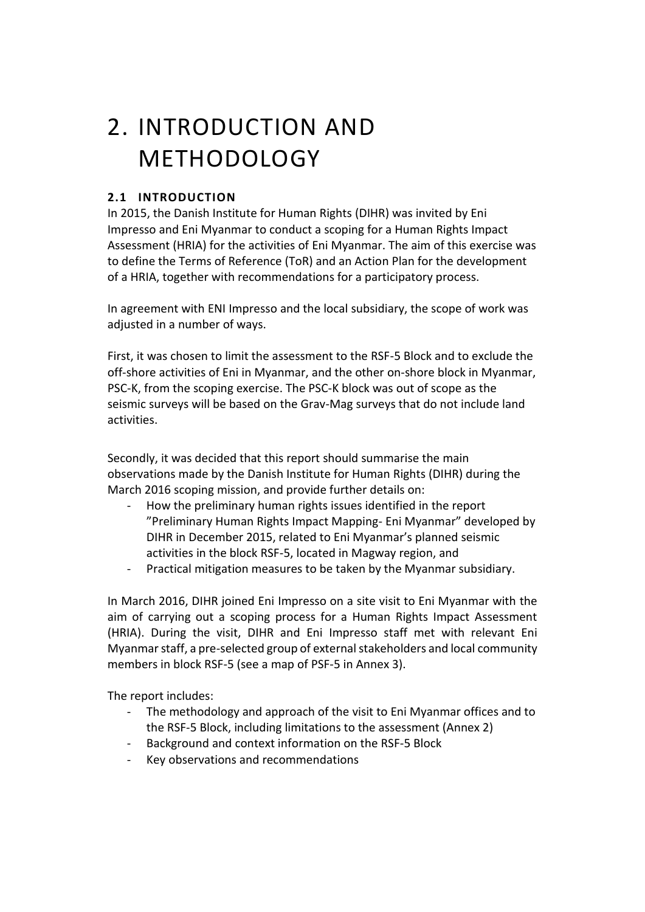# 2. INTRODUCTION AND METHODOLOGY

## 2.1 INTRODUCTION

In 2015, the Danish Institute for Human Rights (DIHR) was invited by Eni Impresso and Eni Myanmar to conduct a scoping for a Human Rights Impact Assessment (HRIA) for the activities of Eni Myanmar. The aim of this exercise was to define the Terms of Reference (ToR) and an Action Plan for the development of a HRIA, together with recommendations for a participatory process.

In agreement with ENI Impresso and the local subsidiary, the scope of work was adjusted in a number of ways.

First, it was chosen to limit the assessment to the RSF-5 Block and to exclude the off-shore activities of Eni in Myanmar, and the other on-shore block in Myanmar, PSC-K, from the scoping exercise. The PSC-K block was out of scope as the seismic surveys will be based on the Grav-Mag surveys that do not include land activities.

Secondly, it was decided that this report should summarise the main observations made by the Danish Institute for Human Rights (DIHR) during the March 2016 scoping mission, and provide further details on:

- How the preliminary human rights issues identified in the report "Preliminary Human Rights Impact Mapping- Eni Myanmar" developed by DIHR in December 2015, related to Eni Myanmar's planned seismic activities in the block RSF-5, located in Magway region, and
- Practical mitigation measures to be taken by the Myanmar subsidiary.

In March 2016, DIHR joined Eni Impresso on a site visit to Eni Myanmar with the aim of carrying out a scoping process for a Human Rights Impact Assessment (HRIA). During the visit, DIHR and Eni Impresso staff met with relevant Eni Myanmar staff, a pre-selected group of external stakeholders and local community members in block RSF-5 (see a map of PSF-5 in Annex 3).

The report includes:

- The methodology and approach of the visit to Eni Myanmar offices and to the RSF-5 Block, including limitations to the assessment (Annex 2)
- Background and context information on the RSF-5 Block
- Key observations and recommendations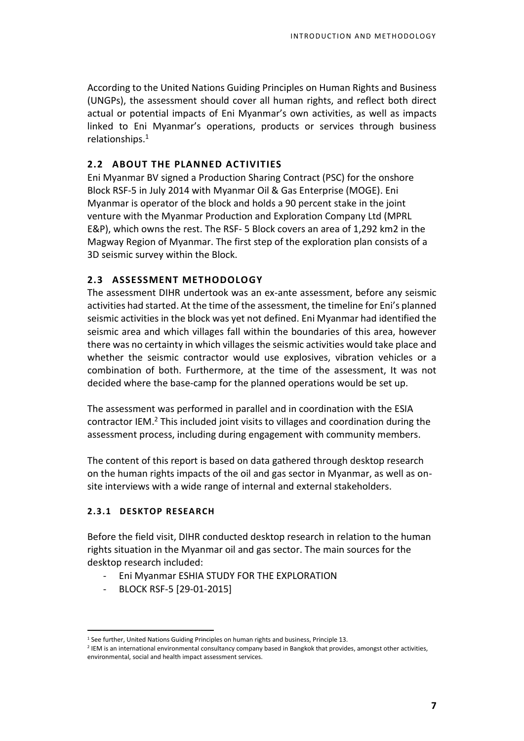According to the United Nations Guiding Principles on Human Rights and Business (UNGPs), the assessment should cover all human rights, and reflect both direct actual or potential impacts of Eni Myanmar's own activities, as well as impacts linked to Eni Myanmar's operations, products or services through business relationships.[1]

## 2.2 ABOUT THE PLANNED ACTIVITIES

Eni Myanmar BV signed a Production Sharing Contract (PSC) for the onshore Block RSF-5 in July 2014 with Myanmar Oil & Gas Enterprise (MOGE). Eni Myanmar is operator of the block and holds a 90 percent stake in the joint venture with the Myanmar Production and Exploration Company Ltd (MPRL E&P), which owns the rest. The RSF- 5 Block covers an area of 1,292 km2 in the Magway Region of Myanmar. The first step of the exploration plan consists of a 3D seismic survey within the Block.

## 2.3 ASSESSMENT METHODOLOGY

The assessment DIHR undertook was an ex-ante assessment, before any seismic activities had started. At the time of the assessment, the timeline for Eni's planned seismic activities in the block was yet not defined. Eni Myanmar had identified the seismic area and which villages fall within the boundaries of this area, however there was no certainty in which villages the seismic activities would take place and whether the seismic contractor would use explosives, vibration vehicles or a combination of both. Furthermore, at the time of the assessment, It was not decided where the base-camp for the planned operations would be set up.

The assessment was performed in parallel and in coordination with the ESIA contractor IEM.[2] This included joint visits to villages and coordination during the assessment process, including during engagement with community members.

The content of this report is based on data gathered through desktop research on the human rights impacts of the oil and gas sector in Myanmar, as well as on-site interviews with a wide range of internal and external stakeholders.

### 2.3.1 DESKTOP RESEARCH

Before the field visit, DIHR conducted desktop research in relation to the human rights situation in the Myanmar oil and gas sector. The main sources for the desktop research included:

- Eni Myanmar ESHIA STUDY FOR THE EXPLORATION
- BLOCK RSF-5 [29-01-2015]

---

[1] See further, United Nations Guiding Principles on human rights and business, Principle 13.

[2] IEM is an international environmental consultancy company based in Bangkok that provides, amongst other activities, environmental, social and health impact assessment services.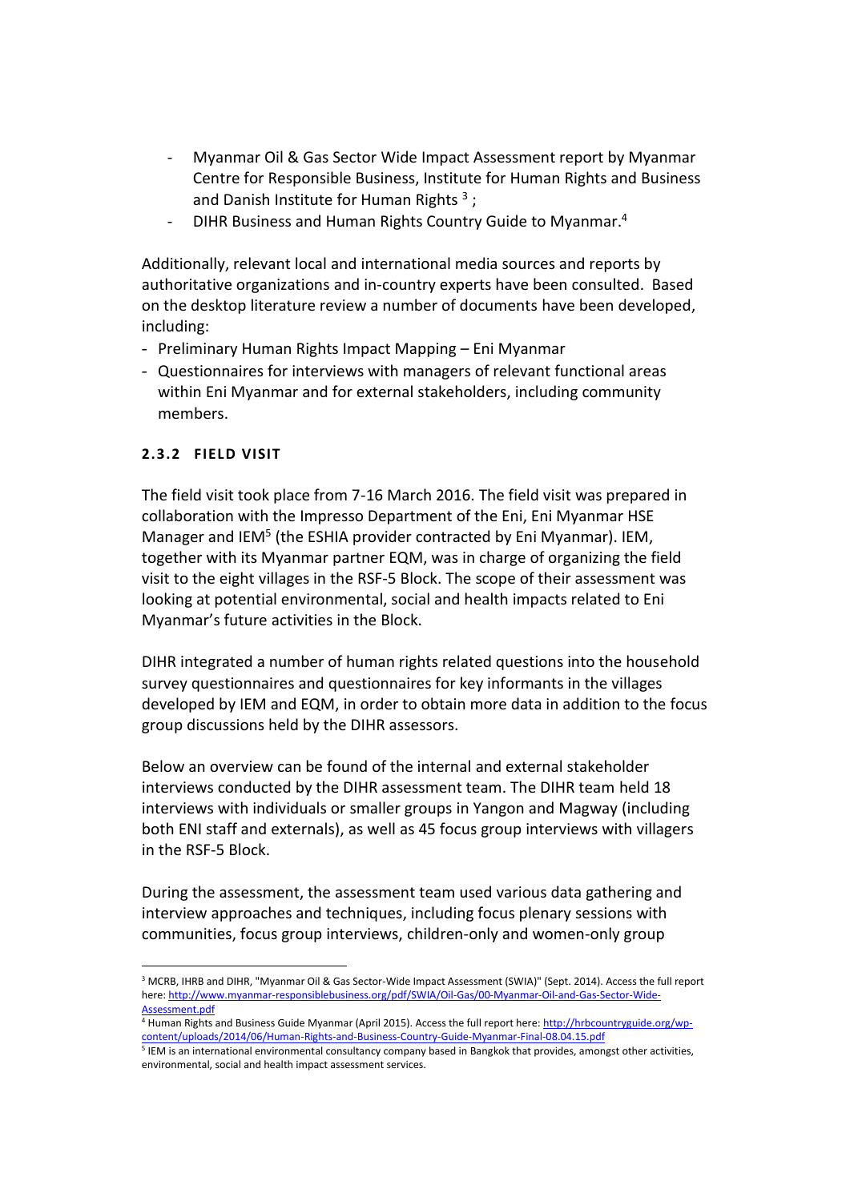- Myanmar Oil & Gas Sector Wide Impact Assessment report by Myanmar Centre for Responsible Business, Institute for Human Rights and Business and Danish Institute for Human Rights [3] ;
- DIHR Business and Human Rights Country Guide to Myanmar.[4]

Additionally, relevant local and international media sources and reports by authoritative organizations and in-country experts have been consulted. Based on the desktop literature review a number of documents have been developed, including:

- Preliminary Human Rights Impact Mapping – Eni Myanmar
- Questionnaires for interviews with managers of relevant functional areas within Eni Myanmar and for external stakeholders, including community members.

#### 2.3.2 FIELD VISIT

The field visit took place from 7-16 March 2016. The field visit was prepared in collaboration with the Impresso Department of the Eni, Eni Myanmar HSE Manager and IEM[5] (the ESHIA provider contracted by Eni Myanmar). IEM, together with its Myanmar partner EQM, was in charge of organizing the field visit to the eight villages in the RSF-5 Block. The scope of their assessment was looking at potential environmental, social and health impacts related to Eni Myanmar's future activities in the Block.

DIHR integrated a number of human rights related questions into the household survey questionnaires and questionnaires for key informants in the villages developed by IEM and EQM, in order to obtain more data in addition to the focus group discussions held by the DIHR assessors.

Below an overview can be found of the internal and external stakeholder interviews conducted by the DIHR assessment team. The DIHR team held 18 interviews with individuals or smaller groups in Yangon and Magway (including both ENI staff and externals), as well as 45 focus group interviews with villagers in the RSF-5 Block.

During the assessment, the assessment team used various data gathering and interview approaches and techniques, including focus plenary sessions with communities, focus group interviews, children-only and women-only group

---

[3] MCRB, IHRB and DIHR, "Myanmar Oil & Gas Sector-Wide Impact Assessment (SWIA)" (Sept. 2014). Access the full report here: http://www.myanmar-responsiblebusiness.org/pdf/SWIA/Oil-Gas/00-Myanmar-Oil-and-Gas-Sector-Wide-Assessment.pdf

[4] Human Rights and Business Guide Myanmar (April 2015). Access the full report here: http://hrbcountryguide.org/wp-content/uploads/2014/06/Human-Rights-and-Business-Country-Guide-Myanmar-Final-08.04.15.pdf

[5] IEM is an international environmental consultancy company based in Bangkok that provides, amongst other activities, environmental, social and health impact assessment services.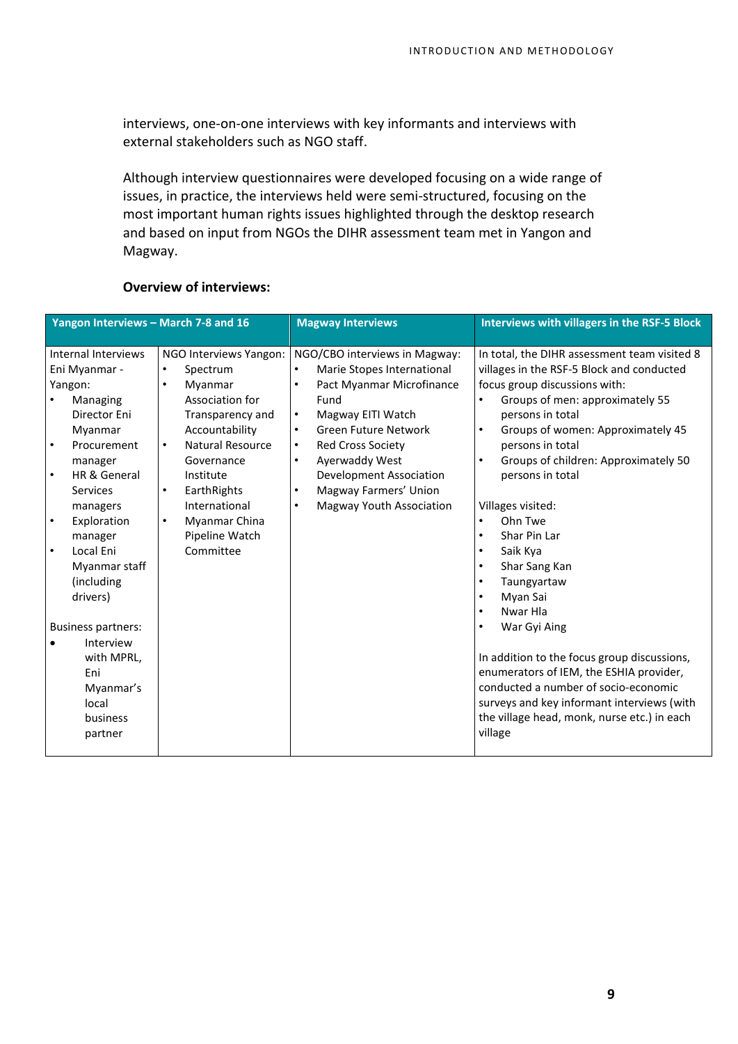interviews, one-on-one interviews with key informants and interviews with external stakeholders such as NGO staff.

Although interview questionnaires were developed focusing on a wide range of issues, in practice, the interviews held were semi-structured, focusing on the most important human rights issues highlighted through the desktop research and based on input from NGOs the DIHR assessment team met in Yangon and Magway.

**Overview of interviews:**

| Yangon Interviews – March 7-8 and 16 | | Magway Interviews | Interviews with villagers in the RSF-5 Block |
|---|---|---|---|
| Internal Interviews Eni Myanmar - Yangon:<br>• Managing Director Eni Myanmar<br>• Procurement manager<br>• HR & General Services managers<br>• Exploration manager<br>• Local Eni Myanmar staff (including drivers)<br><br>Business partners:<br>• Interview with MPRL, Eni Myanmar's local business partner | NGO Interviews Yangon:<br>• Spectrum<br>• Myanmar Association for Transparency and Accountability<br>• Natural Resource Governance Institute<br>• EarthRights International<br>• Myanmar China Pipeline Watch Committee | NGO/CBO interviews in Magway:<br>• Marie Stopes International<br>• Pact Myanmar Microfinance Fund<br>• Magway EITI Watch<br>• Green Future Network<br>• Red Cross Society<br>• Ayerwaddy West Development Association<br>• Magway Farmers' Union<br>• Magway Youth Association | In total, the DIHR assessment team visited 8 villages in the RSF-5 Block and conducted focus group discussions with:<br>• Groups of men: approximately 55 persons in total<br>• Groups of women: Approximately 45 persons in total<br>• Groups of children: Approximately 50 persons in total<br><br>Villages visited:<br>• Ohn Twe<br>• Shar Pin Lar<br>• Saik Kya<br>• Shar Sang Kan<br>• Taungyartaw<br>• Myan Sai<br>• Nwar Hla<br>• War Gyi Aing<br><br>In addition to the focus group discussions, enumerators of IEM, the ESHIA provider, conducted a number of socio-economic surveys and key informant interviews (with the village head, monk, nurse etc.) in each village |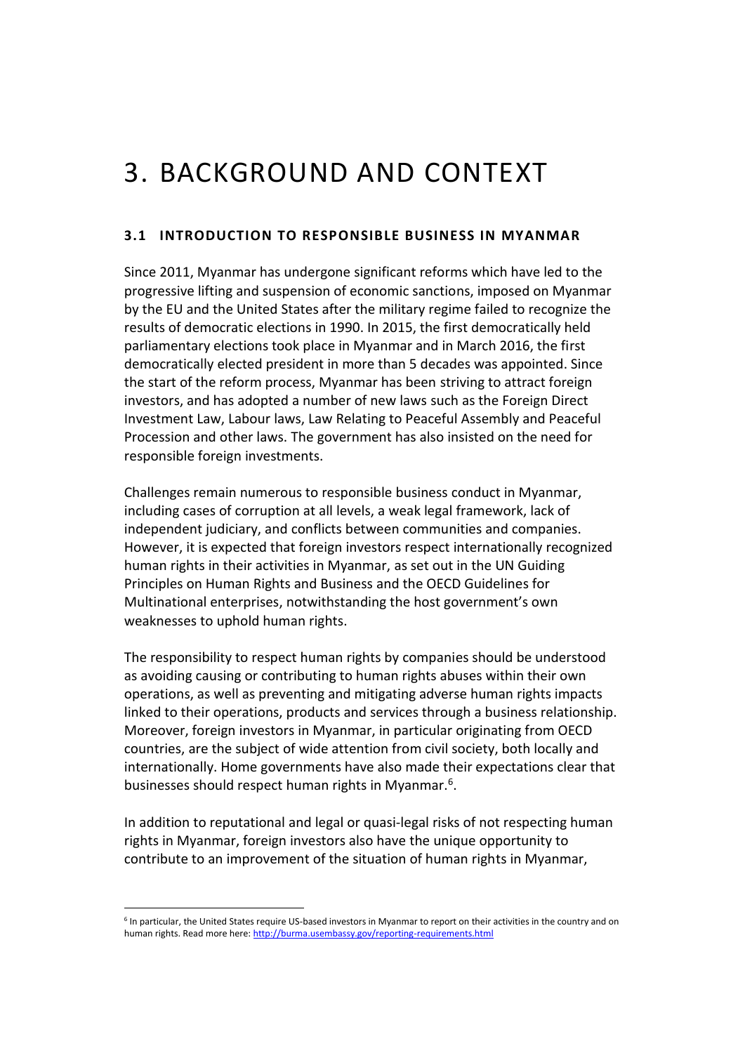# 3. BACKGROUND AND CONTEXT

## 3.1 INTRODUCTION TO RESPONSIBLE BUSINESS IN MYANMAR

Since 2011, Myanmar has undergone significant reforms which have led to the progressive lifting and suspension of economic sanctions, imposed on Myanmar by the EU and the United States after the military regime failed to recognize the results of democratic elections in 1990. In 2015, the first democratically held parliamentary elections took place in Myanmar and in March 2016, the first democratically elected president in more than 5 decades was appointed. Since the start of the reform process, Myanmar has been striving to attract foreign investors, and has adopted a number of new laws such as the Foreign Direct Investment Law, Labour laws, Law Relating to Peaceful Assembly and Peaceful Procession and other laws. The government has also insisted on the need for responsible foreign investments.

Challenges remain numerous to responsible business conduct in Myanmar, including cases of corruption at all levels, a weak legal framework, lack of independent judiciary, and conflicts between communities and companies. However, it is expected that foreign investors respect internationally recognized human rights in their activities in Myanmar, as set out in the UN Guiding Principles on Human Rights and Business and the OECD Guidelines for Multinational enterprises, notwithstanding the host government's own weaknesses to uphold human rights.

The responsibility to respect human rights by companies should be understood as avoiding causing or contributing to human rights abuses within their own operations, as well as preventing and mitigating adverse human rights impacts linked to their operations, products and services through a business relationship. Moreover, foreign investors in Myanmar, in particular originating from OECD countries, are the subject of wide attention from civil society, both locally and internationally. Home governments have also made their expectations clear that businesses should respect human rights in Myanmar.[6].

In addition to reputational and legal or quasi-legal risks of not respecting human rights in Myanmar, foreign investors also have the unique opportunity to contribute to an improvement of the situation of human rights in Myanmar,

---

[6] In particular, the United States require US-based investors in Myanmar to report on their activities in the country and on human rights. Read more here: http://burma.usembassy.gov/reporting-requirements.html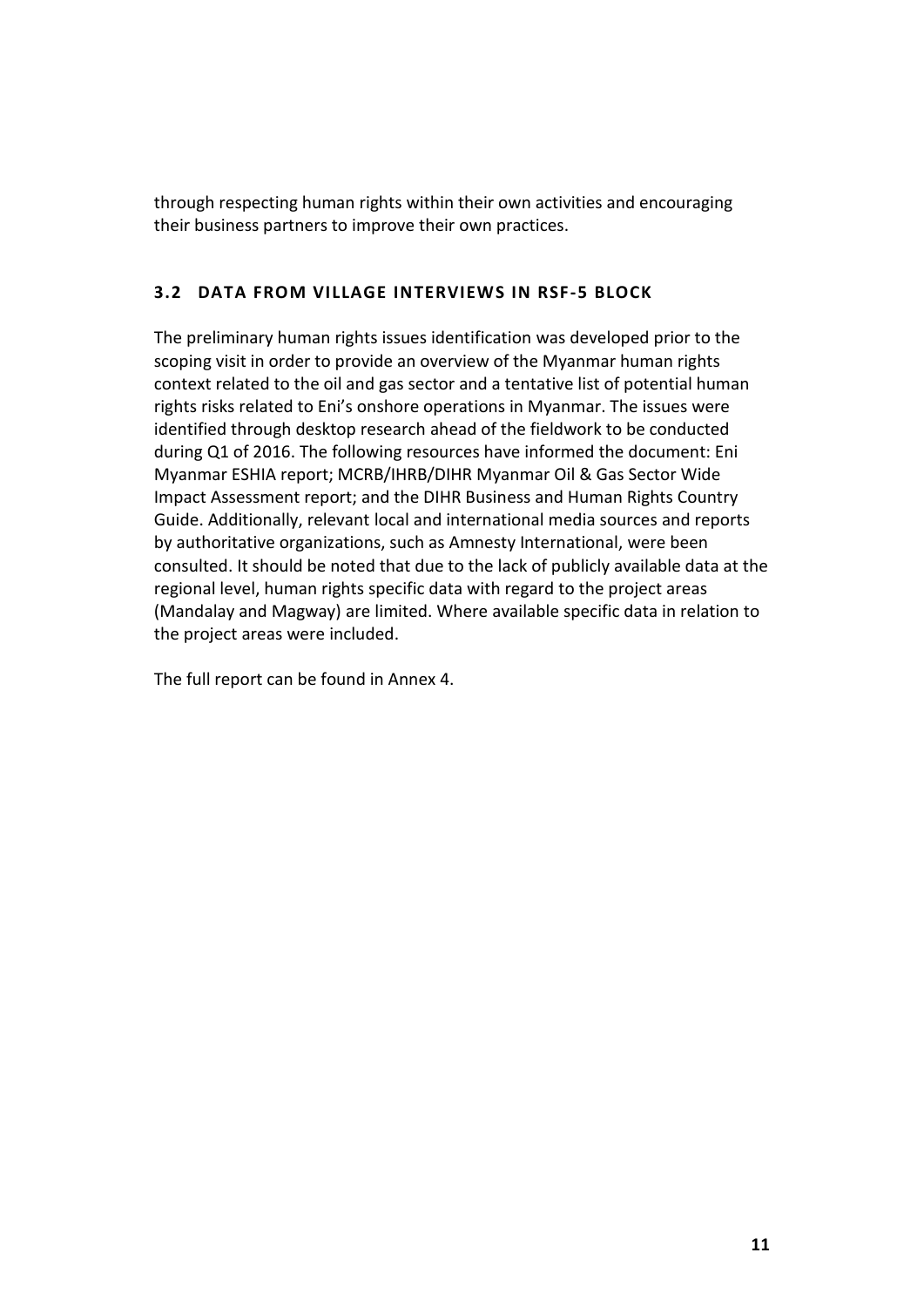through respecting human rights within their own activities and encouraging their business partners to improve their own practices.

### 3.2 DATA FROM VILLAGE INTERVIEWS IN RSF-5 BLOCK

The preliminary human rights issues identification was developed prior to the scoping visit in order to provide an overview of the Myanmar human rights context related to the oil and gas sector and a tentative list of potential human rights risks related to Eni's onshore operations in Myanmar. The issues were identified through desktop research ahead of the fieldwork to be conducted during Q1 of 2016. The following resources have informed the document: Eni Myanmar ESHIA report; MCRB/IHRB/DIHR Myanmar Oil & Gas Sector Wide Impact Assessment report; and the DIHR Business and Human Rights Country Guide. Additionally, relevant local and international media sources and reports by authoritative organizations, such as Amnesty International, were been consulted. It should be noted that due to the lack of publicly available data at the regional level, human rights specific data with regard to the project areas (Mandalay and Magway) are limited. Where available specific data in relation to the project areas were included.

The full report can be found in Annex 4.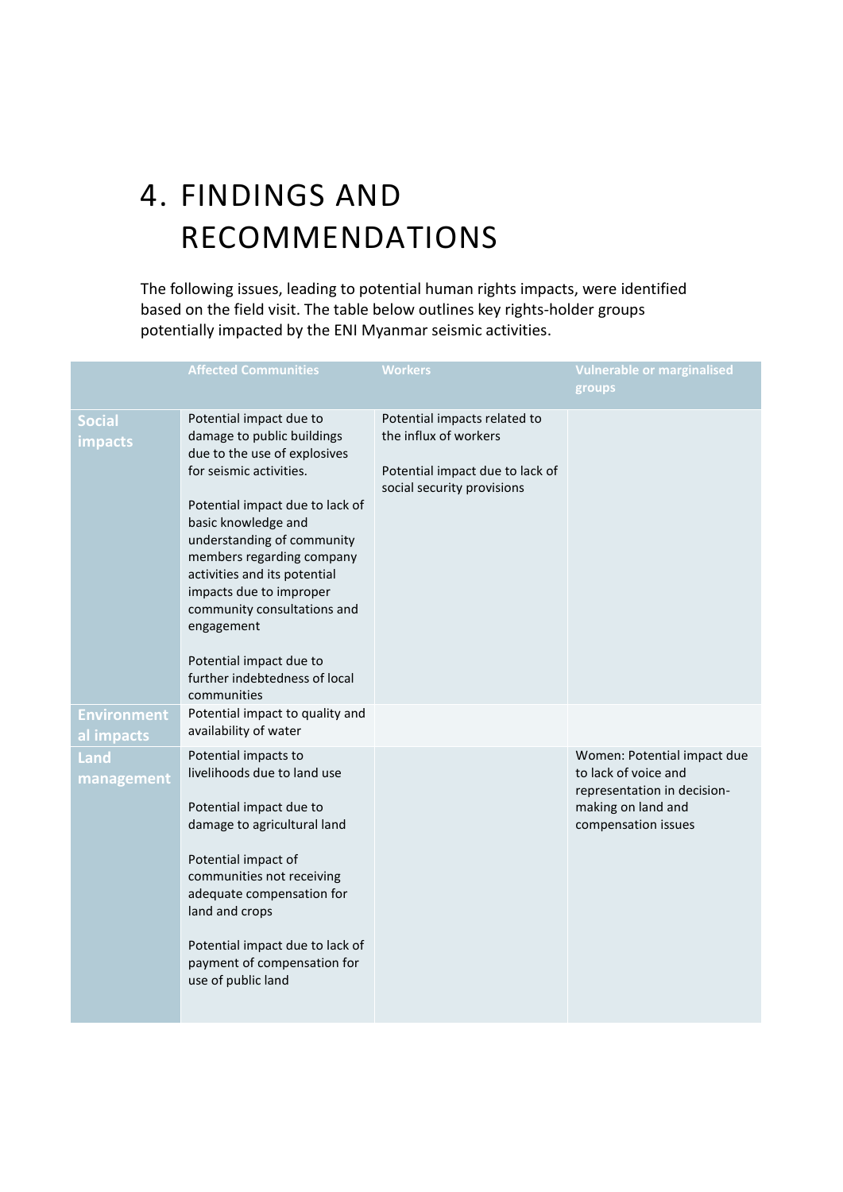# 4. FINDINGS AND RECOMMENDATIONS

The following issues, leading to potential human rights impacts, were identified based on the field visit. The table below outlines key rights-holder groups potentially impacted by the ENI Myanmar seismic activities.

| | Affected Communities | Workers | Vulnerable or marginalised groups |
|---|---|---|---|
| **Social impacts** | Potential impact due to damage to public buildings due to the use of explosives for seismic activities.<br><br>Potential impact due to lack of basic knowledge and understanding of community members regarding company activities and its potential impacts due to improper community consultations and engagement<br><br>Potential impact due to further indebtedness of local communities | Potential impacts related to the influx of workers<br><br>Potential impact due to lack of social security provisions | |
| **Environmental impacts** | Potential impact to quality and availability of water | | |
| **Land management** | Potential impacts to livelihoods due to land use<br><br>Potential impact due to damage to agricultural land<br><br>Potential impact of communities not receiving adequate compensation for land and crops<br><br>Potential impact due to lack of payment of compensation for use of public land | | Women: Potential impact due to lack of voice and representation in decision-making on land and compensation issues |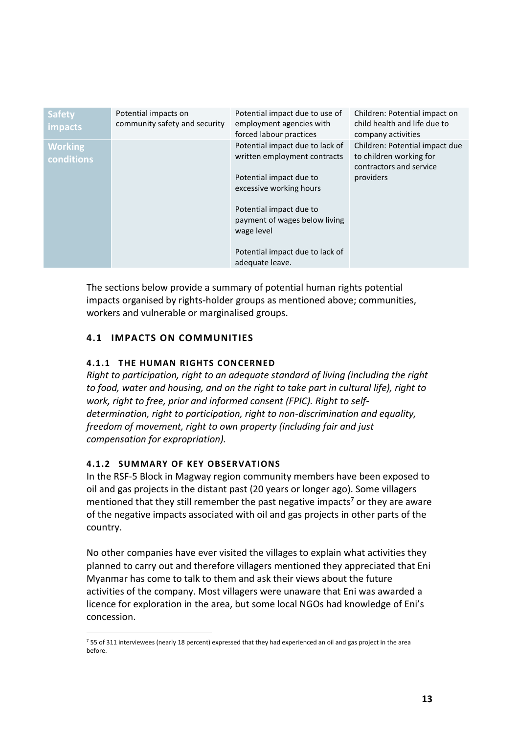| Safety impacts | Potential impacts on community safety and security | Potential impact due to use of employment agencies with forced labour practices | Children: Potential impact on child health and life due to company activities |
| --- | --- | --- | --- |
| Working conditions | | Potential impact due to lack of written employment contracts<br><br>Potential impact due to excessive working hours<br><br>Potential impact due to payment of wages below living wage level<br><br>Potential impact due to lack of adequate leave. | Children: Potential impact due to children working for contractors and service providers |

The sections below provide a summary of potential human rights potential impacts organised by rights-holder groups as mentioned above; communities, workers and vulnerable or marginalised groups.

## 4.1 IMPACTS ON COMMUNITIES

### 4.1.1 THE HUMAN RIGHTS CONCERNED

*Right to participation, right to an adequate standard of living (including the right to food, water and housing, and on the right to take part in cultural life), right to work, right to free, prior and informed consent (FPIC). Right to self-determination, right to participation, right to non-discrimination and equality, freedom of movement, right to own property (including fair and just compensation for expropriation).*

### 4.1.2 SUMMARY OF KEY OBSERVATIONS

In the RSF-5 Block in Magway region community members have been exposed to oil and gas projects in the distant past (20 years or longer ago). Some villagers mentioned that they still remember the past negative impacts[7] or they are aware of the negative impacts associated with oil and gas projects in other parts of the country.

No other companies have ever visited the villages to explain what activities they planned to carry out and therefore villagers mentioned they appreciated that Eni Myanmar has come to talk to them and ask their views about the future activities of the company. Most villagers were unaware that Eni was awarded a licence for exploration in the area, but some local NGOs had knowledge of Eni's concession.

[7] 55 of 311 interviewees (nearly 18 percent) expressed that they had experienced an oil and gas project in the area before.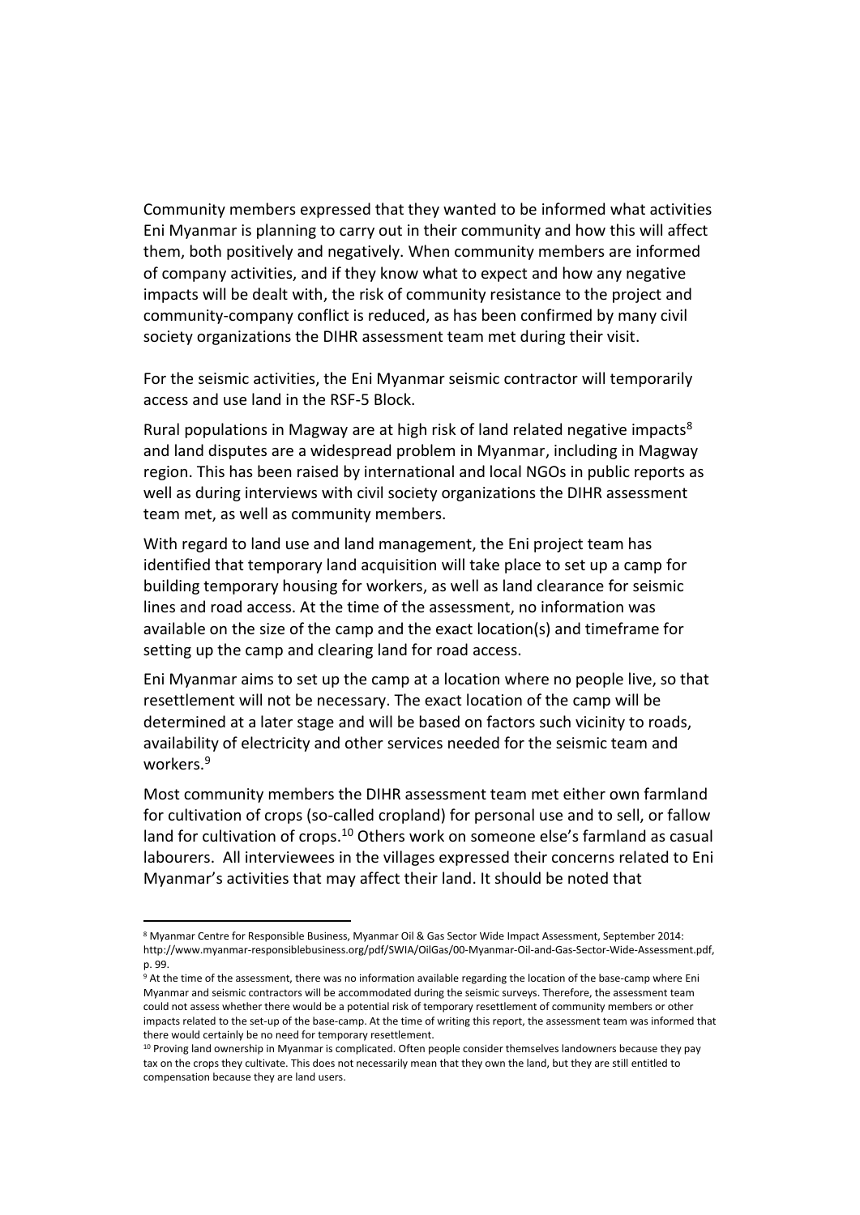Community members expressed that they wanted to be informed what activities Eni Myanmar is planning to carry out in their community and how this will affect them, both positively and negatively. When community members are informed of company activities, and if they know what to expect and how any negative impacts will be dealt with, the risk of community resistance to the project and community-company conflict is reduced, as has been confirmed by many civil society organizations the DIHR assessment team met during their visit.

For the seismic activities, the Eni Myanmar seismic contractor will temporarily access and use land in the RSF-5 Block.

Rural populations in Magway are at high risk of land related negative impacts[8] and land disputes are a widespread problem in Myanmar, including in Magway region. This has been raised by international and local NGOs in public reports as well as during interviews with civil society organizations the DIHR assessment team met, as well as community members.

With regard to land use and land management, the Eni project team has identified that temporary land acquisition will take place to set up a camp for building temporary housing for workers, as well as land clearance for seismic lines and road access. At the time of the assessment, no information was available on the size of the camp and the exact location(s) and timeframe for setting up the camp and clearing land for road access.

Eni Myanmar aims to set up the camp at a location where no people live, so that resettlement will not be necessary. The exact location of the camp will be determined at a later stage and will be based on factors such vicinity to roads, availability of electricity and other services needed for the seismic team and workers.[9]

Most community members the DIHR assessment team met either own farmland for cultivation of crops (so-called cropland) for personal use and to sell, or fallow land for cultivation of crops.[10] Others work on someone else's farmland as casual labourers. All interviewees in the villages expressed their concerns related to Eni Myanmar's activities that may affect their land. It should be noted that

---

[8] Myanmar Centre for Responsible Business, Myanmar Oil & Gas Sector Wide Impact Assessment, September 2014: http://www.myanmar-responsiblebusiness.org/pdf/SWIA/OilGas/00-Myanmar-Oil-and-Gas-Sector-Wide-Assessment.pdf, p. 99.

[9] At the time of the assessment, there was no information available regarding the location of the base-camp where Eni Myanmar and seismic contractors will be accommodated during the seismic surveys. Therefore, the assessment team could not assess whether there would be a potential risk of temporary resettlement of community members or other impacts related to the set-up of the base-camp. At the time of writing this report, the assessment team was informed that there would certainly be no need for temporary resettlement.

[10] Proving land ownership in Myanmar is complicated. Often people consider themselves landowners because they pay tax on the crops they cultivate. This does not necessarily mean that they own the land, but they are still entitled to compensation because they are land users.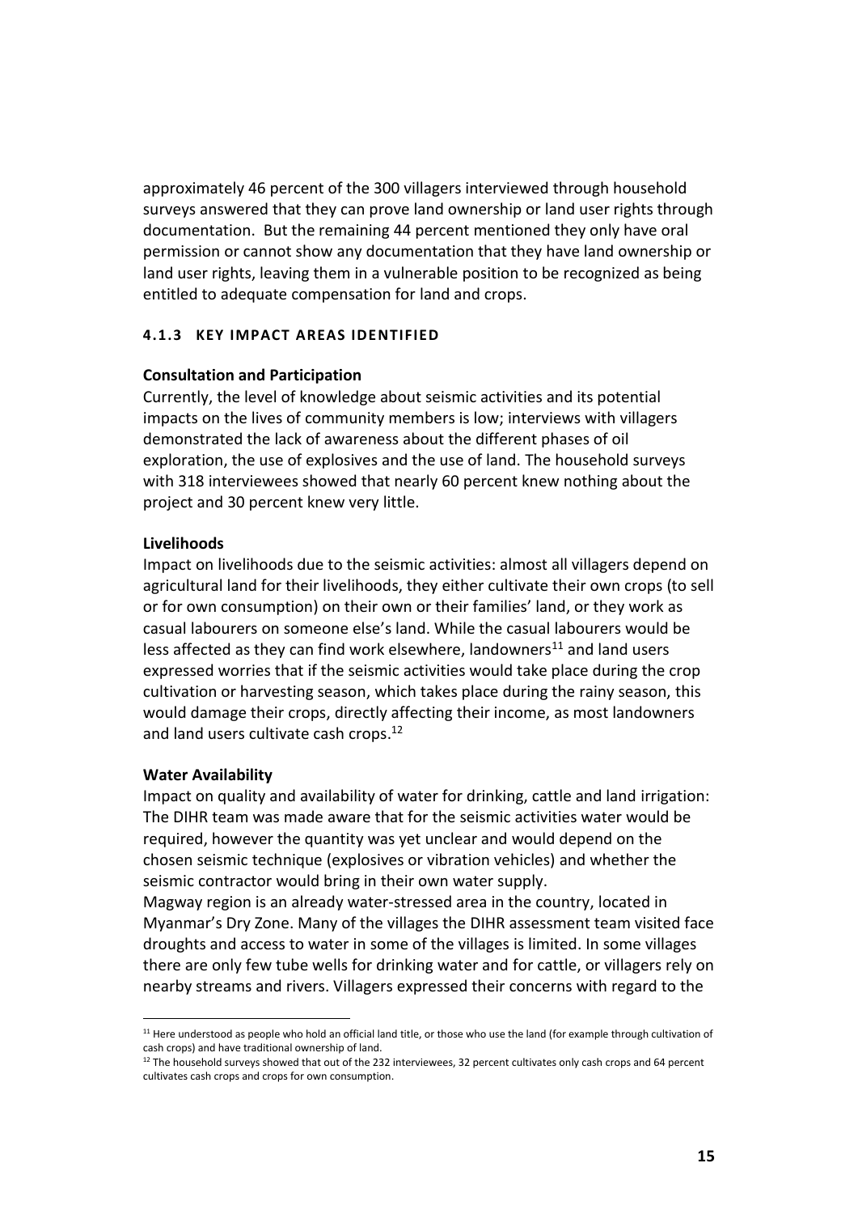approximately 46 percent of the 300 villagers interviewed through household surveys answered that they can prove land ownership or land user rights through documentation. But the remaining 44 percent mentioned they only have oral permission or cannot show any documentation that they have land ownership or land user rights, leaving them in a vulnerable position to be recognized as being entitled to adequate compensation for land and crops.

#### 4.1.3 KEY IMPACT AREAS IDENTIFIED

**Consultation and Participation**

Currently, the level of knowledge about seismic activities and its potential impacts on the lives of community members is low; interviews with villagers demonstrated the lack of awareness about the different phases of oil exploration, the use of explosives and the use of land. The household surveys with 318 interviewees showed that nearly 60 percent knew nothing about the project and 30 percent knew very little.

**Livelihoods**

Impact on livelihoods due to the seismic activities: almost all villagers depend on agricultural land for their livelihoods, they either cultivate their own crops (to sell or for own consumption) on their own or their families' land, or they work as casual labourers on someone else's land. While the casual labourers would be less affected as they can find work elsewhere, landowners[11] and land users expressed worries that if the seismic activities would take place during the crop cultivation or harvesting season, which takes place during the rainy season, this would damage their crops, directly affecting their income, as most landowners and land users cultivate cash crops.[12]

**Water Availability**

Impact on quality and availability of water for drinking, cattle and land irrigation: The DIHR team was made aware that for the seismic activities water would be required, however the quantity was yet unclear and would depend on the chosen seismic technique (explosives or vibration vehicles) and whether the seismic contractor would bring in their own water supply.

Magway region is an already water-stressed area in the country, located in Myanmar's Dry Zone. Many of the villages the DIHR assessment team visited face droughts and access to water in some of the villages is limited. In some villages there are only few tube wells for drinking water and for cattle, or villagers rely on nearby streams and rivers. Villagers expressed their concerns with regard to the

---

[11] Here understood as people who hold an official land title, or those who use the land (for example through cultivation of cash crops) and have traditional ownership of land.

[12] The household surveys showed that out of the 232 interviewees, 32 percent cultivates only cash crops and 64 percent cultivates cash crops and crops for own consumption.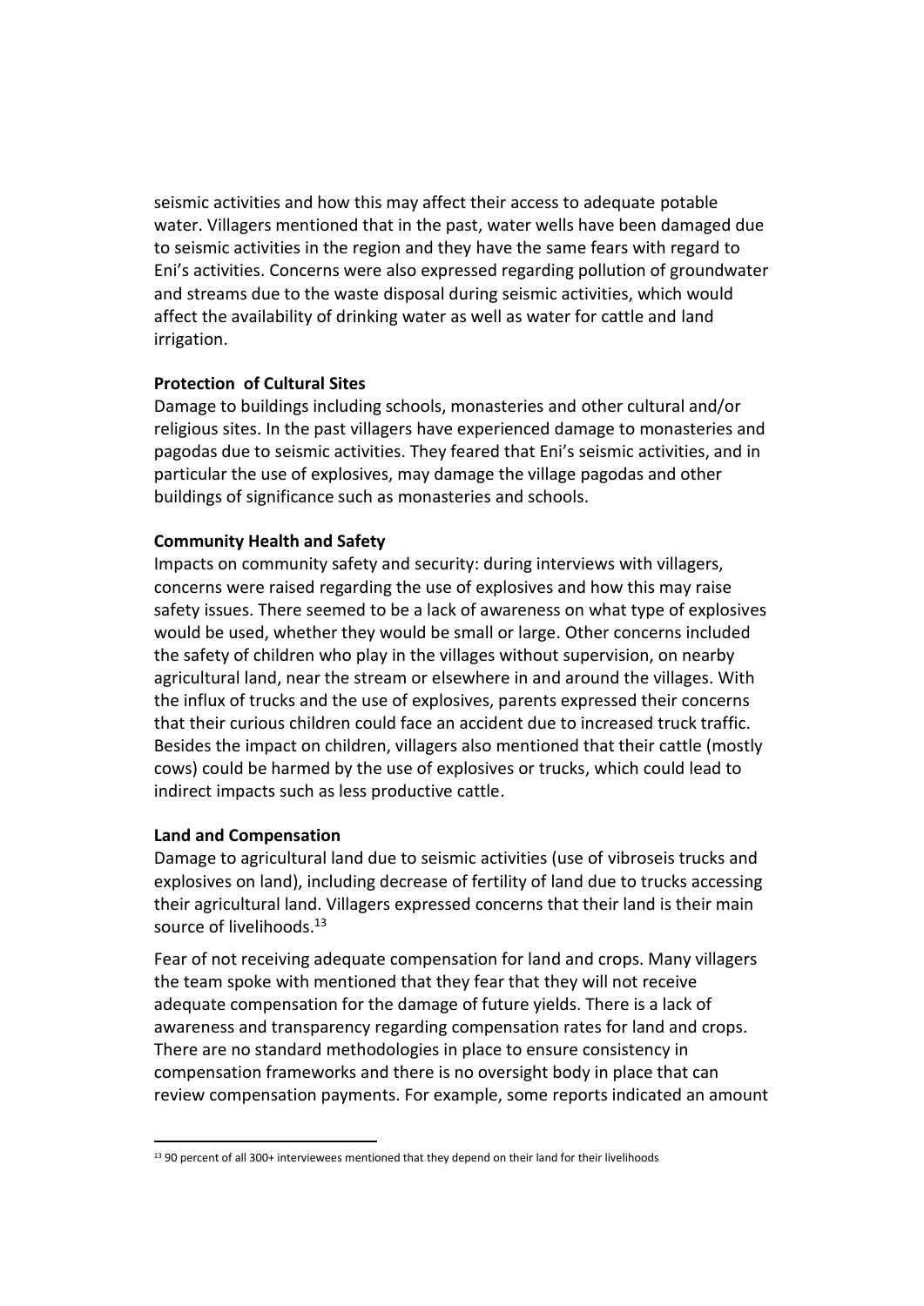seismic activities and how this may affect their access to adequate potable water. Villagers mentioned that in the past, water wells have been damaged due to seismic activities in the region and they have the same fears with regard to Eni's activities. Concerns were also expressed regarding pollution of groundwater and streams due to the waste disposal during seismic activities, which would affect the availability of drinking water as well as water for cattle and land irrigation.

**Protection of Cultural Sites**

Damage to buildings including schools, monasteries and other cultural and/or religious sites. In the past villagers have experienced damage to monasteries and pagodas due to seismic activities. They feared that Eni's seismic activities, and in particular the use of explosives, may damage the village pagodas and other buildings of significance such as monasteries and schools.

**Community Health and Safety**

Impacts on community safety and security: during interviews with villagers, concerns were raised regarding the use of explosives and how this may raise safety issues. There seemed to be a lack of awareness on what type of explosives would be used, whether they would be small or large. Other concerns included the safety of children who play in the villages without supervision, on nearby agricultural land, near the stream or elsewhere in and around the villages. With the influx of trucks and the use of explosives, parents expressed their concerns that their curious children could face an accident due to increased truck traffic. Besides the impact on children, villagers also mentioned that their cattle (mostly cows) could be harmed by the use of explosives or trucks, which could lead to indirect impacts such as less productive cattle.

**Land and Compensation**

Damage to agricultural land due to seismic activities (use of vibroseis trucks and explosives on land), including decrease of fertility of land due to trucks accessing their agricultural land. Villagers expressed concerns that their land is their main source of livelihoods.[13]

Fear of not receiving adequate compensation for land and crops. Many villagers the team spoke with mentioned that they fear that they will not receive adequate compensation for the damage of future yields. There is a lack of awareness and transparency regarding compensation rates for land and crops. There are no standard methodologies in place to ensure consistency in compensation frameworks and there is no oversight body in place that can review compensation payments. For example, some reports indicated an amount

[13] 90 percent of all 300+ interviewees mentioned that they depend on their land for their livelihoods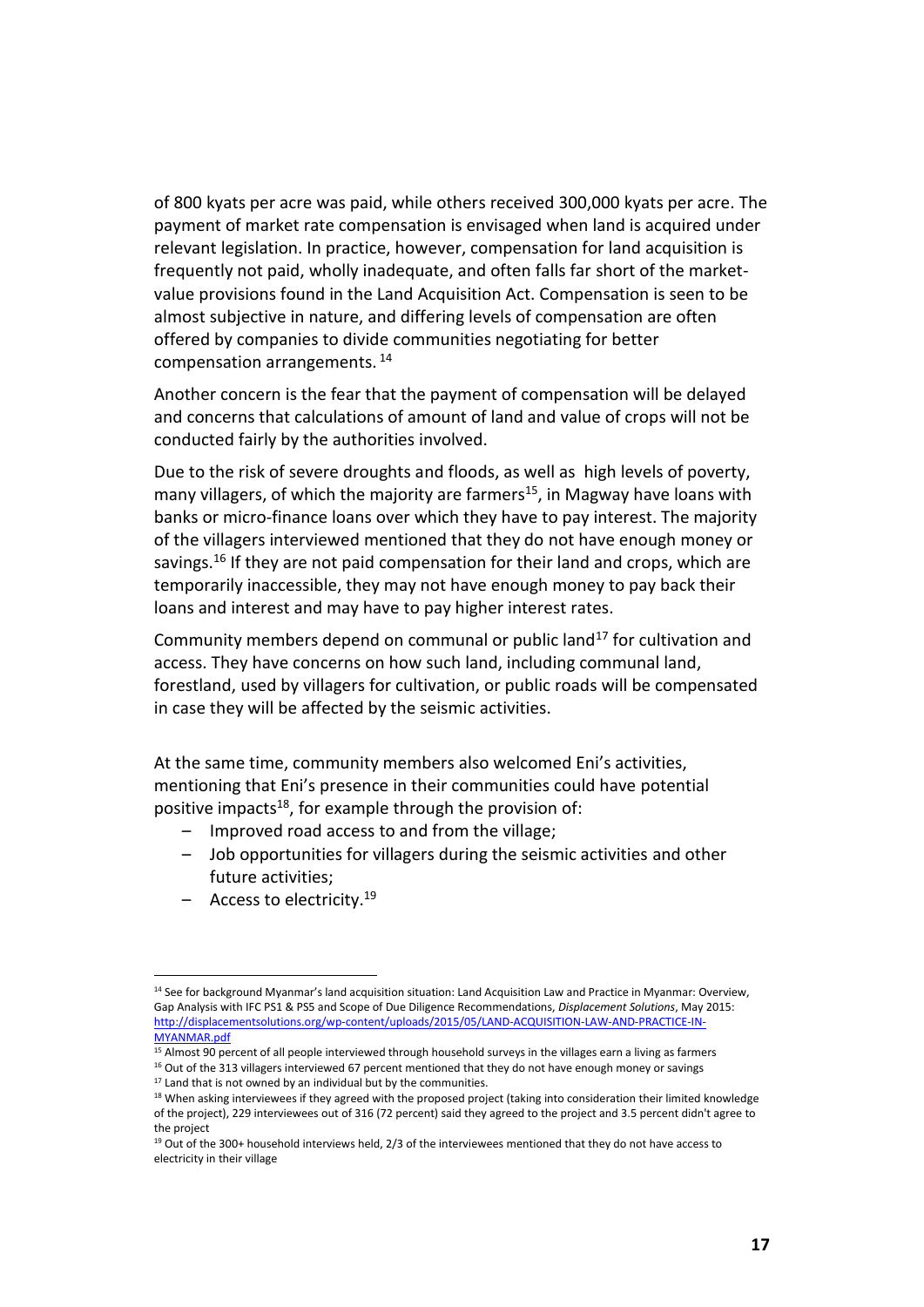of 800 kyats per acre was paid, while others received 300,000 kyats per acre. The payment of market rate compensation is envisaged when land is acquired under relevant legislation. In practice, however, compensation for land acquisition is frequently not paid, wholly inadequate, and often falls far short of the market-value provisions found in the Land Acquisition Act. Compensation is seen to be almost subjective in nature, and differing levels of compensation are often offered by companies to divide communities negotiating for better compensation arrangements. [14]

Another concern is the fear that the payment of compensation will be delayed and concerns that calculations of amount of land and value of crops will not be conducted fairly by the authorities involved.

Due to the risk of severe droughts and floods, as well as high levels of poverty, many villagers, of which the majority are farmers[15], in Magway have loans with banks or micro-finance loans over which they have to pay interest. The majority of the villagers interviewed mentioned that they do not have enough money or savings.[16] If they are not paid compensation for their land and crops, which are temporarily inaccessible, they may not have enough money to pay back their loans and interest and may have to pay higher interest rates.

Community members depend on communal or public land[17] for cultivation and access. They have concerns on how such land, including communal land, forestland, used by villagers for cultivation, or public roads will be compensated in case they will be affected by the seismic activities.

At the same time, community members also welcomed Eni's activities, mentioning that Eni's presence in their communities could have potential positive impacts[18], for example through the provision of:

- Improved road access to and from the village;
- Job opportunities for villagers during the seismic activities and other future activities;
- Access to electricity.[19]

---

[14] See for background Myanmar's land acquisition situation: Land Acquisition Law and Practice in Myanmar: Overview, Gap Analysis with IFC PS1 & PS5 and Scope of Due Diligence Recommendations, *Displacement Solutions*, May 2015: http://displacementsolutions.org/wp-content/uploads/2015/05/LAND-ACQUISITION-LAW-AND-PRACTICE-IN-MYANMAR.pdf

[15] Almost 90 percent of all people interviewed through household surveys in the villages earn a living as farmers

[16] Out of the 313 villagers interviewed 67 percent mentioned that they do not have enough money or savings

[17] Land that is not owned by an individual but by the communities.

[18] When asking interviewees if they agreed with the proposed project (taking into consideration their limited knowledge of the project), 229 interviewees out of 316 (72 percent) said they agreed to the project and 3.5 percent didn't agree to the project

[19] Out of the 300+ household interviews held, 2/3 of the interviewees mentioned that they do not have access to electricity in their village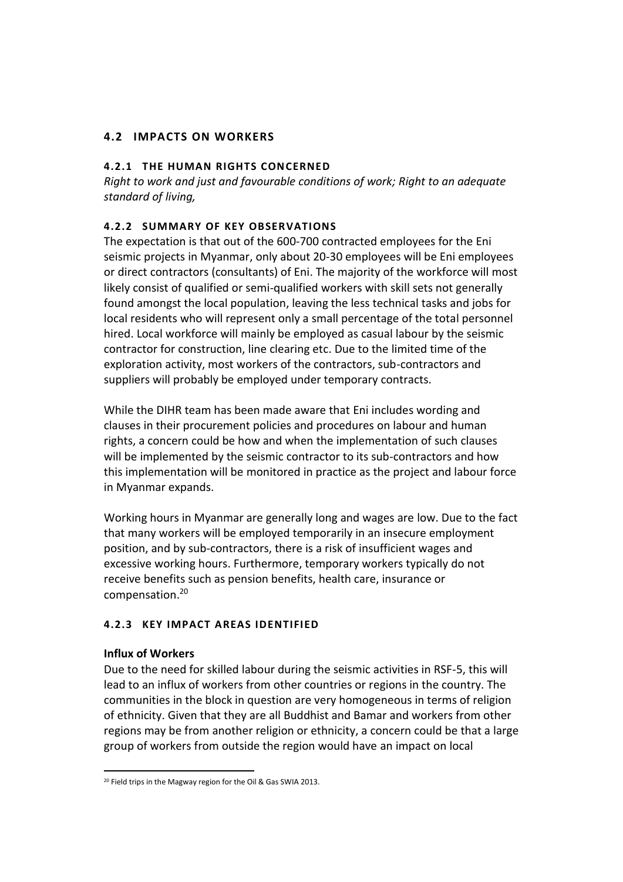## 4.2 IMPACTS ON WORKERS

### 4.2.1 THE HUMAN RIGHTS CONCERNED

*Right to work and just and favourable conditions of work; Right to an adequate standard of living,*

### 4.2.2 SUMMARY OF KEY OBSERVATIONS

The expectation is that out of the 600-700 contracted employees for the Eni seismic projects in Myanmar, only about 20-30 employees will be Eni employees or direct contractors (consultants) of Eni. The majority of the workforce will most likely consist of qualified or semi-qualified workers with skill sets not generally found amongst the local population, leaving the less technical tasks and jobs for local residents who will represent only a small percentage of the total personnel hired. Local workforce will mainly be employed as casual labour by the seismic contractor for construction, line clearing etc. Due to the limited time of the exploration activity, most workers of the contractors, sub-contractors and suppliers will probably be employed under temporary contracts.

While the DIHR team has been made aware that Eni includes wording and clauses in their procurement policies and procedures on labour and human rights, a concern could be how and when the implementation of such clauses will be implemented by the seismic contractor to its sub-contractors and how this implementation will be monitored in practice as the project and labour force in Myanmar expands.

Working hours in Myanmar are generally long and wages are low. Due to the fact that many workers will be employed temporarily in an insecure employment position, and by sub-contractors, there is a risk of insufficient wages and excessive working hours. Furthermore, temporary workers typically do not receive benefits such as pension benefits, health care, insurance or compensation.[20]

### 4.2.3 KEY IMPACT AREAS IDENTIFIED

**Influx of Workers**

Due to the need for skilled labour during the seismic activities in RSF-5, this will lead to an influx of workers from other countries or regions in the country. The communities in the block in question are very homogeneous in terms of religion of ethnicity. Given that they are all Buddhist and Bamar and workers from other regions may be from another religion or ethnicity, a concern could be that a large group of workers from outside the region would have an impact on local

---

[20] Field trips in the Magway region for the Oil & Gas SWIA 2013.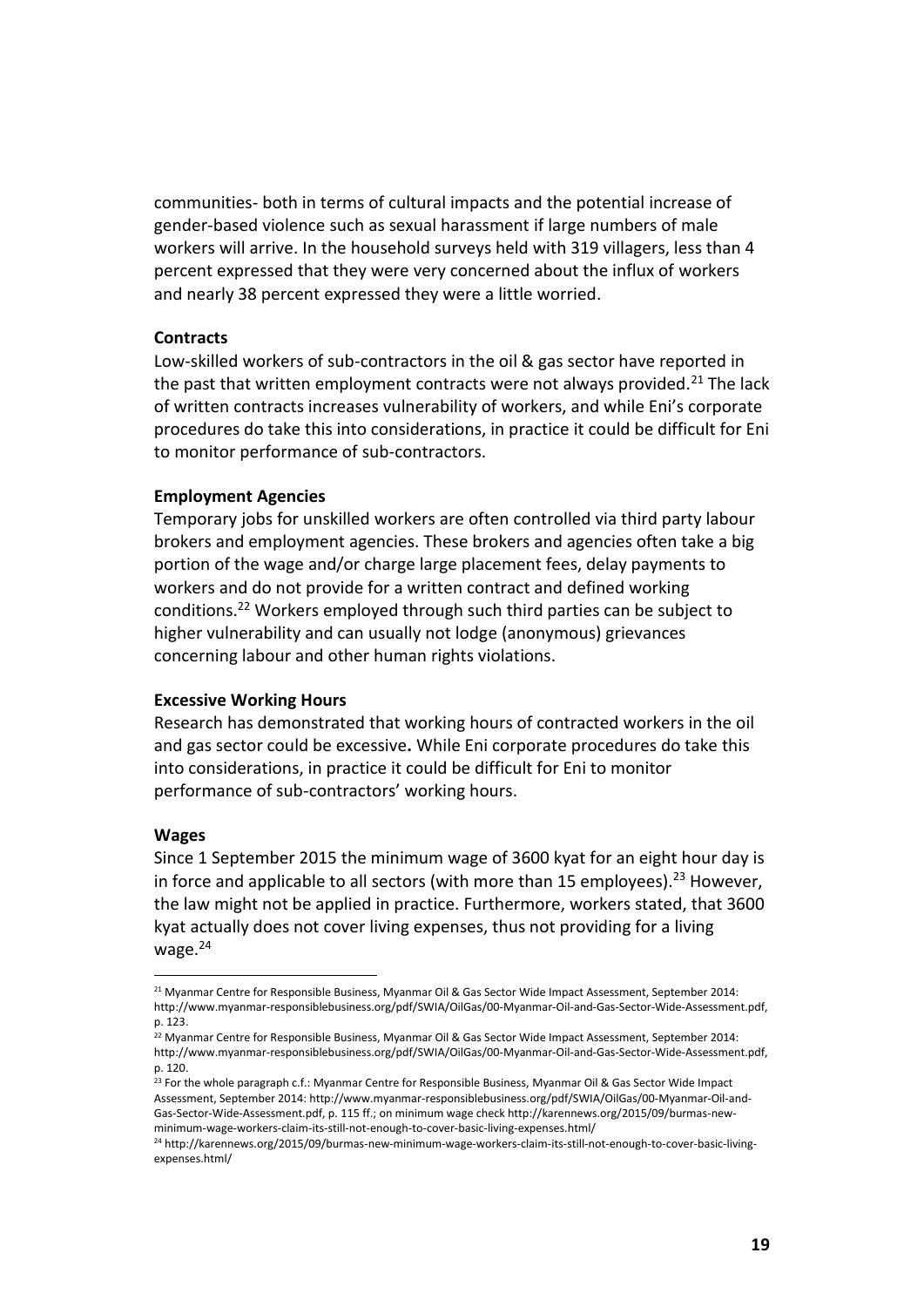communities- both in terms of cultural impacts and the potential increase of gender-based violence such as sexual harassment if large numbers of male workers will arrive. In the household surveys held with 319 villagers, less than 4 percent expressed that they were very concerned about the influx of workers and nearly 38 percent expressed they were a little worried.

**Contracts**

Low-skilled workers of sub-contractors in the oil & gas sector have reported in the past that written employment contracts were not always provided.[21] The lack of written contracts increases vulnerability of workers, and while Eni's corporate procedures do take this into considerations, in practice it could be difficult for Eni to monitor performance of sub-contractors.

**Employment Agencies**

Temporary jobs for unskilled workers are often controlled via third party labour brokers and employment agencies. These brokers and agencies often take a big portion of the wage and/or charge large placement fees, delay payments to workers and do not provide for a written contract and defined working conditions.[22] Workers employed through such third parties can be subject to higher vulnerability and can usually not lodge (anonymous) grievances concerning labour and other human rights violations.

**Excessive Working Hours**

Research has demonstrated that working hours of contracted workers in the oil and gas sector could be excessive**.** While Eni corporate procedures do take this into considerations, in practice it could be difficult for Eni to monitor performance of sub-contractors' working hours.

**Wages**

Since 1 September 2015 the minimum wage of 3600 kyat for an eight hour day is in force and applicable to all sectors (with more than 15 employees).[23] However, the law might not be applied in practice. Furthermore, workers stated, that 3600 kyat actually does not cover living expenses, thus not providing for a living wage.[24]

---

[21] Myanmar Centre for Responsible Business, Myanmar Oil & Gas Sector Wide Impact Assessment, September 2014: http://www.myanmar-responsiblebusiness.org/pdf/SWIA/OilGas/00-Myanmar-Oil-and-Gas-Sector-Wide-Assessment.pdf, p. 123.

[22] Myanmar Centre for Responsible Business, Myanmar Oil & Gas Sector Wide Impact Assessment, September 2014: http://www.myanmar-responsiblebusiness.org/pdf/SWIA/OilGas/00-Myanmar-Oil-and-Gas-Sector-Wide-Assessment.pdf, p. 120.

[23] For the whole paragraph c.f.: Myanmar Centre for Responsible Business, Myanmar Oil & Gas Sector Wide Impact Assessment, September 2014: http://www.myanmar-responsiblebusiness.org/pdf/SWIA/OilGas/00-Myanmar-Oil-and-Gas-Sector-Wide-Assessment.pdf, p. 115 ff.; on minimum wage check http://karennews.org/2015/09/burmas-new-minimum-wage-workers-claim-its-still-not-enough-to-cover-basic-living-expenses.html/

[24] http://karennews.org/2015/09/burmas-new-minimum-wage-workers-claim-its-still-not-enough-to-cover-basic-living-expenses.html/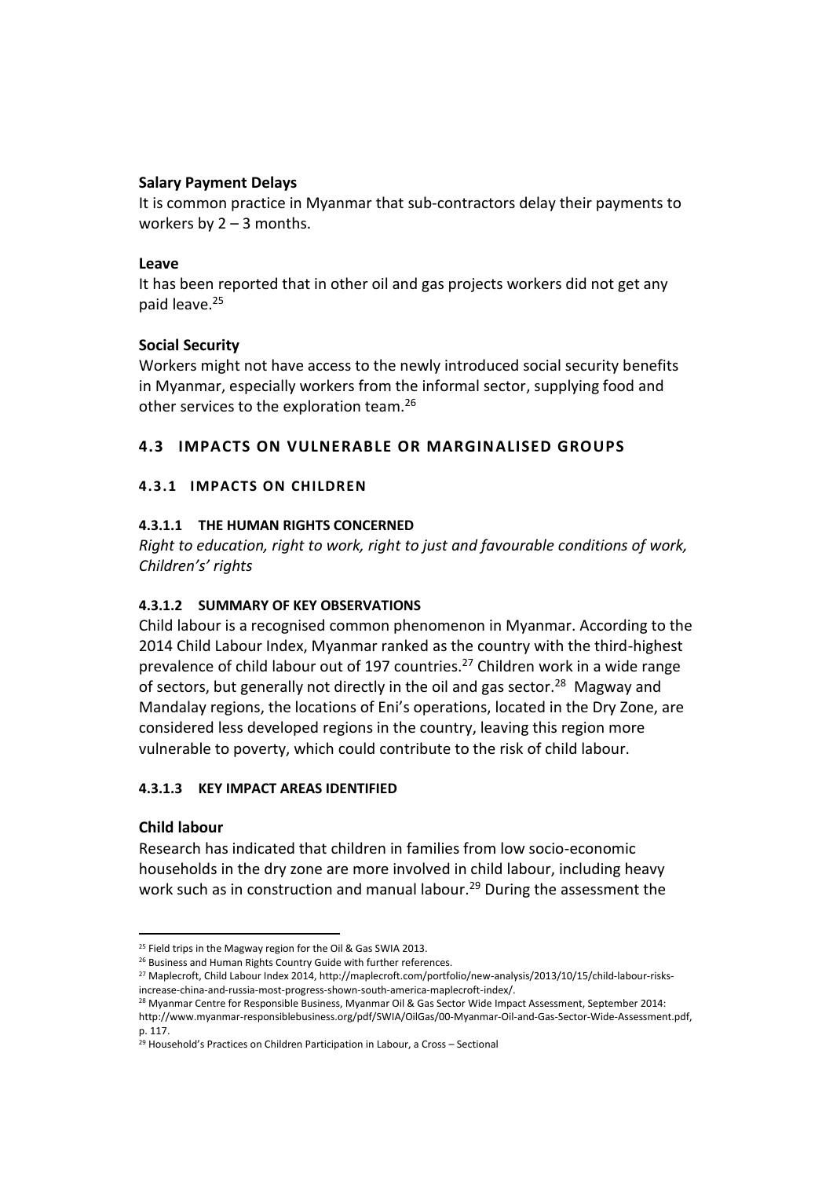**Salary Payment Delays**

It is common practice in Myanmar that sub-contractors delay their payments to workers by 2 – 3 months.

**Leave**

It has been reported that in other oil and gas projects workers did not get any paid leave.[25]

**Social Security**

Workers might not have access to the newly introduced social security benefits in Myanmar, especially workers from the informal sector, supplying food and other services to the exploration team.[26]

## 4.3 IMPACTS ON VULNERABLE OR MARGINALISED GROUPS

### 4.3.1 IMPACTS ON CHILDREN

#### 4.3.1.1 THE HUMAN RIGHTS CONCERNED

*Right to education, right to work, right to just and favourable conditions of work, Children's' rights*

#### 4.3.1.2 SUMMARY OF KEY OBSERVATIONS

Child labour is a recognised common phenomenon in Myanmar. According to the 2014 Child Labour Index, Myanmar ranked as the country with the third-highest prevalence of child labour out of 197 countries.[27] Children work in a wide range of sectors, but generally not directly in the oil and gas sector.[28] Magway and Mandalay regions, the locations of Eni's operations, located in the Dry Zone, are considered less developed regions in the country, leaving this region more vulnerable to poverty, which could contribute to the risk of child labour.

#### 4.3.1.3 KEY IMPACT AREAS IDENTIFIED

**Child labour**

Research has indicated that children in families from low socio-economic households in the dry zone are more involved in child labour, including heavy work such as in construction and manual labour.[29] During the assessment the

---

[25] Field trips in the Magway region for the Oil & Gas SWIA 2013.

[26] Business and Human Rights Country Guide with further references.

[27] Maplecroft, Child Labour Index 2014, http://maplecroft.com/portfolio/new-analysis/2013/10/15/child-labour-risks-increase-china-and-russia-most-progress-shown-south-america-maplecroft-index/.

[28] Myanmar Centre for Responsible Business, Myanmar Oil & Gas Sector Wide Impact Assessment, September 2014: http://www.myanmar-responsiblebusiness.org/pdf/SWIA/OilGas/00-Myanmar-Oil-and-Gas-Sector-Wide-Assessment.pdf, p. 117.

[29] Household's Practices on Children Participation in Labour, a Cross – Sectional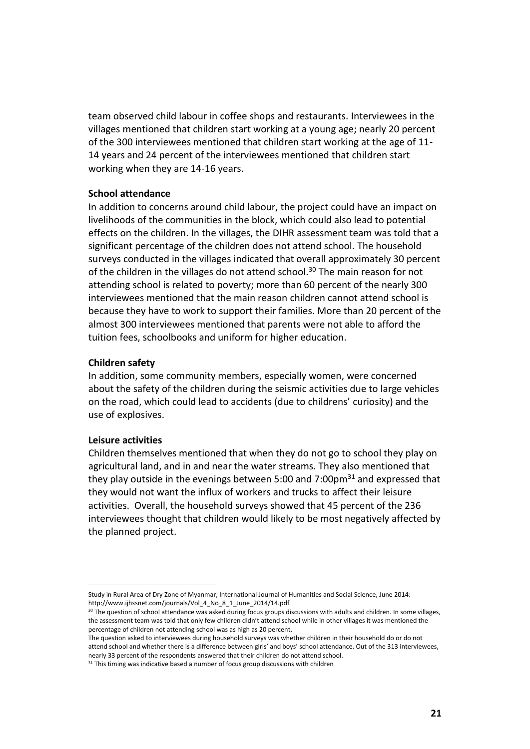team observed child labour in coffee shops and restaurants. Interviewees in the villages mentioned that children start working at a young age; nearly 20 percent of the 300 interviewees mentioned that children start working at the age of 11-14 years and 24 percent of the interviewees mentioned that children start working when they are 14-16 years.

**School attendance**

In addition to concerns around child labour, the project could have an impact on livelihoods of the communities in the block, which could also lead to potential effects on the children. In the villages, the DIHR assessment team was told that a significant percentage of the children does not attend school. The household surveys conducted in the villages indicated that overall approximately 30 percent of the children in the villages do not attend school.[30] The main reason for not attending school is related to poverty; more than 60 percent of the nearly 300 interviewees mentioned that the main reason children cannot attend school is because they have to work to support their families. More than 20 percent of the almost 300 interviewees mentioned that parents were not able to afford the tuition fees, schoolbooks and uniform for higher education.

**Children safety**

In addition, some community members, especially women, were concerned about the safety of the children during the seismic activities due to large vehicles on the road, which could lead to accidents (due to childrens' curiosity) and the use of explosives.

**Leisure activities**

Children themselves mentioned that when they do not go to school they play on agricultural land, and in and near the water streams. They also mentioned that they play outside in the evenings between 5:00 and 7:00pm[31] and expressed that they would not want the influx of workers and trucks to affect their leisure activities. Overall, the household surveys showed that 45 percent of the 236 interviewees thought that children would likely to be most negatively affected by the planned project.

---

Study in Rural Area of Dry Zone of Myanmar, International Journal of Humanities and Social Science, June 2014: http://www.ijhssnet.com/journals/Vol_4_No_8_1_June_2014/14.pdf

[30] The question of school attendance was asked during focus groups discussions with adults and children. In some villages, the assessment team was told that only few children didn't attend school while in other villages it was mentioned the percentage of children not attending school was as high as 20 percent.
The question asked to interviewees during household surveys was whether children in their household do or do not attend school and whether there is a difference between girls' and boys' school attendance. Out of the 313 interviewees, nearly 33 percent of the respondents answered that their children do not attend school.

[31] This timing was indicative based a number of focus group discussions with children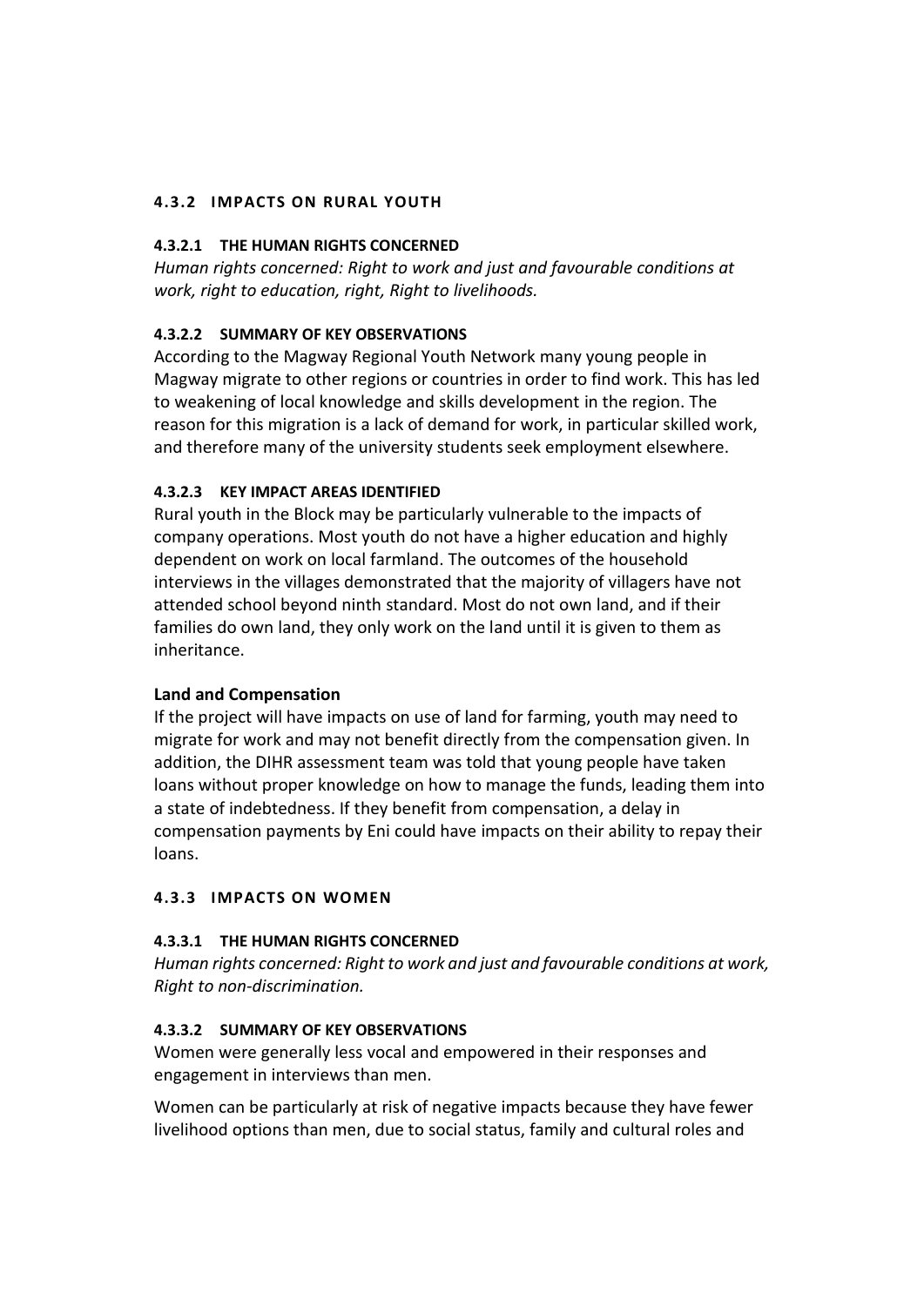### 4.3.2 IMPACTS ON RURAL YOUTH

#### 4.3.2.1 THE HUMAN RIGHTS CONCERNED

*Human rights concerned: Right to work and just and favourable conditions at work, right to education, right, Right to livelihoods.*

#### 4.3.2.2 SUMMARY OF KEY OBSERVATIONS

According to the Magway Regional Youth Network many young people in Magway migrate to other regions or countries in order to find work. This has led to weakening of local knowledge and skills development in the region. The reason for this migration is a lack of demand for work, in particular skilled work, and therefore many of the university students seek employment elsewhere.

#### 4.3.2.3 KEY IMPACT AREAS IDENTIFIED

Rural youth in the Block may be particularly vulnerable to the impacts of company operations. Most youth do not have a higher education and highly dependent on work on local farmland. The outcomes of the household interviews in the villages demonstrated that the majority of villagers have not attended school beyond ninth standard. Most do not own land, and if their families do own land, they only work on the land until it is given to them as inheritance.

**Land and Compensation**

If the project will have impacts on use of land for farming, youth may need to migrate for work and may not benefit directly from the compensation given. In addition, the DIHR assessment team was told that young people have taken loans without proper knowledge on how to manage the funds, leading them into a state of indebtedness. If they benefit from compensation, a delay in compensation payments by Eni could have impacts on their ability to repay their loans.

### 4.3.3 IMPACTS ON WOMEN

#### 4.3.3.1 THE HUMAN RIGHTS CONCERNED

*Human rights concerned: Right to work and just and favourable conditions at work, Right to non-discrimination.*

#### 4.3.3.2 SUMMARY OF KEY OBSERVATIONS

Women were generally less vocal and empowered in their responses and engagement in interviews than men.

Women can be particularly at risk of negative impacts because they have fewer livelihood options than men, due to social status, family and cultural roles and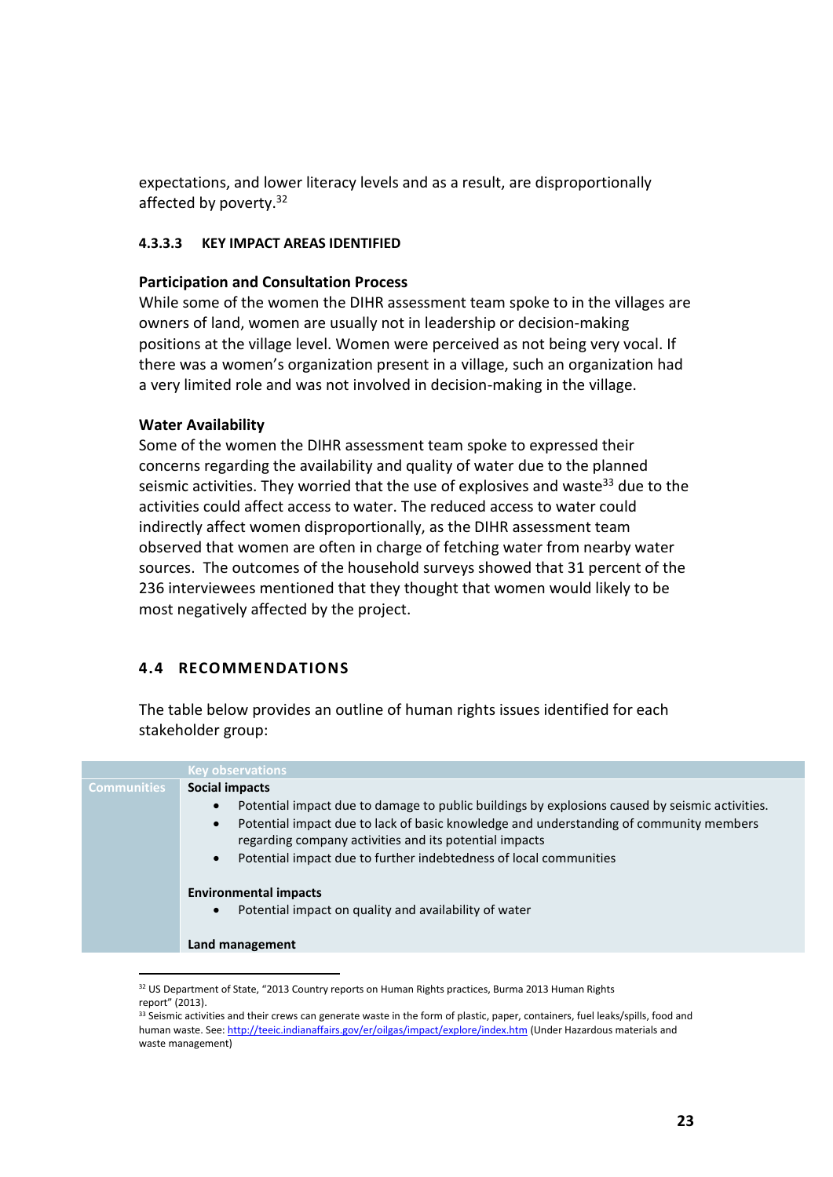expectations, and lower literacy levels and as a result, are disproportionally affected by poverty.[32]

#### 4.3.3.3 KEY IMPACT AREAS IDENTIFIED

**Participation and Consultation Process**

While some of the women the DIHR assessment team spoke to in the villages are owners of land, women are usually not in leadership or decision-making positions at the village level. Women were perceived as not being very vocal. If there was a women's organization present in a village, such an organization had a very limited role and was not involved in decision-making in the village.

**Water Availability**

Some of the women the DIHR assessment team spoke to expressed their concerns regarding the availability and quality of water due to the planned seismic activities. They worried that the use of explosives and waste[33] due to the activities could affect access to water. The reduced access to water could indirectly affect women disproportionally, as the DIHR assessment team observed that women are often in charge of fetching water from nearby water sources. The outcomes of the household surveys showed that 31 percent of the 236 interviewees mentioned that they thought that women would likely to be most negatively affected by the project.

## 4.4 RECOMMENDATIONS

The table below provides an outline of human rights issues identified for each stakeholder group:

| | Key observations |
|---|---|
| Communities | **Social impacts**<br>• Potential impact due to damage to public buildings by explosions caused by seismic activities.<br>• Potential impact due to lack of basic knowledge and understanding of community members regarding company activities and its potential impacts<br>• Potential impact due to further indebtedness of local communities<br><br>**Environmental impacts**<br>• Potential impact on quality and availability of water<br><br>**Land management** |

[32] US Department of State, "2013 Country reports on Human Rights practices, Burma 2013 Human Rights report" (2013).

[33] Seismic activities and their crews can generate waste in the form of plastic, paper, containers, fuel leaks/spills, food and human waste. See: http://teeic.indianaffairs.gov/er/oilgas/impact/explore/index.htm (Under Hazardous materials and waste management)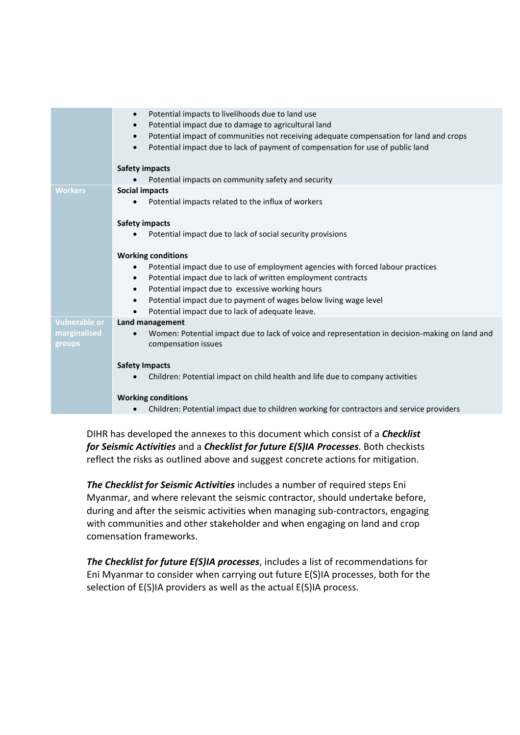| | |
|---|---|
| | • Potential impacts to livelihoods due to land use<br>• Potential impact due to damage to agricultural land<br>• Potential impact of communities not receiving adequate compensation for land and crops<br>• Potential impact due to lack of payment of compensation for use of public land<br><br>**Safety impacts**<br>• Potential impacts on community safety and security |
| **Workers** | **Social impacts**<br>• Potential impacts related to the influx of workers<br><br>**Safety impacts**<br>• Potential impact due to lack of social security provisions<br><br>**Working conditions**<br>• Potential impact due to use of employment agencies with forced labour practices<br>• Potential impact due to lack of written employment contracts<br>• Potential impact due to excessive working hours<br>• Potential impact due to payment of wages below living wage level<br>• Potential impact due to lack of adequate leave. |
| **Vulnerable or marginalised groups** | **Land management**<br>• Women: Potential impact due to lack of voice and representation in decision-making on land and compensation issues<br><br>**Safety Impacts**<br>• Children: Potential impact on child health and life due to company activities<br><br>**Working conditions**<br>• Children: Potential impact due to children working for contractors and service providers |

DIHR has developed the annexes to this document which consist of a ***Checklist for Seismic Activities*** and a ***Checklist for future E(S)IA Processes***. Both checkists reflect the risks as outlined above and suggest concrete actions for mitigation.

***The Checklist for Seismic Activities*** includes a number of required steps Eni Myanmar, and where relevant the seismic contractor, should undertake before, during and after the seismic activities when managing sub-contractors, engaging with communities and other stakeholder and when engaging on land and crop comensation frameworks.

***The Checklist for future E(S)IA processes***, includes a list of recommendations for Eni Myanmar to consider when carrying out future E(S)IA processes, both for the selection of E(S)IA providers as well as the actual E(S)IA process.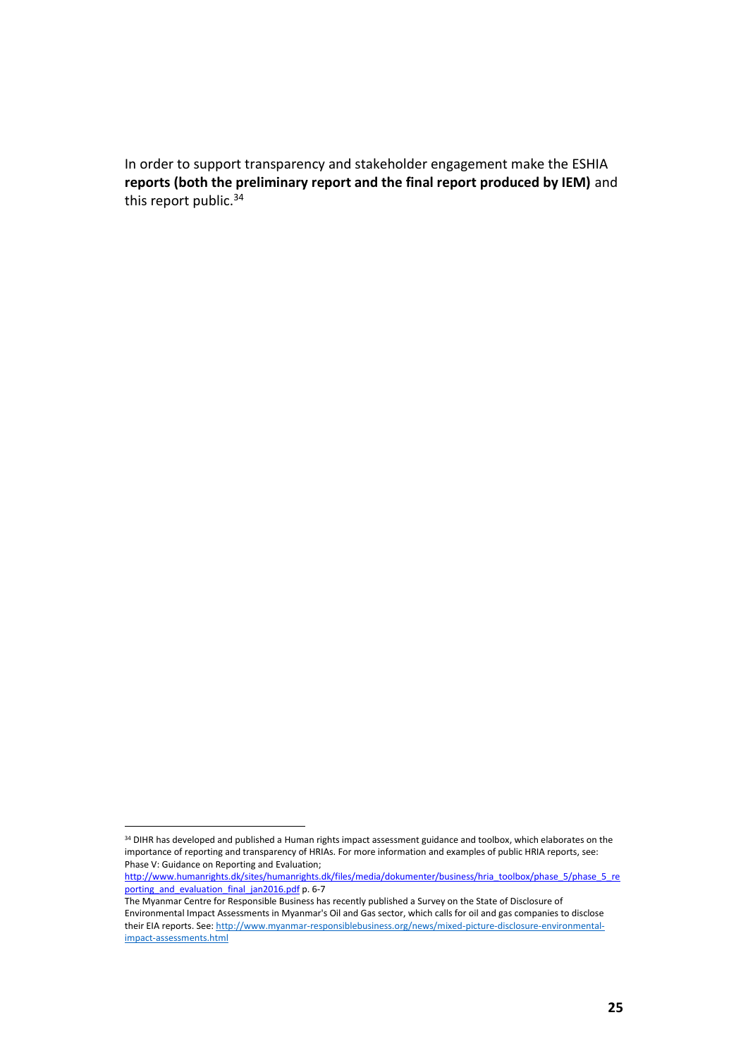In order to support transparency and stakeholder engagement make the ESHIA **reports (both the preliminary report and the final report produced by IEM)** and this report public.[34]

---

[34] DIHR has developed and published a Human rights impact assessment guidance and toolbox, which elaborates on the importance of reporting and transparency of HRIAs. For more information and examples of public HRIA reports, see: Phase V: Guidance on Reporting and Evaluation; http://www.humanrights.dk/sites/humanrights.dk/files/media/dokumenter/business/hria_toolbox/phase_5/phase_5_reporting_and_evaluation_final_jan2016.pdf p. 6-7

The Myanmar Centre for Responsible Business has recently published a Survey on the State of Disclosure of Environmental Impact Assessments in Myanmar's Oil and Gas sector, which calls for oil and gas companies to disclose their EIA reports. See: http://www.myanmar-responsiblebusiness.org/news/mixed-picture-disclosure-environmental-impact-assessments.html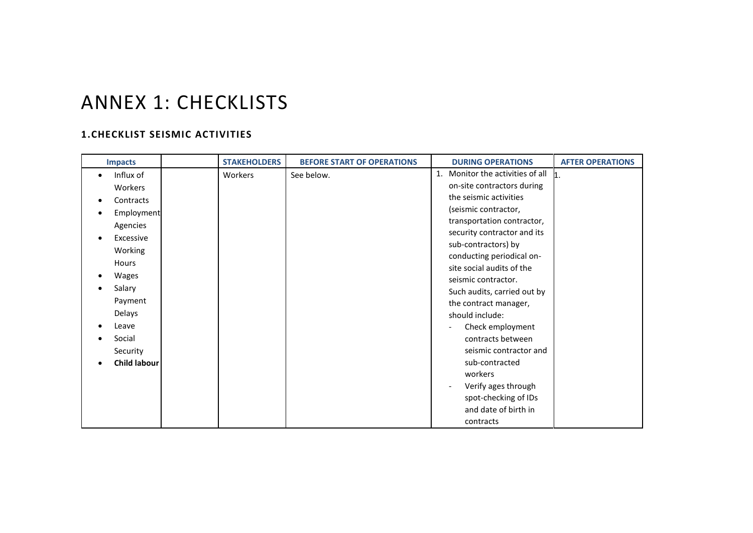# ANNEX 1: CHECKLISTS

## 1. CHECKLIST SEISMIC ACTIVITIES

| Impacts | | STAKEHOLDERS | BEFORE START OF OPERATIONS | DURING OPERATIONS | AFTER OPERATIONS |
|---|---|---|---|---|---|
| • Influx of Workers<br>• Contracts<br>• Employment Agencies<br>• Excessive Working Hours<br>• Wages<br>• Salary Payment Delays<br>• Leave<br>• Social Security<br>• **Child labour** | | Workers | See below. | 1. Monitor the activities of all on-site contractors during the seismic activities (seismic contractor, transportation contractor, security contractor and its sub-contractors) by conducting periodical on-site social audits of the seismic contractor.<br>Such audits, carried out by the contract manager, should include:<br>- Check employment contracts between seismic contractor and sub-contracted workers<br>- Verify ages through spot-checking of IDs and date of birth in contracts | 1. |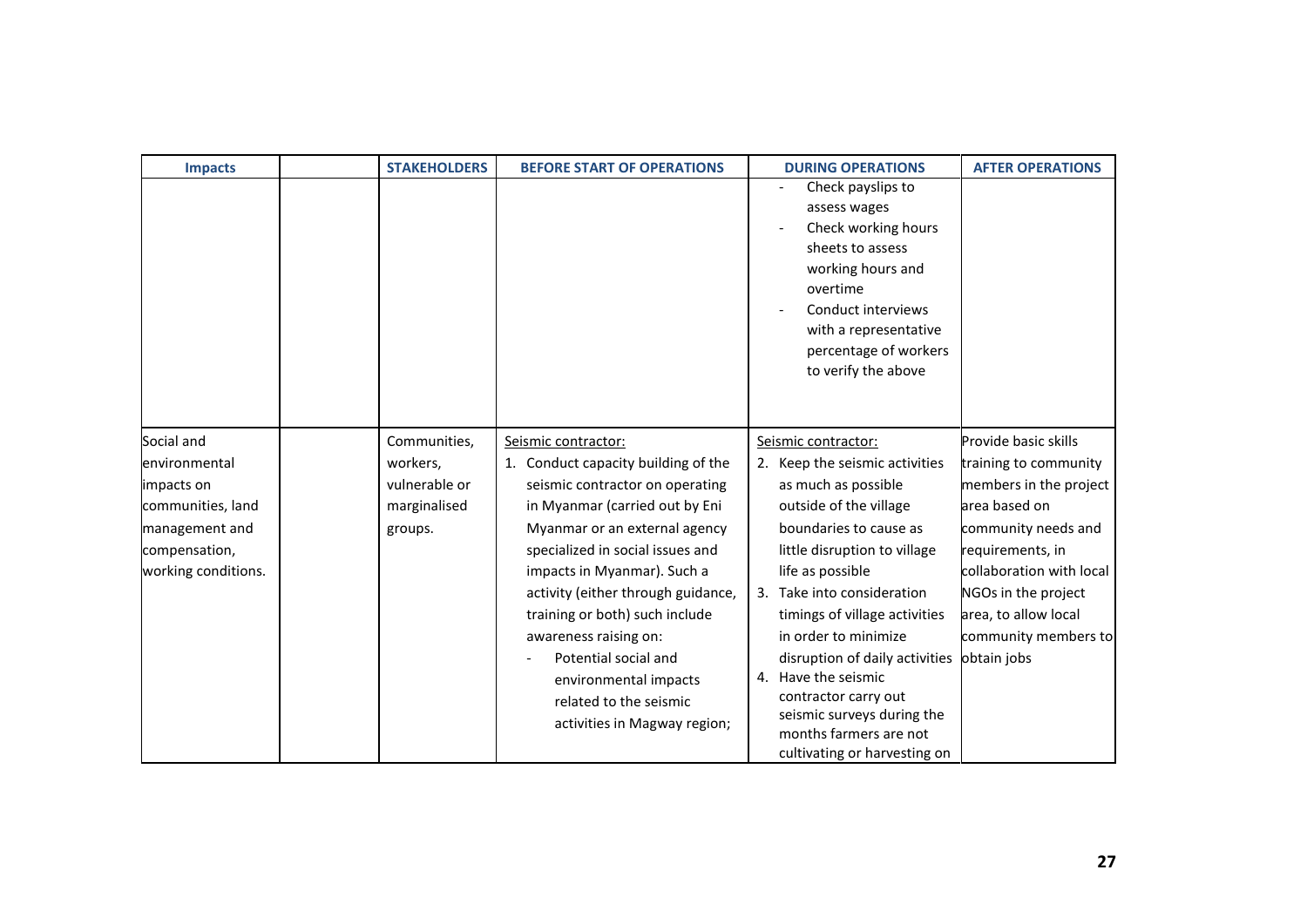| Impacts | | STAKEHOLDERS | BEFORE START OF OPERATIONS | DURING OPERATIONS | AFTER OPERATIONS |
|---|---|---|---|---|---|
| | | | | - Check payslips to assess wages<br>- Check working hours sheets to assess working hours and overtime<br>- Conduct interviews with a representative percentage of workers to verify the above | |
| Social and environmental impacts on communities, land management and compensation, working conditions. | | Communities, workers, vulnerable or marginalised groups. | Seismic contractor:<br>1. Conduct capacity building of the seismic contractor on operating in Myanmar (carried out by Eni Myanmar or an external agency specialized in social issues and impacts in Myanmar). Such a activity (either through guidance, training or both) such include awareness raising on:<br>- Potential social and environmental impacts related to the seismic activities in Magway region; | Seismic contractor:<br>2. Keep the seismic activities as much as possible outside of the village boundaries to cause as little disruption to village life as possible<br>3. Take into consideration timings of village activities in order to minimize disruption of daily activities<br>4. Have the seismic contractor carry out seismic surveys during the months farmers are not cultivating or harvesting on | Provide basic skills training to community members in the project area based on community needs and requirements, in collaboration with local NGOs in the project area, to allow local community members to obtain jobs |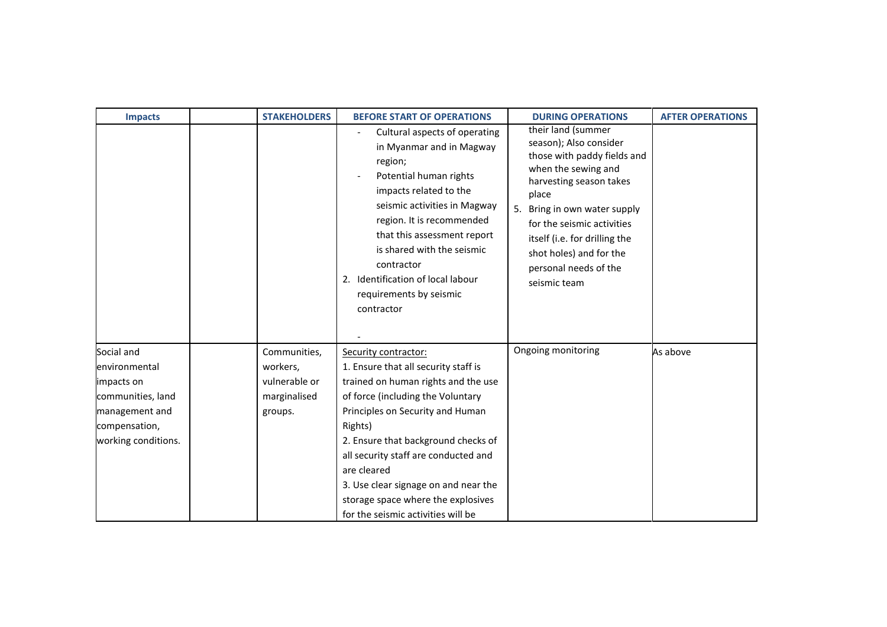| Impacts | | STAKEHOLDERS | BEFORE START OF OPERATIONS | DURING OPERATIONS | AFTER OPERATIONS |
|---|---|---|---|---|---|
| | | | - Cultural aspects of operating in Myanmar and in Magway region;<br>- Potential human rights impacts related to the seismic activities in Magway region. It is recommended that this assessment report is shared with the seismic contractor<br>2. Identification of local labour requirements by seismic contractor<br>- | their land (summer season); Also consider those with paddy fields and when the sewing and harvesting season takes place<br>5. Bring in own water supply for the seismic activities itself (i.e. for drilling the shot holes) and for the personal needs of the seismic team | |
| Social and environmental impacts on communities, land management and compensation, working conditions. | | Communities, workers, vulnerable or marginalised groups. | Security contractor:<br>1. Ensure that all security staff is trained on human rights and the use of force (including the Voluntary Principles on Security and Human Rights)<br>2. Ensure that background checks of all security staff are conducted and are cleared<br>3. Use clear signage on and near the storage space where the explosives for the seismic activities will be | Ongoing monitoring | As above |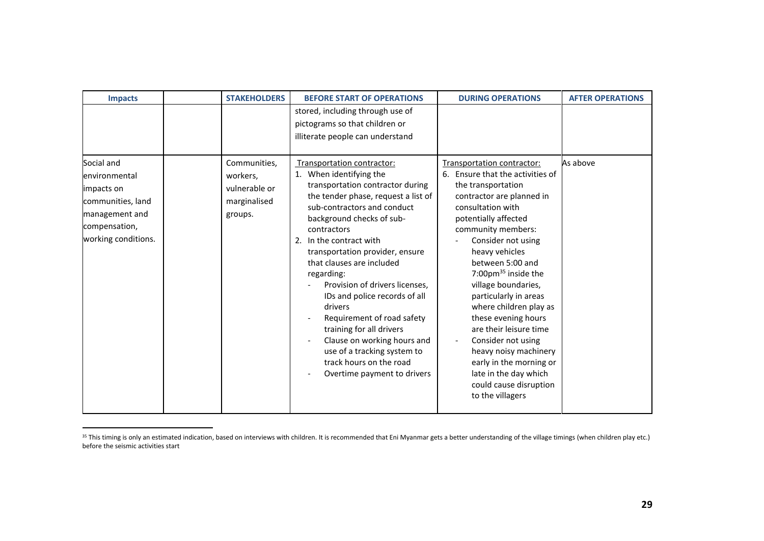| Impacts | | STAKEHOLDERS | BEFORE START OF OPERATIONS | DURING OPERATIONS | AFTER OPERATIONS |
|---|---|---|---|---|---|
| | | | stored, including through use of pictograms so that children or illiterate people can understand | | |
| Social and environmental impacts on communities, land management and compensation, working conditions. | | Communities, workers, vulnerable or marginalised groups. | Transportation contractor:<br>1. When identifying the transportation contractor during the tender phase, request a list of sub-contractors and conduct background checks of sub-contractors<br>2. In the contract with transportation provider, ensure that clauses are included regarding:<br>- Provision of drivers licenses, IDs and police records of all drivers<br>- Requirement of road safety training for all drivers<br>- Clause on working hours and use of a tracking system to track hours on the road<br>- Overtime payment to drivers | Transportation contractor:<br>6. Ensure that the activities of the transportation contractor are planned in consultation with potentially affected community members:<br>- Consider not using heavy vehicles between 5:00 and 7:00pm[35] inside the village boundaries, particularly in areas where children play as these evening hours are their leisure time<br>- Consider not using heavy noisy machinery early in the morning or late in the day which could cause disruption to the villagers | As above |

[35] This timing is only an estimated indication, based on interviews with children. It is recommended that Eni Myanmar gets a better understanding of the village timings (when children play etc.) before the seismic activities start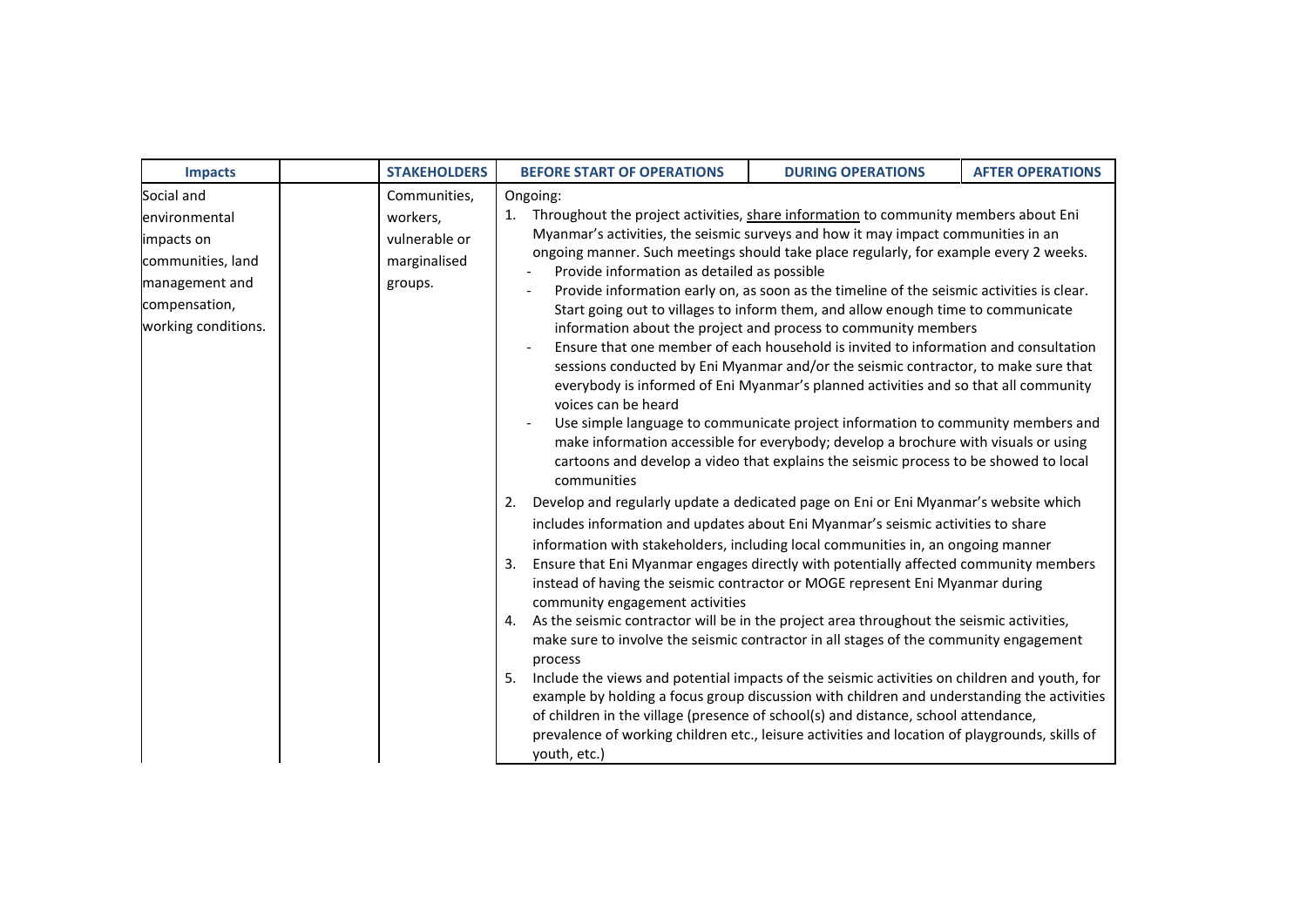| Impacts | | STAKEHOLDERS | BEFORE START OF OPERATIONS | DURING OPERATIONS | AFTER OPERATIONS |
|---|---|---|---|---|---|
| Social and environmental impacts on communities, land management and compensation, working conditions. | | Communities, workers, vulnerable or marginalised groups. | Ongoing:<br>1. Throughout the project activities, share information to community members about Eni Myanmar's activities, the seismic surveys and how it may impact communities in an ongoing manner. Such meetings should take place regularly, for example every 2 weeks.<br>- Provide information as detailed as possible<br>- Provide information early on, as soon as the timeline of the seismic activities is clear. Start going out to villages to inform them, and allow enough time to communicate information about the project and process to community members<br>- Ensure that one member of each household is invited to information and consultation sessions conducted by Eni Myanmar and/or the seismic contractor, to make sure that everybody is informed of Eni Myanmar's planned activities and so that all community voices can be heard<br>- Use simple language to communicate project information to community members and make information accessible for everybody; develop a brochure with visuals or using cartoons and develop a video that explains the seismic process to be showed to local communities<br>2. Develop and regularly update a dedicated page on Eni or Eni Myanmar's website which includes information and updates about Eni Myanmar's seismic activities to share information with stakeholders, including local communities in, an ongoing manner<br>3. Ensure that Eni Myanmar engages directly with potentially affected community members instead of having the seismic contractor or MOGE represent Eni Myanmar during community engagement activities<br>4. As the seismic contractor will be in the project area throughout the seismic activities, make sure to involve the seismic contractor in all stages of the community engagement process<br>5. Include the views and potential impacts of the seismic activities on children and youth, for example by holding a focus group discussion with children and understanding the activities of children in the village (presence of school(s) and distance, school attendance, prevalence of working children etc., leisure activities and location of playgrounds, skills of youth, etc.) | | |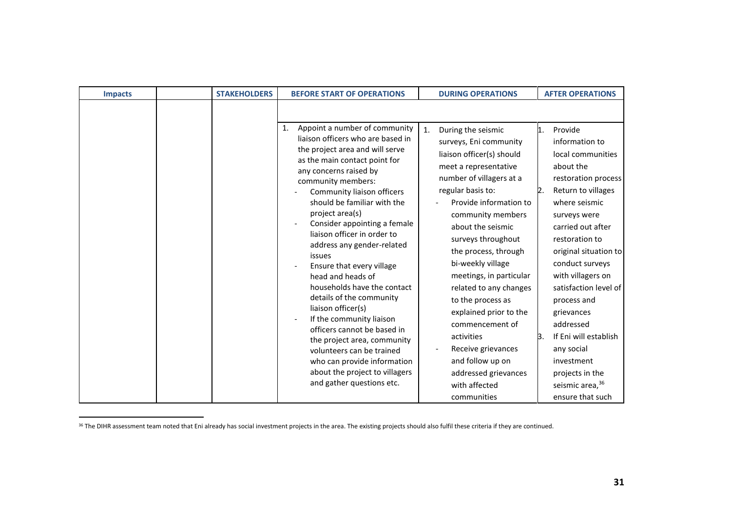| Impacts | | STAKEHOLDERS | BEFORE START OF OPERATIONS | DURING OPERATIONS | AFTER OPERATIONS |
|---|---|---|---|---|---|
| | | | | | |
| | | | 1. Appoint a number of community liaison officers who are based in the project area and will serve as the main contact point for any concerns raised by community members: <br>- Community liaison officers should be familiar with the project area(s) <br>- Consider appointing a female liaison officer in order to address any gender-related issues <br>- Ensure that every village head and heads of households have the contact details of the community liaison officer(s) <br>- If the community liaison officers cannot be based in the project area, community volunteers can be trained who can provide information about the project to villagers and gather questions etc. | 1. During the seismic surveys, Eni community liaison officer(s) should meet a representative number of villagers at a regular basis to: <br>- Provide information to community members about the seismic surveys throughout the process, through bi-weekly village meetings, in particular related to any changes to the process as explained prior to the commencement of activities <br>- Receive grievances and follow up on addressed grievances with affected communities | 1. Provide information to local communities about the restoration process <br>2. Return to villages where seismic surveys were carried out after restoration to original situation to conduct surveys with villagers on satisfaction level of process and grievances addressed <br>3. If Eni will establish any social investment projects in the seismic area,[36] ensure that such |

[36] The DIHR assessment team noted that Eni already has social investment projects in the area. The existing projects should also fulfil these criteria if they are continued.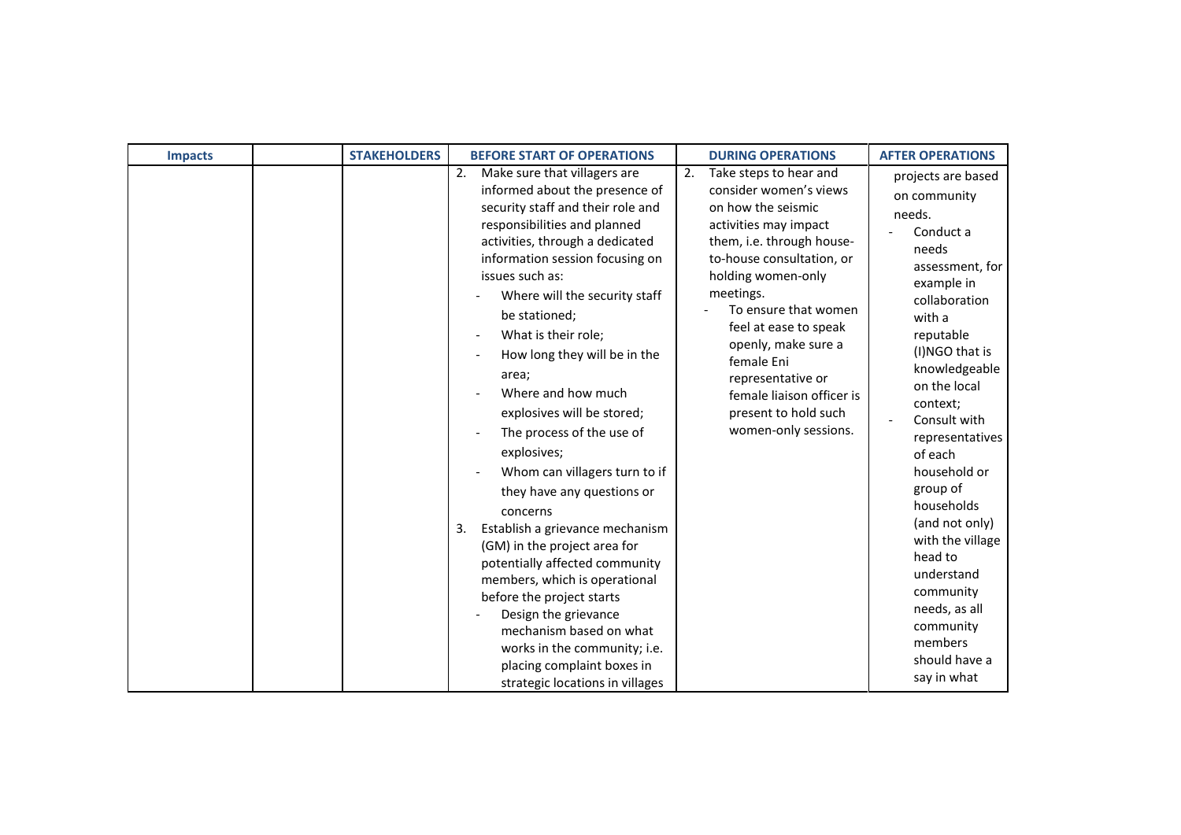| Impacts | | STAKEHOLDERS | BEFORE START OF OPERATIONS | DURING OPERATIONS | AFTER OPERATIONS |
|---|---|---|---|---|---|
| | | | 2. Make sure that villagers are informed about the presence of security staff and their role and responsibilities and planned activities, through a dedicated information session focusing on issues such as:<br>- Where will the security staff be stationed;<br>- What is their role;<br>- How long they will be in the area;<br>- Where and how much explosives will be stored;<br>- The process of the use of explosives;<br>- Whom can villagers turn to if they have any questions or concerns<br>3. Establish a grievance mechanism (GM) in the project area for potentially affected community members, which is operational before the project starts<br>- Design the grievance mechanism based on what works in the community; i.e. placing complaint boxes in strategic locations in villages | 2. Take steps to hear and consider women's views on how the seismic activities may impact them, i.e. through house-to-house consultation, or holding women-only meetings.<br>- To ensure that women feel at ease to speak openly, make sure a female Eni representative or female liaison officer is present to hold such women-only sessions. | projects are based on community needs.<br>- Conduct a needs assessment, for example in collaboration with a reputable (I)NGO that is knowledgeable on the local context;<br>- Consult with representatives of each household or group of households (and not only) with the village head to understand community needs, as all community members should have a say in what |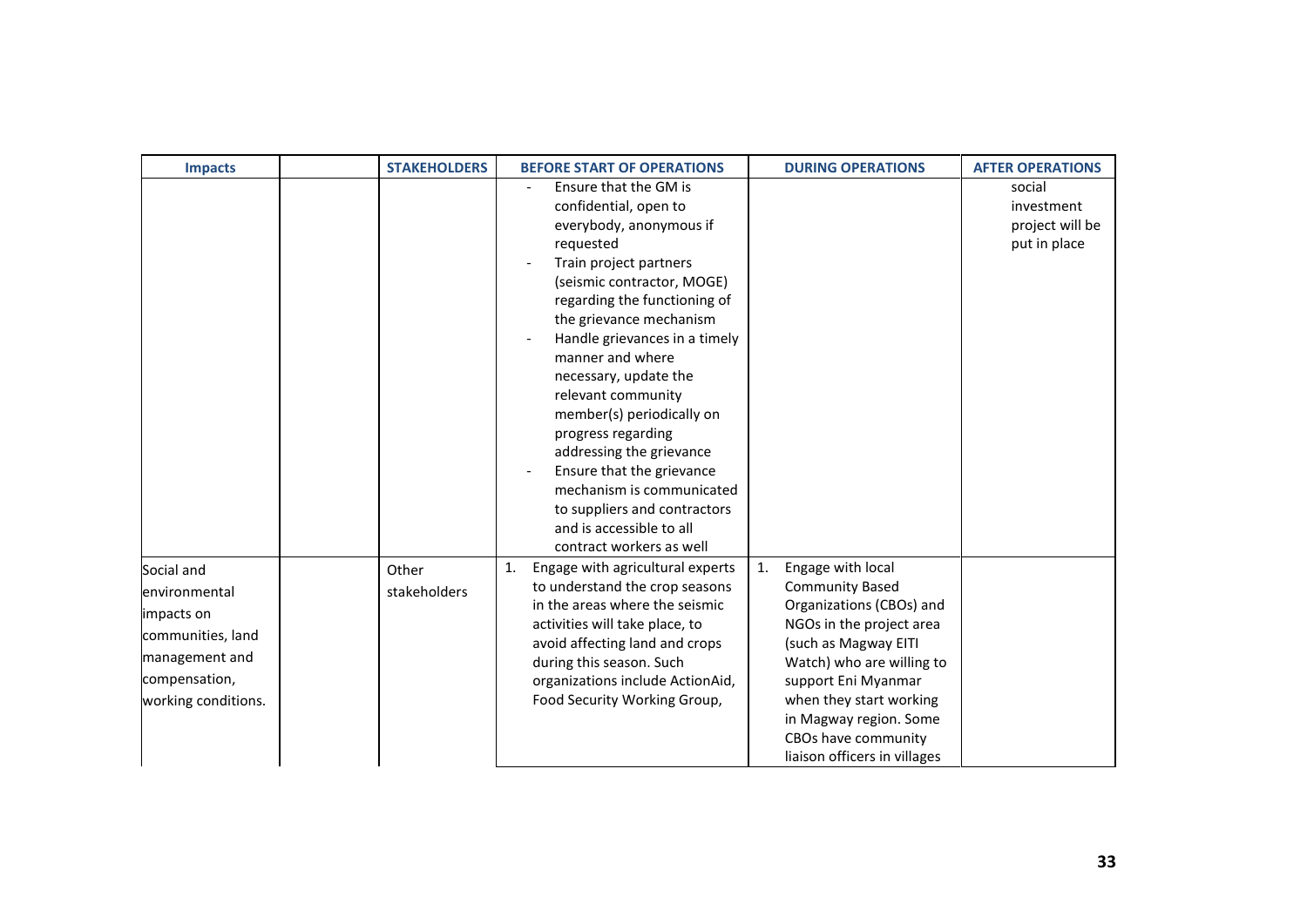| Impacts | | STAKEHOLDERS | BEFORE START OF OPERATIONS | DURING OPERATIONS | AFTER OPERATIONS |
|---|---|---|---|---|---|
| | | | - Ensure that the GM is confidential, open to everybody, anonymous if requested<br>- Train project partners (seismic contractor, MOGE) regarding the functioning of the grievance mechanism<br>- Handle grievances in a timely manner and where necessary, update the relevant community member(s) periodically on progress regarding addressing the grievance<br>- Ensure that the grievance mechanism is communicated to suppliers and contractors and is accessible to all contract workers as well | | social investment project will be put in place |
| Social and environmental impacts on communities, land management and compensation, working conditions. | | Other stakeholders | 1. Engage with agricultural experts to understand the crop seasons in the areas where the seismic activities will take place, to avoid affecting land and crops during this season. Such organizations include ActionAid, Food Security Working Group, | 1. Engage with local Community Based Organizations (CBOs) and NGOs in the project area (such as Magway EITI Watch) who are willing to support Eni Myanmar when they start working in Magway region. Some CBOs have community liaison officers in villages | |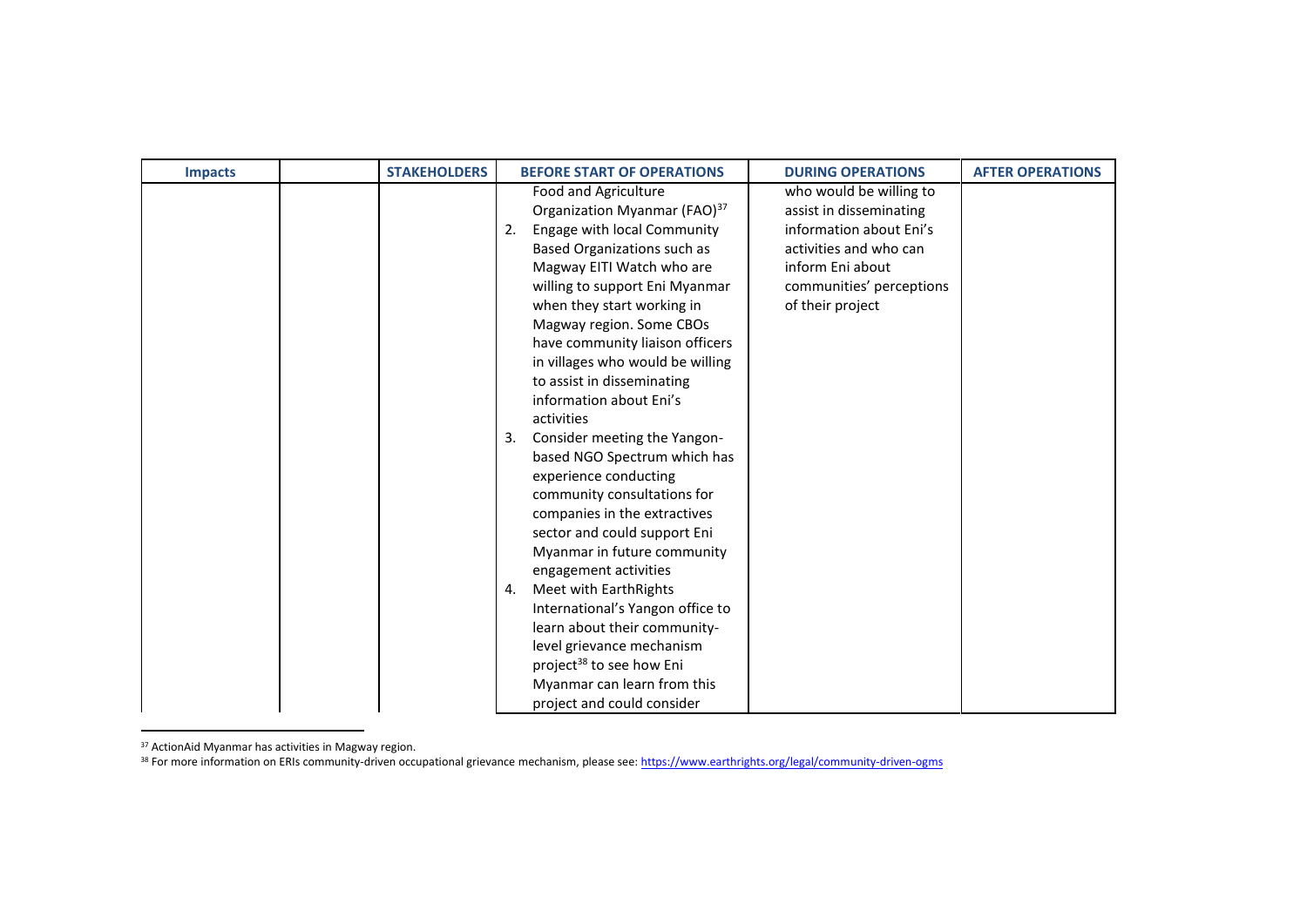| Impacts | | STAKEHOLDERS | BEFORE START OF OPERATIONS | DURING OPERATIONS | AFTER OPERATIONS |
|---|---|---|---|---|---|
| | | | Food and Agriculture Organization Myanmar (FAO)[37]<br>2. Engage with local Community Based Organizations such as Magway EITI Watch who are willing to support Eni Myanmar when they start working in Magway region. Some CBOs have community liaison officers in villages who would be willing to assist in disseminating information about Eni's activities<br>3. Consider meeting the Yangon-based NGO Spectrum which has experience conducting community consultations for companies in the extractives sector and could support Eni Myanmar in future community engagement activities<br>4. Meet with EarthRights International's Yangon office to learn about their community-level grievance mechanism project[38] to see how Eni Myanmar can learn from this project and could consider | who would be willing to assist in disseminating information about Eni's activities and who can inform Eni about communities' perceptions of their project | |

[37] ActionAid Myanmar has activities in Magway region.

[38] For more information on ERIs community-driven occupational grievance mechanism, please see: https://www.earthrights.org/legal/community-driven-ogms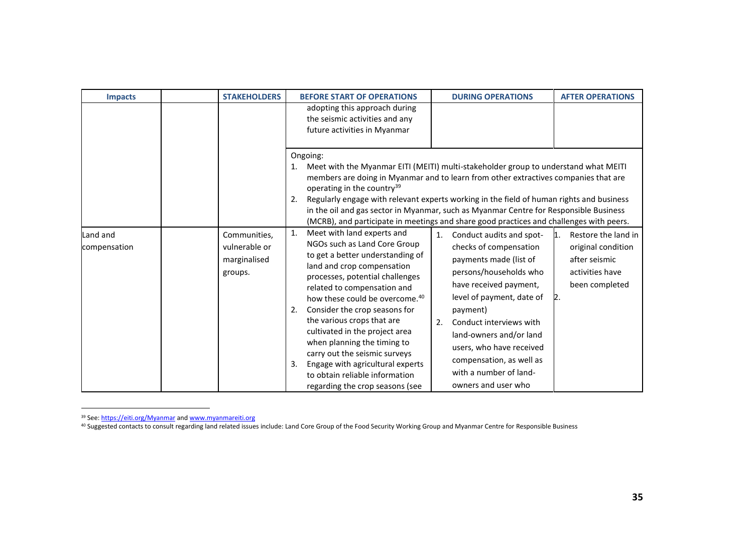| Impacts | | STAKEHOLDERS | BEFORE START OF OPERATIONS | DURING OPERATIONS | AFTER OPERATIONS |
|---|---|---|---|---|---|
| | | | adopting this approach during the seismic activities and any future activities in Myanmar | | |
| | | | Ongoing:<br>1. Meet with the Myanmar EITI (MEITI) multi-stakeholder group to understand what MEITI members are doing in Myanmar and to learn from other extractives companies that are operating in the country[39]<br>2. Regularly engage with relevant experts working in the field of human rights and business in the oil and gas sector in Myanmar, such as Myanmar Centre for Responsible Business (MCRB), and participate in meetings and share good practices and challenges with peers. | | |
| Land and compensation | | Communities, vulnerable or marginalised groups. | 1. Meet with land experts and NGOs such as Land Core Group to get a better understanding of land and crop compensation processes, potential challenges related to compensation and how these could be overcome.[40]<br>2. Consider the crop seasons for the various crops that are cultivated in the project area when planning the timing to carry out the seismic surveys<br>3. Engage with agricultural experts to obtain reliable information regarding the crop seasons (see | 1. Conduct audits and spot-checks of compensation payments made (list of persons/households who have received payment, level of payment, date of payment)<br>2. Conduct interviews with land-owners and/or land users, who have received compensation, as well as with a number of land-owners and user who | 1. Restore the land in original condition after seismic activities have been completed<br>2. |

[39] See: https://eiti.org/Myanmar and www.myanmareiti.org

[40] Suggested contacts to consult regarding land related issues include: Land Core Group of the Food Security Working Group and Myanmar Centre for Responsible Business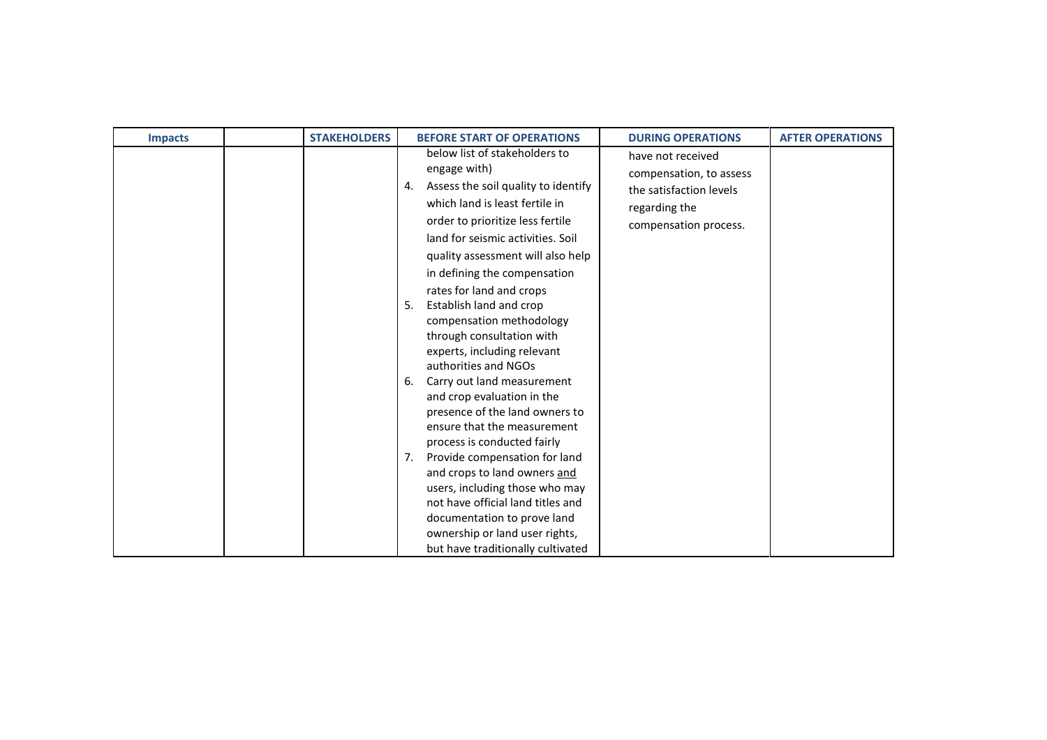| Impacts | | STAKEHOLDERS | BEFORE START OF OPERATIONS | DURING OPERATIONS | AFTER OPERATIONS |
|---|---|---|---|---|---|
| | | | below list of stakeholders to engage with)<br>4. Assess the soil quality to identify which land is least fertile in order to prioritize less fertile land for seismic activities. Soil quality assessment will also help in defining the compensation rates for land and crops<br>5. Establish land and crop compensation methodology through consultation with experts, including relevant authorities and NGOs<br>6. Carry out land measurement and crop evaluation in the presence of the land owners to ensure that the measurement process is conducted fairly<br>7. Provide compensation for land and crops to land owners <u>and</u> users, including those who may not have official land titles and documentation to prove land ownership or land user rights, but have traditionally cultivated | have not received compensation, to assess the satisfaction levels regarding the compensation process. | |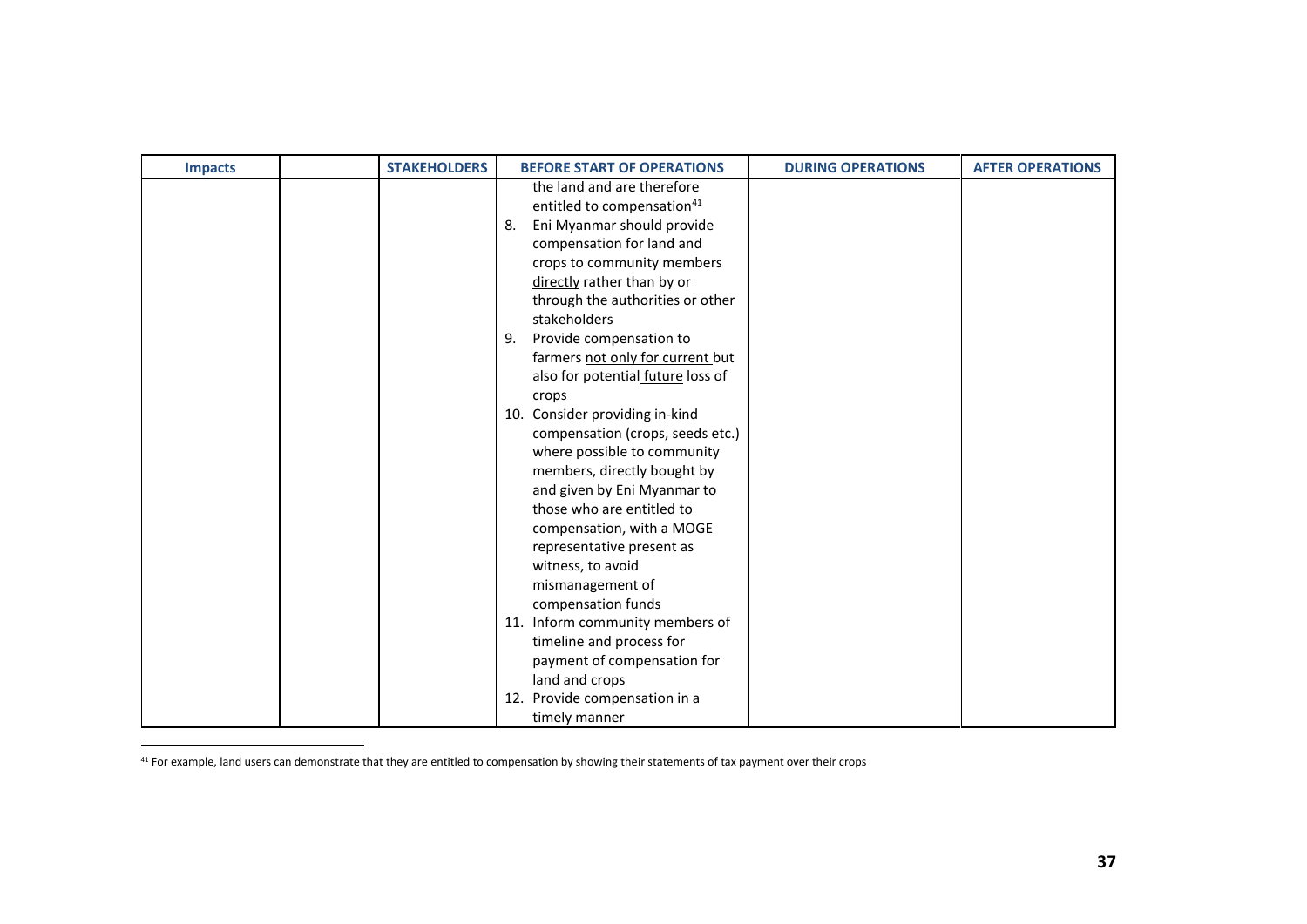| Impacts | | STAKEHOLDERS | BEFORE START OF OPERATIONS | DURING OPERATIONS | AFTER OPERATIONS |
|---|---|---|---|---|---|
| | | | the land and are therefore entitled to compensation[41]<br>8. Eni Myanmar should provide compensation for land and crops to community members directly rather than by or through the authorities or other stakeholders<br>9. Provide compensation to farmers not only for current but also for potential future loss of crops<br>10. Consider providing in-kind compensation (crops, seeds etc.) where possible to community members, directly bought by and given by Eni Myanmar to those who are entitled to compensation, with a MOGE representative present as witness, to avoid mismanagement of compensation funds<br>11. Inform community members of timeline and process for payment of compensation for land and crops<br>12. Provide compensation in a timely manner | | |

[41] For example, land users can demonstrate that they are entitled to compensation by showing their statements of tax payment over their crops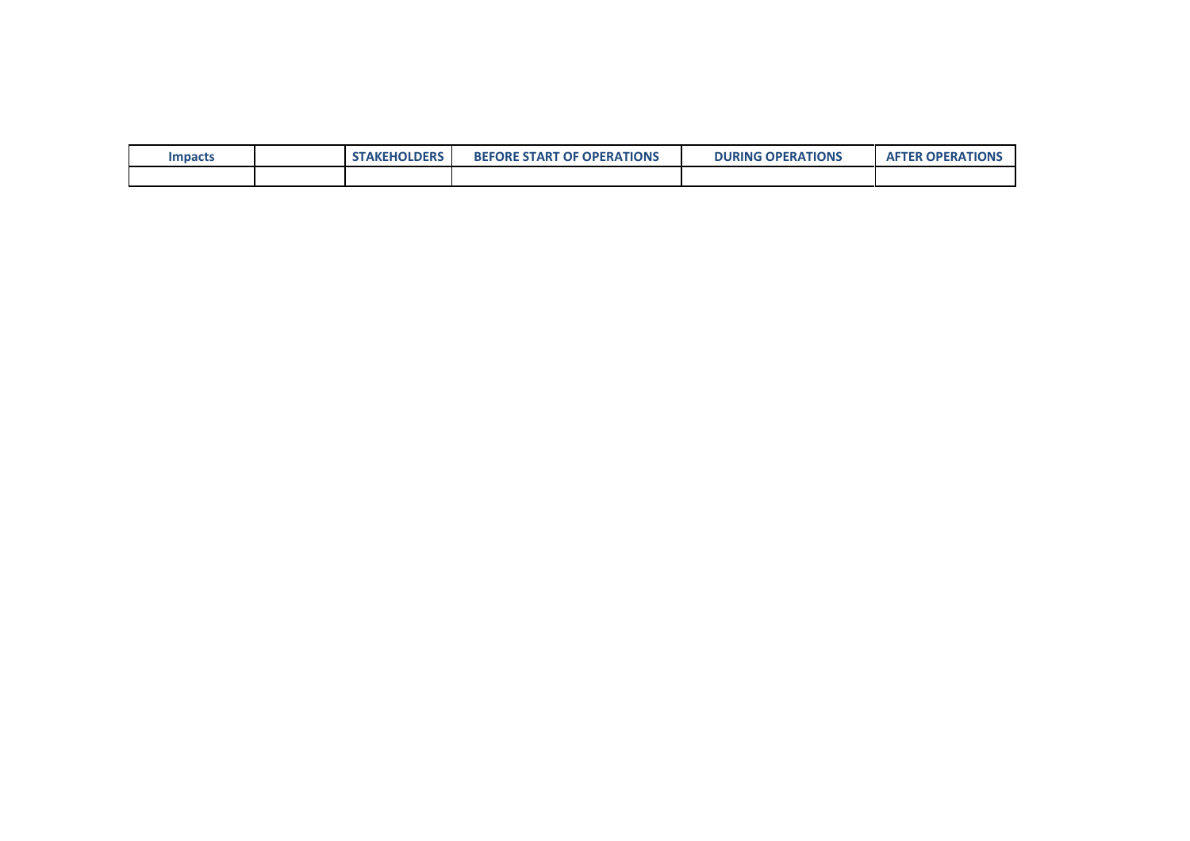| Impacts | | STAKEHOLDERS | BEFORE START OF OPERATIONS | DURING OPERATIONS | AFTER OPERATIONS |
|---|---|---|---|---|---|
| | | | | | |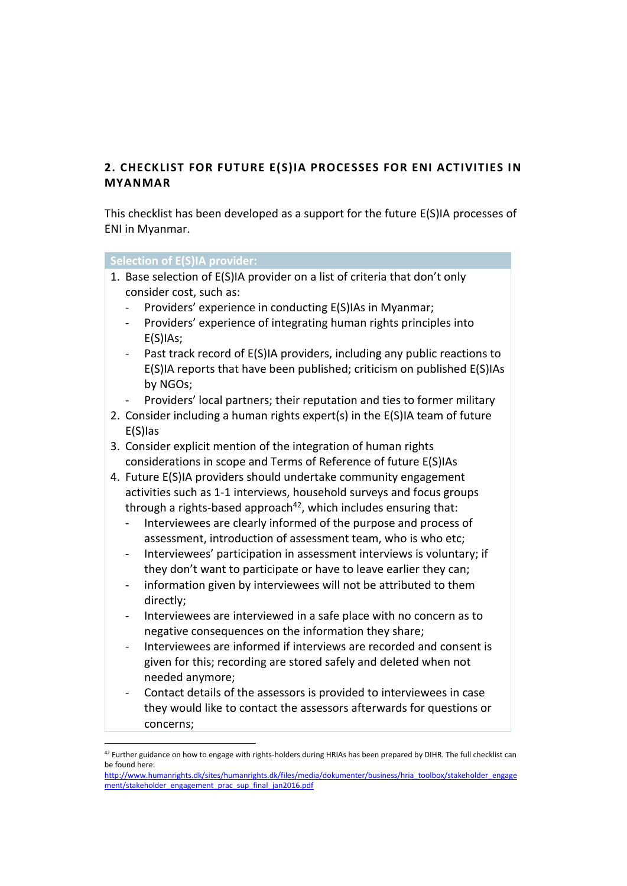## 2. CHECKLIST FOR FUTURE E(S)IA PROCESSES FOR ENI ACTIVITIES IN MYANMAR

This checklist has been developed as a support for the future E(S)IA processes of ENI in Myanmar.

**Selection of E(S)IA provider:**

1. Base selection of E(S)IA provider on a list of criteria that don't only consider cost, such as:
   - Providers' experience in conducting E(S)IAs in Myanmar;
   - Providers' experience of integrating human rights principles into E(S)IAs;
   - Past track record of E(S)IA providers, including any public reactions to E(S)IA reports that have been published; criticism on published E(S)IAs by NGOs;
   - Providers' local partners; their reputation and ties to former military
2. Consider including a human rights expert(s) in the E(S)IA team of future E(S)Ias
3. Consider explicit mention of the integration of human rights considerations in scope and Terms of Reference of future E(S)IAs
4. Future E(S)IA providers should undertake community engagement activities such as 1-1 interviews, household surveys and focus groups through a rights-based approach[42], which includes ensuring that:
   - Interviewees are clearly informed of the purpose and process of assessment, introduction of assessment team, who is who etc;
   - Interviewees' participation in assessment interviews is voluntary; if they don't want to participate or have to leave earlier they can;
   - information given by interviewees will not be attributed to them directly;
   - Interviewees are interviewed in a safe place with no concern as to negative consequences on the information they share;
   - Interviewees are informed if interviews are recorded and consent is given for this; recording are stored safely and deleted when not needed anymore;
   - Contact details of the assessors is provided to interviewees in case they would like to contact the assessors afterwards for questions or concerns;

[42] Further guidance on how to engage with rights-holders during HRIAs has been prepared by DIHR. The full checklist can be found here: http://www.humanrights.dk/sites/humanrights.dk/files/media/dokumenter/business/hria_toolbox/stakeholder_engagement/stakeholder_engagement_prac_sup_final_jan2016.pdf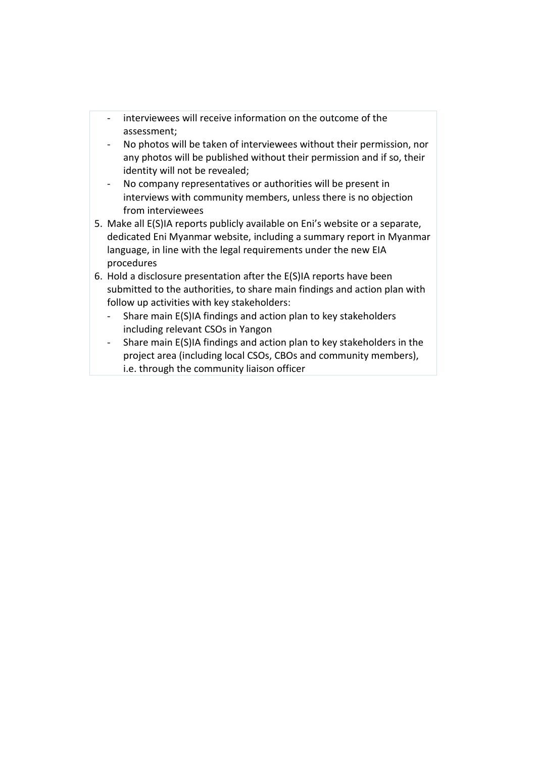- interviewees will receive information on the outcome of the assessment;
- No photos will be taken of interviewees without their permission, nor any photos will be published without their permission and if so, their identity will not be revealed;
- No company representatives or authorities will be present in interviews with community members, unless there is no objection from interviewees

5. Make all E(S)IA reports publicly available on Eni's website or a separate, dedicated Eni Myanmar website, including a summary report in Myanmar language, in line with the legal requirements under the new EIA procedures
6. Hold a disclosure presentation after the E(S)IA reports have been submitted to the authorities, to share main findings and action plan with follow up activities with key stakeholders:
   - Share main E(S)IA findings and action plan to key stakeholders including relevant CSOs in Yangon
   - Share main E(S)IA findings and action plan to key stakeholders in the project area (including local CSOs, CBOs and community members), i.e. through the community liaison officer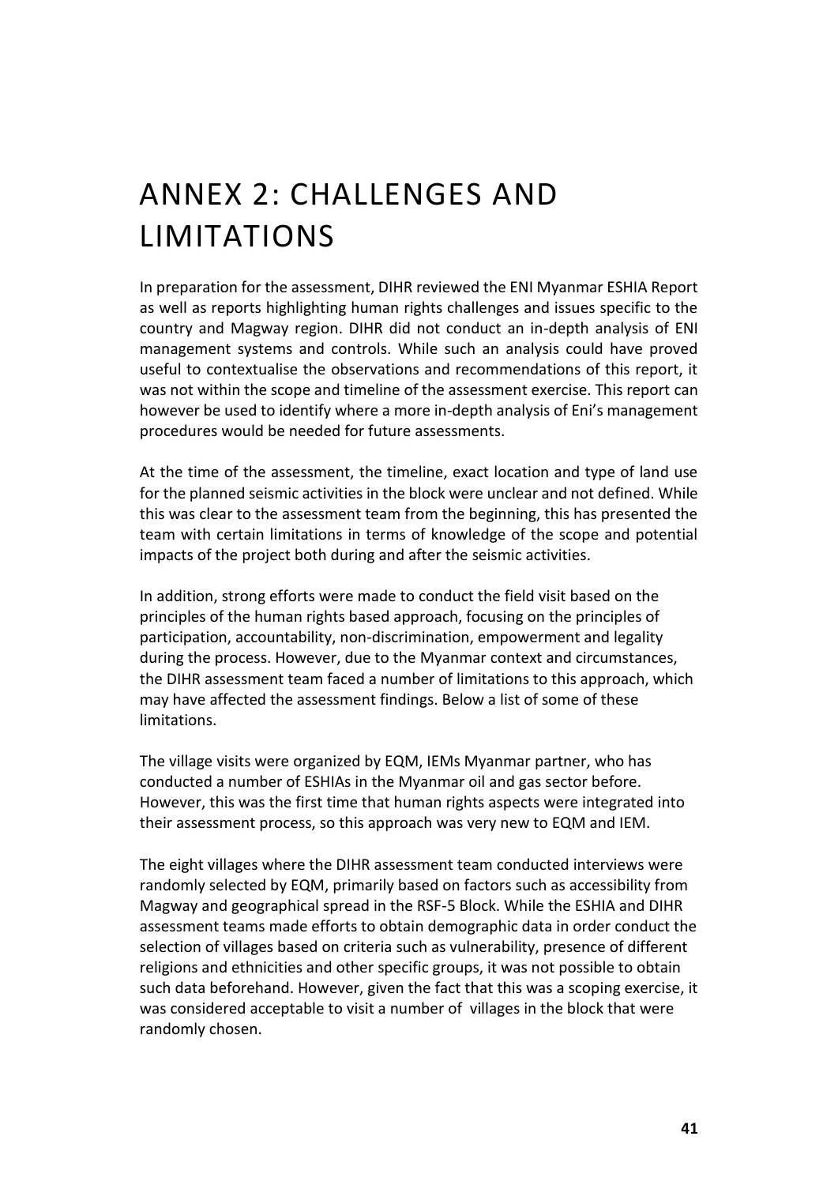# ANNEX 2: CHALLENGES AND LIMITATIONS

In preparation for the assessment, DIHR reviewed the ENI Myanmar ESHIA Report as well as reports highlighting human rights challenges and issues specific to the country and Magway region. DIHR did not conduct an in-depth analysis of ENI management systems and controls. While such an analysis could have proved useful to contextualise the observations and recommendations of this report, it was not within the scope and timeline of the assessment exercise. This report can however be used to identify where a more in-depth analysis of Eni's management procedures would be needed for future assessments.

At the time of the assessment, the timeline, exact location and type of land use for the planned seismic activities in the block were unclear and not defined. While this was clear to the assessment team from the beginning, this has presented the team with certain limitations in terms of knowledge of the scope and potential impacts of the project both during and after the seismic activities.

In addition, strong efforts were made to conduct the field visit based on the principles of the human rights based approach, focusing on the principles of participation, accountability, non-discrimination, empowerment and legality during the process. However, due to the Myanmar context and circumstances, the DIHR assessment team faced a number of limitations to this approach, which may have affected the assessment findings. Below a list of some of these limitations.

The village visits were organized by EQM, IEMs Myanmar partner, who has conducted a number of ESHIAs in the Myanmar oil and gas sector before. However, this was the first time that human rights aspects were integrated into their assessment process, so this approach was very new to EQM and IEM.

The eight villages where the DIHR assessment team conducted interviews were randomly selected by EQM, primarily based on factors such as accessibility from Magway and geographical spread in the RSF-5 Block. While the ESHIA and DIHR assessment teams made efforts to obtain demographic data in order conduct the selection of villages based on criteria such as vulnerability, presence of different religions and ethnicities and other specific groups, it was not possible to obtain such data beforehand. However, given the fact that this was a scoping exercise, it was considered acceptable to visit a number of villages in the block that were randomly chosen.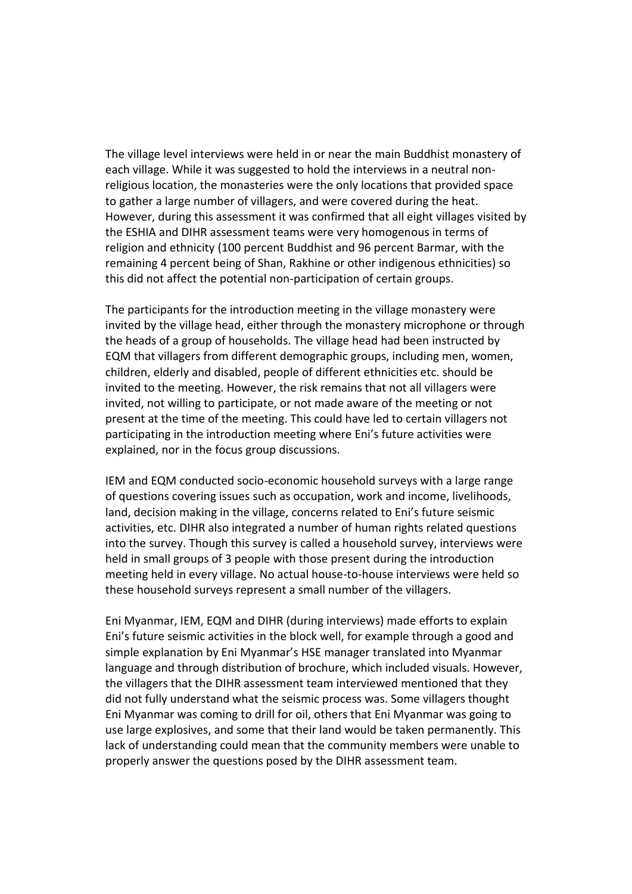The village level interviews were held in or near the main Buddhist monastery of each village. While it was suggested to hold the interviews in a neutral non-religious location, the monasteries were the only locations that provided space to gather a large number of villagers, and were covered during the heat. However, during this assessment it was confirmed that all eight villages visited by the ESHIA and DIHR assessment teams were very homogenous in terms of religion and ethnicity (100 percent Buddhist and 96 percent Barmar, with the remaining 4 percent being of Shan, Rakhine or other indigenous ethnicities) so this did not affect the potential non-participation of certain groups.

The participants for the introduction meeting in the village monastery were invited by the village head, either through the monastery microphone or through the heads of a group of households. The village head had been instructed by EQM that villagers from different demographic groups, including men, women, children, elderly and disabled, people of different ethnicities etc. should be invited to the meeting. However, the risk remains that not all villagers were invited, not willing to participate, or not made aware of the meeting or not present at the time of the meeting. This could have led to certain villagers not participating in the introduction meeting where Eni's future activities were explained, nor in the focus group discussions.

IEM and EQM conducted socio-economic household surveys with a large range of questions covering issues such as occupation, work and income, livelihoods, land, decision making in the village, concerns related to Eni's future seismic activities, etc. DIHR also integrated a number of human rights related questions into the survey. Though this survey is called a household survey, interviews were held in small groups of 3 people with those present during the introduction meeting held in every village. No actual house-to-house interviews were held so these household surveys represent a small number of the villagers.

Eni Myanmar, IEM, EQM and DIHR (during interviews) made efforts to explain Eni's future seismic activities in the block well, for example through a good and simple explanation by Eni Myanmar's HSE manager translated into Myanmar language and through distribution of brochure, which included visuals. However, the villagers that the DIHR assessment team interviewed mentioned that they did not fully understand what the seismic process was. Some villagers thought Eni Myanmar was coming to drill for oil, others that Eni Myanmar was going to use large explosives, and some that their land would be taken permanently. This lack of understanding could mean that the community members were unable to properly answer the questions posed by the DIHR assessment team.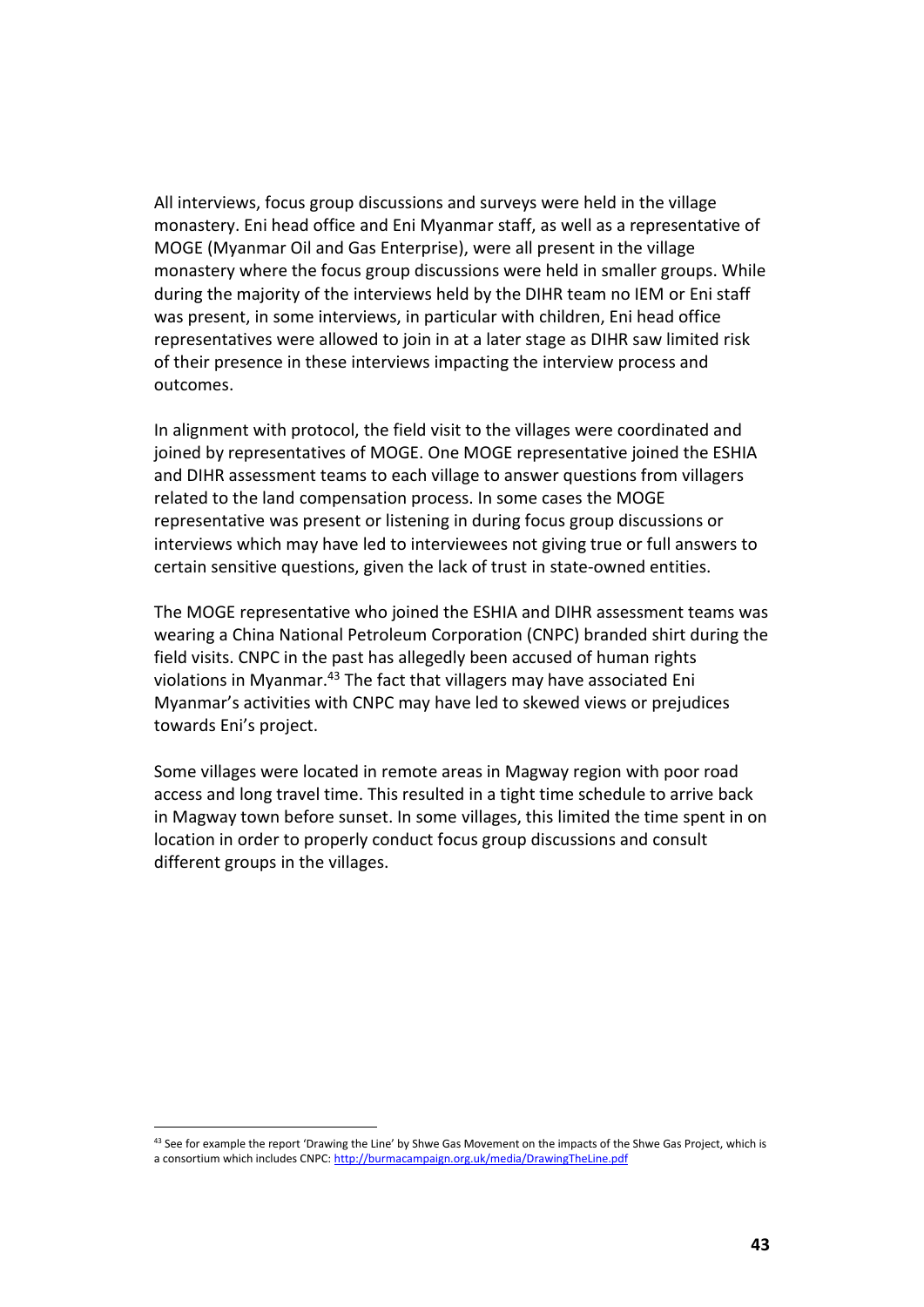All interviews, focus group discussions and surveys were held in the village monastery. Eni head office and Eni Myanmar staff, as well as a representative of MOGE (Myanmar Oil and Gas Enterprise), were all present in the village monastery where the focus group discussions were held in smaller groups. While during the majority of the interviews held by the DIHR team no IEM or Eni staff was present, in some interviews, in particular with children, Eni head office representatives were allowed to join in at a later stage as DIHR saw limited risk of their presence in these interviews impacting the interview process and outcomes.

In alignment with protocol, the field visit to the villages were coordinated and joined by representatives of MOGE. One MOGE representative joined the ESHIA and DIHR assessment teams to each village to answer questions from villagers related to the land compensation process. In some cases the MOGE representative was present or listening in during focus group discussions or interviews which may have led to interviewees not giving true or full answers to certain sensitive questions, given the lack of trust in state-owned entities.

The MOGE representative who joined the ESHIA and DIHR assessment teams was wearing a China National Petroleum Corporation (CNPC) branded shirt during the field visits. CNPC in the past has allegedly been accused of human rights violations in Myanmar.[43] The fact that villagers may have associated Eni Myanmar's activities with CNPC may have led to skewed views or prejudices towards Eni's project.

Some villages were located in remote areas in Magway region with poor road access and long travel time. This resulted in a tight schedule to arrive back in Magway town before sunset. In some villages, this limited the time spent in on location in order to properly conduct focus group discussions and consult different groups in the villages.

[43] See for example the report 'Drawing the Line' by Shwe Gas Movement on the impacts of the Shwe Gas Project, which is a consortium which includes CNPC: http://burmacampaign.org.uk/media/DrawingTheLine.pdf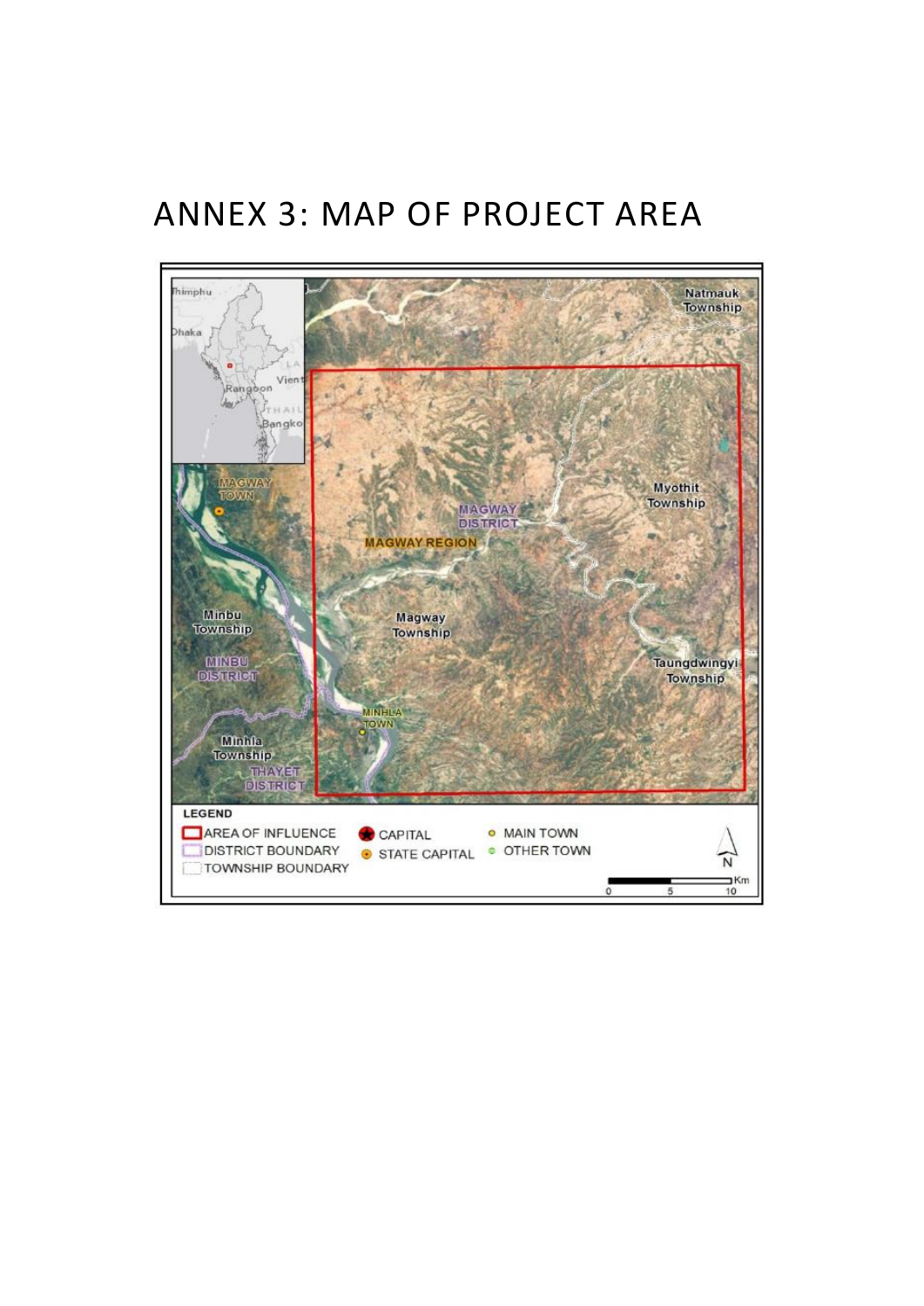# ANNEX 3: MAP OF PROJECT AREA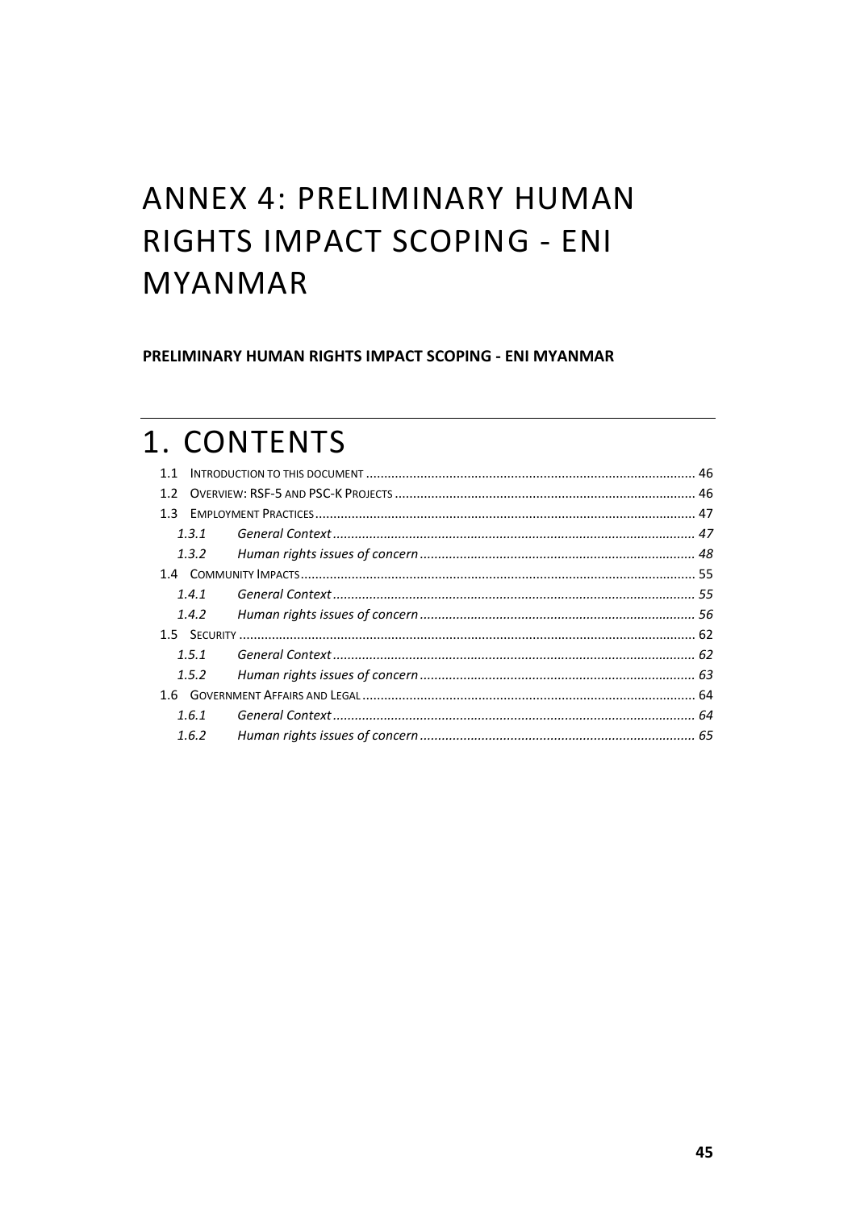# ANNEX 4: PRELIMINARY HUMAN RIGHTS IMPACT SCOPING - ENI MYANMAR

**PRELIMINARY HUMAN RIGHTS IMPACT SCOPING - ENI MYANMAR**

# 1. CONTENTS

- 1.1 Introduction to this document .......... 46
- 1.2 Overview: RSF-5 and PSC-K Projects .......... 46
- 1.3 Employment Practices .......... 47
  - *1.3.1 General Context .......... 47*
  - *1.3.2 Human rights issues of concern .......... 48*
- 1.4 Community Impacts .......... 55
  - *1.4.1 General Context .......... 55*
  - *1.4.2 Human rights issues of concern .......... 56*
- 1.5 Security .......... 62
  - *1.5.1 General Context .......... 62*
  - *1.5.2 Human rights issues of concern .......... 63*
- 1.6 Government Affairs and Legal .......... 64
  - *1.6.1 General Context .......... 64*
  - *1.6.2 Human rights issues of concern .......... 65*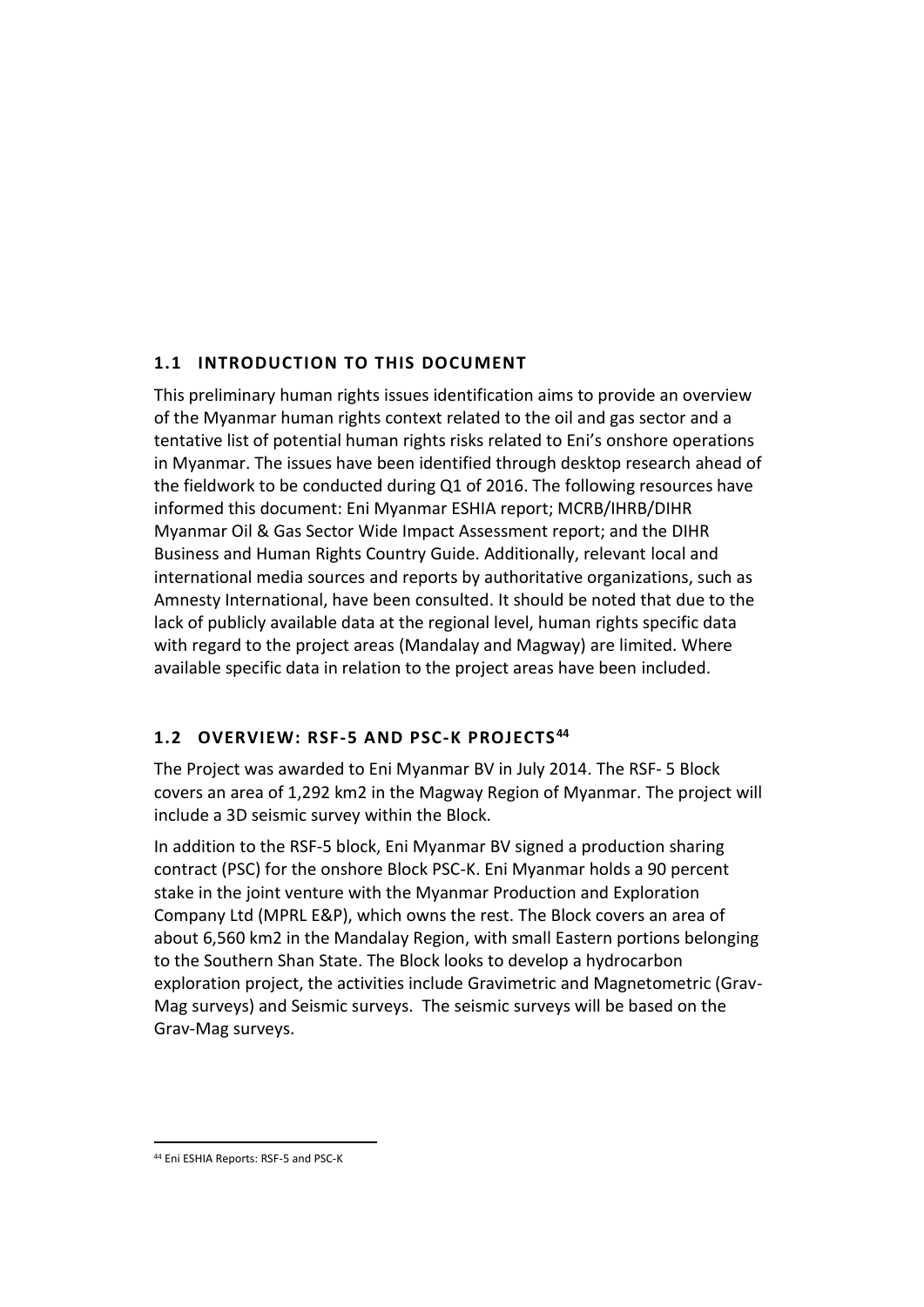## 1.1 INTRODUCTION TO THIS DOCUMENT

This preliminary human rights issues identification aims to provide an overview of the Myanmar human rights context related to the oil and gas sector and a tentative list of potential human rights risks related to Eni's onshore operations in Myanmar. The issues have been identified through desktop research ahead of the fieldwork to be conducted during Q1 of 2016. The following resources have informed this document: Eni Myanmar ESHIA report; MCRB/IHRB/DIHR Myanmar Oil & Gas Sector Wide Impact Assessment report; and the DIHR Business and Human Rights Country Guide. Additionally, relevant local and international media sources and reports by authoritative organizations, such as Amnesty International, have been consulted. It should be noted that due to the lack of publicly available data at the regional level, human rights specific data with regard to the project areas (Mandalay and Magway) are limited. Where available specific data in relation to the project areas have been included.

## 1.2 OVERVIEW: RSF-5 AND PSC-K PROJECTS[44]

The Project was awarded to Eni Myanmar BV in July 2014. The RSF- 5 Block covers an area of 1,292 km2 in the Magway Region of Myanmar. The project will include a 3D seismic survey within the Block.

In addition to the RSF-5 block, Eni Myanmar BV signed a production sharing contract (PSC) for the onshore Block PSC-K. Eni Myanmar holds a 90 percent stake in the joint venture with the Myanmar Production and Exploration Company Ltd (MPRL E&P), which owns the rest. The Block covers an area of about 6,560 km2 in the Mandalay Region, with small Eastern portions belonging to the Southern Shan State. The Block looks to develop a hydrocarbon exploration project, the activities include Gravimetric and Magnetometric (Grav-Mag surveys) and Seismic surveys. The seismic surveys will be based on the Grav-Mag surveys.

[44] Eni ESHIA Reports: RSF-5 and PSC-K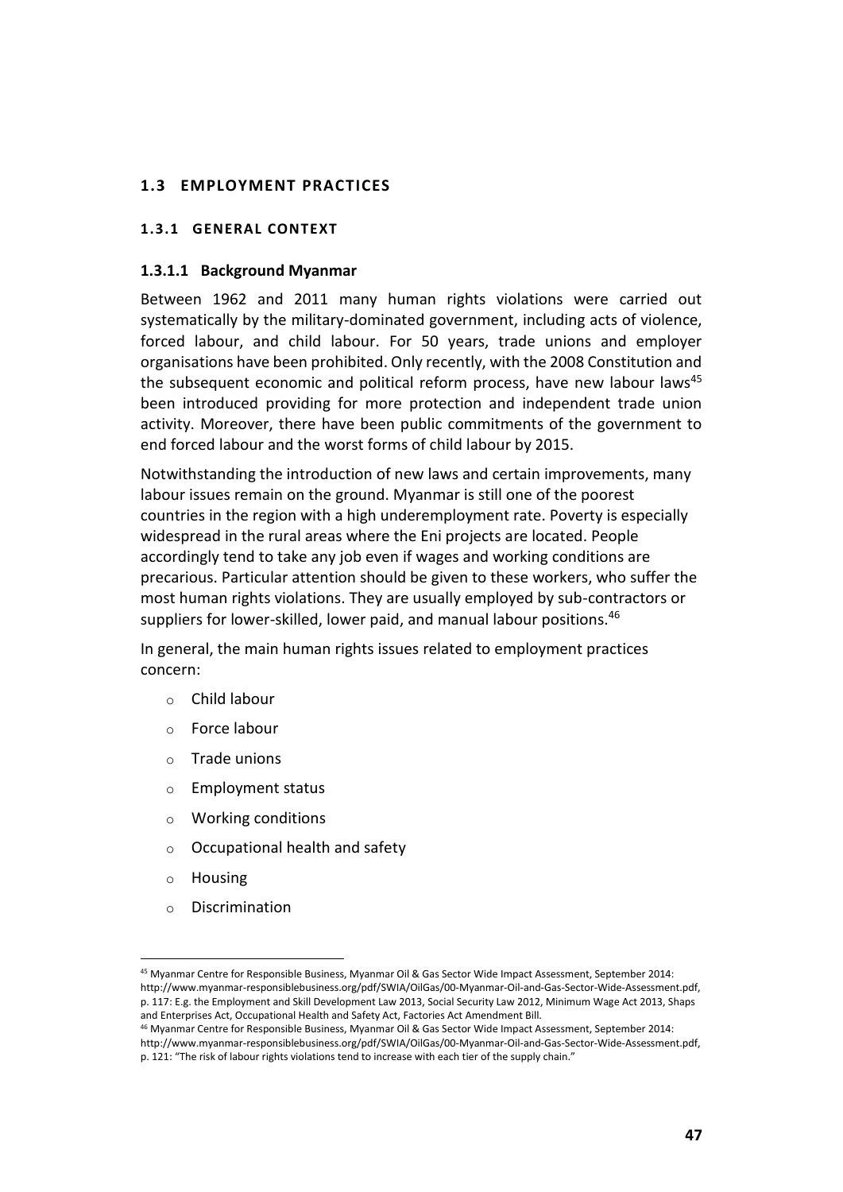## 1.3 EMPLOYMENT PRACTICES

### 1.3.1 GENERAL CONTEXT

#### 1.3.1.1 Background Myanmar

Between 1962 and 2011 many human rights violations were carried out systematically by the military-dominated government, including acts of violence, forced labour, and child labour. For 50 years, trade unions and employer organisations have been prohibited. Only recently, with the 2008 Constitution and the subsequent economic and political reform process, have new labour laws[45] been introduced providing for more protection and independent trade union activity. Moreover, there have been public commitments of the government to end forced labour and the worst forms of child labour by 2015.

Notwithstanding the introduction of new laws and certain improvements, many labour issues remain on the ground. Myanmar is still one of the poorest countries in the region with a high underemployment rate. Poverty is especially widespread in the rural areas where the Eni projects are located. People accordingly tend to take any job even if wages and working conditions are precarious. Particular attention should be given to these workers, who suffer the most human rights violations. They are usually employed by sub-contractors or suppliers for lower-skilled, lower paid, and manual labour positions.[46]

In general, the main human rights issues related to employment practices concern:

- Child labour
- Force labour
- Trade unions
- Employment status
- Working conditions
- Occupational health and safety
- Housing
- Discrimination

---

[45] Myanmar Centre for Responsible Business, Myanmar Oil & Gas Sector Wide Impact Assessment, September 2014: http://www.myanmar-responsiblebusiness.org/pdf/SWIA/OilGas/00-Myanmar-Oil-and-Gas-Sector-Wide-Assessment.pdf, p. 117: E.g. the Employment and Skill Development Law 2013, Social Security Law 2012, Minimum Wage Act 2013, Shaps and Enterprises Act, Occupational Health and Safety Act, Factories Act Amendment Bill.

[46] Myanmar Centre for Responsible Business, Myanmar Oil & Gas Sector Wide Impact Assessment, September 2014: http://www.myanmar-responsiblebusiness.org/pdf/SWIA/OilGas/00-Myanmar-Oil-and-Gas-Sector-Wide-Assessment.pdf, p. 121: "The risk of labour rights violations tend to increase with each tier of the supply chain."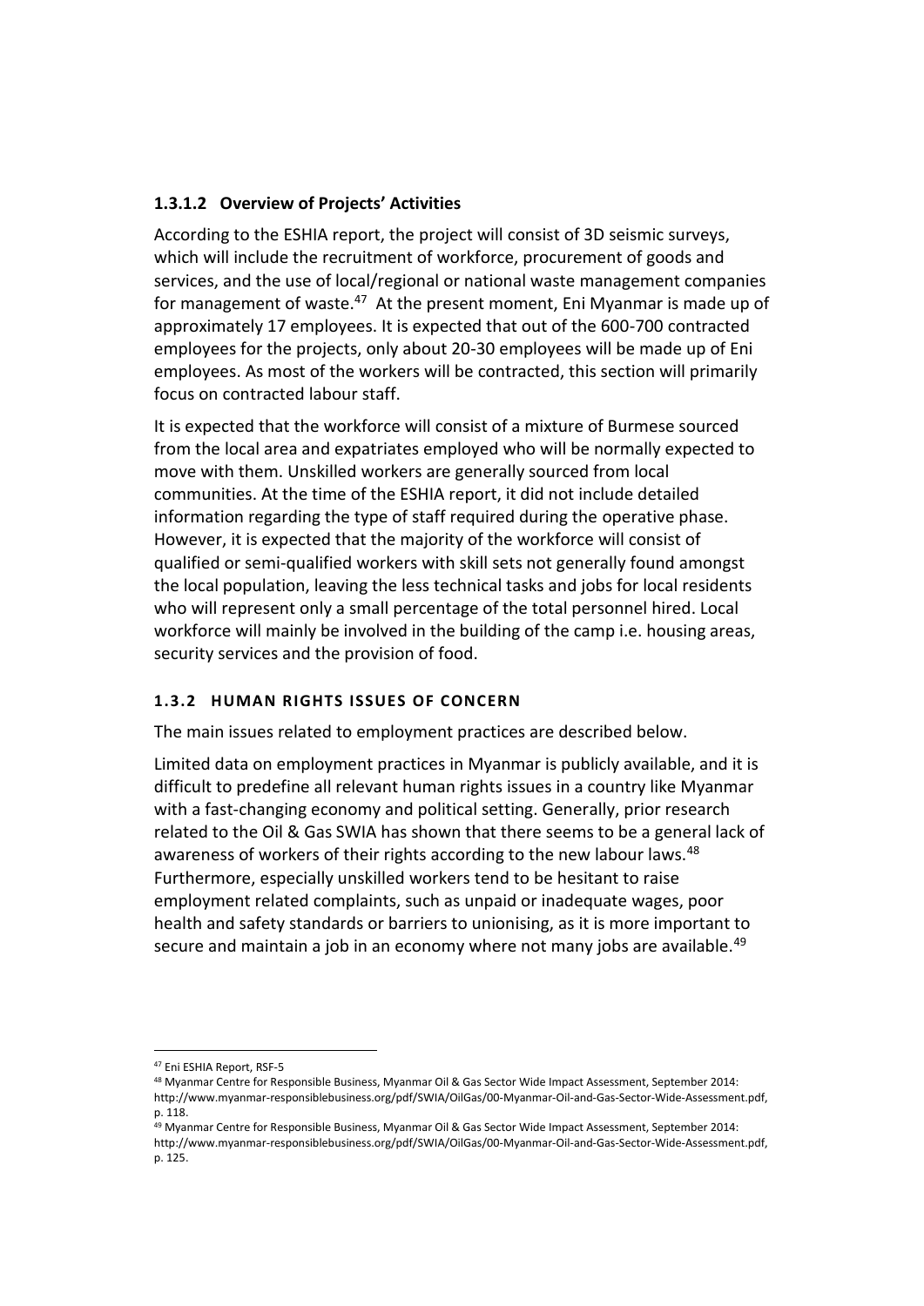#### 1.3.1.2 Overview of Projects' Activities

According to the ESHIA report, the project will consist of 3D seismic surveys, which will include the recruitment of workforce, procurement of goods and services, and the use of local/regional or national waste management companies for management of waste.[47] At the present moment, Eni Myanmar is made up of approximately 17 employees. It is expected that out of the 600-700 contracted employees for the projects, only about 20-30 employees will be made up of Eni employees. As most of the workers will be contracted, this section will primarily focus on contracted labour staff.

It is expected that the workforce will consist of a mixture of Burmese sourced from the local area and expatriates employed who will be normally expected to move with them. Unskilled workers are generally sourced from local communities. At the time of the ESHIA report, it did not include detailed information regarding the type of staff required during the operative phase. However, it is expected that the majority of the workforce will consist of qualified or semi-qualified workers with skill sets not generally found amongst the local population, leaving the less technical tasks and jobs for local residents who will represent only a small percentage of the total personnel hired. Local workforce will mainly be involved in the building of the camp i.e. housing areas, security services and the provision of food.

### 1.3.2 HUMAN RIGHTS ISSUES OF CONCERN

The main issues related to employment practices are described below.

Limited data on employment practices in Myanmar is publicly available, and it is difficult to predefine all relevant human rights issues in a country like Myanmar with a fast-changing economy and political setting. Generally, prior research related to the Oil & Gas SWIA has shown that there seems to be a general lack of awareness of workers of their rights according to the new labour laws.[48] Furthermore, especially unskilled workers tend to be hesitant to raise employment related complaints, such as unpaid or inadequate wages, poor health and safety standards or barriers to unionising, as it is more important to secure and maintain a job in an economy where not many jobs are available.[49]

---

[47] Eni ESHIA Report, RSF-5

[48] Myanmar Centre for Responsible Business, Myanmar Oil & Gas Sector Wide Impact Assessment, September 2014: http://www.myanmar-responsiblebusiness.org/pdf/SWIA/OilGas/00-Myanmar-Oil-and-Gas-Sector-Wide-Assessment.pdf, p. 118.

[49] Myanmar Centre for Responsible Business, Myanmar Oil & Gas Sector Wide Impact Assessment, September 2014: http://www.myanmar-responsiblebusiness.org/pdf/SWIA/OilGas/00-Myanmar-Oil-and-Gas-Sector-Wide-Assessment.pdf, p. 125.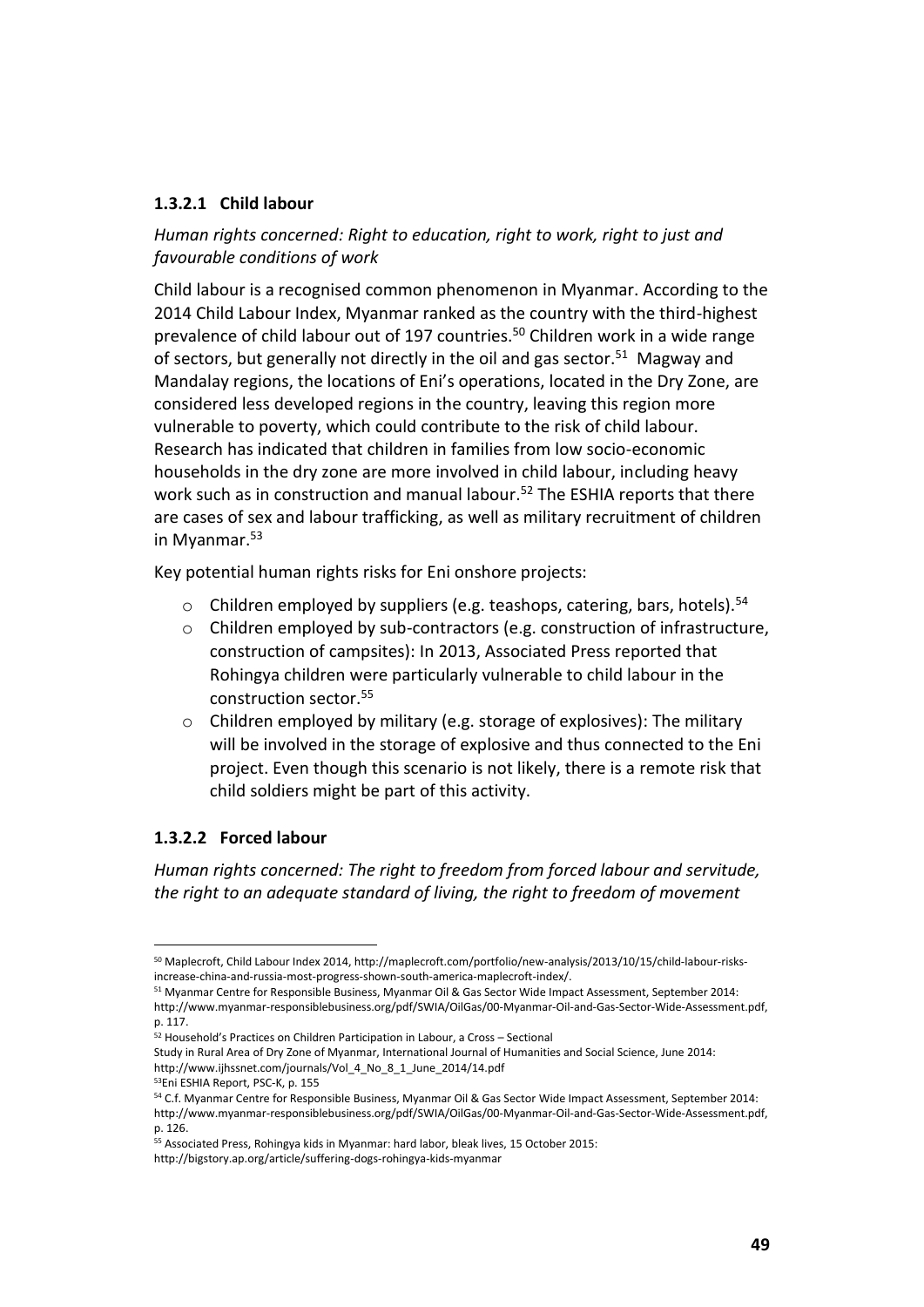#### 1.3.2.1 Child labour

*Human rights concerned: Right to education, right to work, right to just and favourable conditions of work*

Child labour is a recognised common phenomenon in Myanmar. According to the 2014 Child Labour Index, Myanmar ranked as the country with the third-highest prevalence of child labour out of 197 countries.[50] Children work in a wide range of sectors, but generally not directly in the oil and gas sector.[51] Magway and Mandalay regions, the locations of Eni's operations, located in the Dry Zone, are considered less developed regions in the country, leaving this region more vulnerable to poverty, which could contribute to the risk of child labour. Research has indicated that children in families from low socio-economic households in the dry zone are more involved in child labour, including heavy work such as in construction and manual labour.[52] The ESHIA reports that there are cases of sex and labour trafficking, as well as military recruitment of children in Myanmar.[53]

Key potential human rights risks for Eni onshore projects:

- Children employed by suppliers (e.g. teashops, catering, bars, hotels).[54]
- Children employed by sub-contractors (e.g. construction of infrastructure, construction of campsites): In 2013, Associated Press reported that Rohingya children were particularly vulnerable to child labour in the construction sector.[55]
- Children employed by military (e.g. storage of explosives): The military will be involved in the storage of explosive and thus connected to the Eni project. Even though this scenario is not likely, there is a remote risk that child soldiers might be part of this activity.

#### 1.3.2.2 Forced labour

*Human rights concerned: The right to freedom from forced labour and servitude, the right to an adequate standard of living, the right to freedom of movement*

---

[50] Maplecroft, Child Labour Index 2014, http://maplecroft.com/portfolio/new-analysis/2013/10/15/child-labour-risks-increase-china-and-russia-most-progress-shown-south-america-maplecroft-index/.

[51] Myanmar Centre for Responsible Business, Myanmar Oil & Gas Sector Wide Impact Assessment, September 2014: http://www.myanmar-responsiblebusiness.org/pdf/SWIA/OilGas/00-Myanmar-Oil-and-Gas-Sector-Wide-Assessment.pdf, p. 117.

[52] Household's Practices on Children Participation in Labour, a Cross – Sectional Study in Rural Area of Dry Zone of Myanmar, International Journal of Humanities and Social Science, June 2014: http://www.ijhssnet.com/journals/Vol_4_No_8_1_June_2014/14.pdf

[53] Eni ESHIA Report, PSC-K, p. 155

[54] C.f. Myanmar Centre for Responsible Business, Myanmar Oil & Gas Sector Wide Impact Assessment, September 2014: http://www.myanmar-responsiblebusiness.org/pdf/SWIA/OilGas/00-Myanmar-Oil-and-Gas-Sector-Wide-Assessment.pdf, p. 126.

[55] Associated Press, Rohingya kids in Myanmar: hard labor, bleak lives, 15 October 2015: http://bigstory.ap.org/article/suffering-dogs-rohingya-kids-myanmar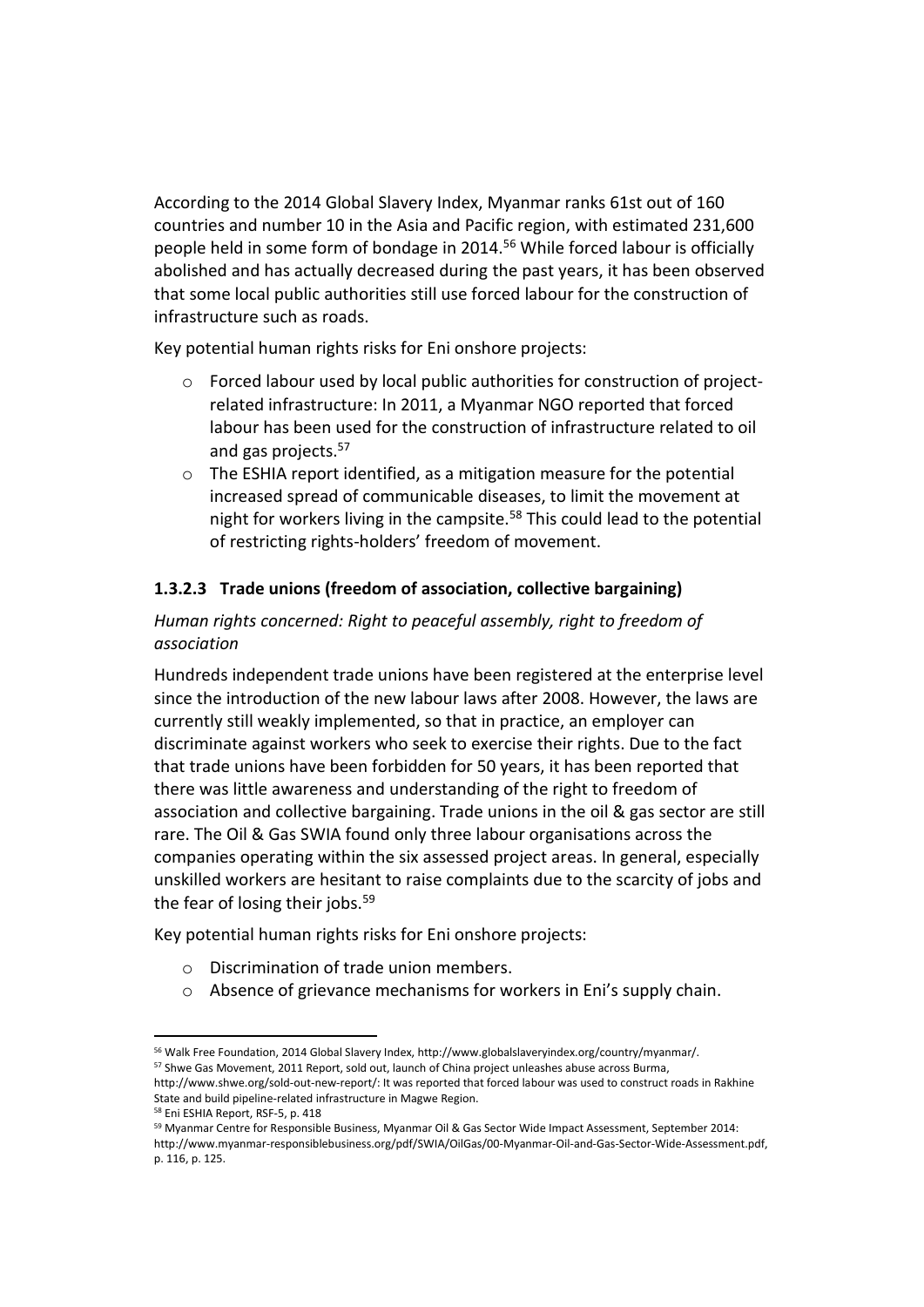According to the 2014 Global Slavery Index, Myanmar ranks 61st out of 160 countries and number 10 in the Asia and Pacific region, with estimated 231,600 people held in some form of bondage in 2014.[56] While forced labour is officially abolished and has actually decreased during the past years, it has been observed that some local public authorities still use forced labour for the construction of infrastructure such as roads.

Key potential human rights risks for Eni onshore projects:

- Forced labour used by local public authorities for construction of project-related infrastructure: In 2011, a Myanmar NGO reported that forced labour has been used for the construction of infrastructure related to oil and gas projects.[57]
- The ESHIA report identified, as a mitigation measure for the potential increased spread of communicable diseases, to limit the movement at night for workers living in the campsite.[58] This could lead to the potential of restricting rights-holders' freedom of movement.

#### 1.3.2.3 Trade unions (freedom of association, collective bargaining)

*Human rights concerned: Right to peaceful assembly, right to freedom of association*

Hundreds independent trade unions have been registered at the enterprise level since the introduction of the new labour laws after 2008. However, the laws are currently still weakly implemented, so that in practice, an employer can discriminate against workers who seek to exercise their rights. Due to the fact that trade unions have been forbidden for 50 years, it has been reported that there was little awareness and understanding of the right to freedom of association and collective bargaining. Trade unions in the oil & gas sector are still rare. The Oil & Gas SWIA found only three labour organisations across the companies operating within the six assessed project areas. In general, especially unskilled workers are hesitant to raise complaints due to the scarcity of jobs and the fear of losing their jobs.[59]

Key potential human rights risks for Eni onshore projects:

- Discrimination of trade union members.
- Absence of grievance mechanisms for workers in Eni's supply chain.

---

[56] Walk Free Foundation, 2014 Global Slavery Index, http://www.globalslaveryindex.org/country/myanmar/.

[57] Shwe Gas Movement, 2011 Report, sold out, launch of China project unleashes abuse across Burma, http://www.shwe.org/sold-out-new-report/: It was reported that forced labour was used to construct roads in Rakhine State and build pipeline-related infrastructure in Magwe Region.

[58] Eni ESHIA Report, RSF-5, p. 418

[59] Myanmar Centre for Responsible Business, Myanmar Oil & Gas Sector Wide Impact Assessment, September 2014: http://www.myanmar-responsiblebusiness.org/pdf/SWIA/OilGas/00-Myanmar-Oil-and-Gas-Sector-Wide-Assessment.pdf, p. 116, p. 125.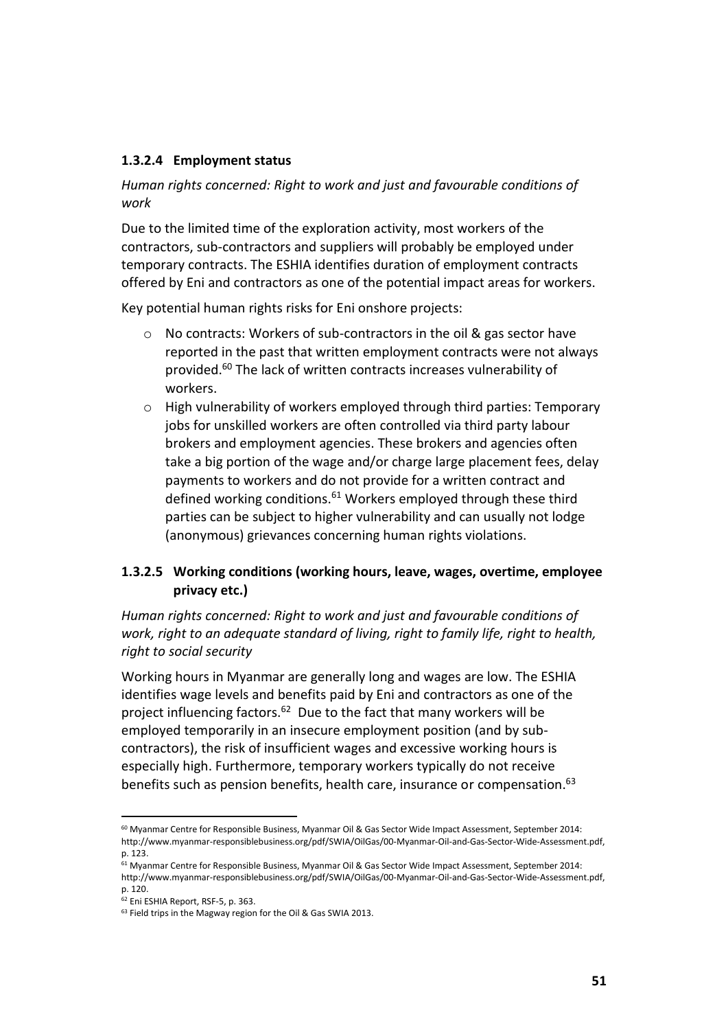#### 1.3.2.4 Employment status

*Human rights concerned: Right to work and just and favourable conditions of work*

Due to the limited time of the exploration activity, most workers of the contractors, sub-contractors and suppliers will probably be employed under temporary contracts. The ESHIA identifies duration of employment contracts offered by Eni and contractors as one of the potential impact areas for workers.

Key potential human rights risks for Eni onshore projects:

- No contracts: Workers of sub-contractors in the oil & gas sector have reported in the past that written employment contracts were not always provided.[60] The lack of written contracts increases vulnerability of workers.
- High vulnerability of workers employed through third parties: Temporary jobs for unskilled workers are often controlled via third party labour brokers and employment agencies. These brokers and agencies often take a big portion of the wage and/or charge large placement fees, delay payments to workers and do not provide for a written contract and defined working conditions.[61] Workers employed through these third parties can be subject to higher vulnerability and can usually not lodge (anonymous) grievances concerning human rights violations.

#### 1.3.2.5 Working conditions (working hours, leave, wages, overtime, employee privacy etc.)

*Human rights concerned: Right to work and just and favourable conditions of work, right to an adequate standard of living, right to family life, right to health, right to social security*

Working hours in Myanmar are generally long and wages are low. The ESHIA identifies wage levels and benefits paid by Eni and contractors as one of the project influencing factors.[62] Due to the fact that many workers will be employed temporarily in an insecure employment position (and by sub-contractors), the risk of insufficient wages and excessive working hours is especially high. Furthermore, temporary workers typically do not receive benefits such as pension benefits, health care, insurance or compensation.[63]

---

[60] Myanmar Centre for Responsible Business, Myanmar Oil & Gas Sector Wide Impact Assessment, September 2014: http://www.myanmar-responsiblebusiness.org/pdf/SWIA/OilGas/00-Myanmar-Oil-and-Gas-Sector-Wide-Assessment.pdf, p. 123.

[61] Myanmar Centre for Responsible Business, Myanmar Oil & Gas Sector Wide Impact Assessment, September 2014: http://www.myanmar-responsiblebusiness.org/pdf/SWIA/OilGas/00-Myanmar-Oil-and-Gas-Sector-Wide-Assessment.pdf, p. 120.

[62] Eni ESHIA Report, RSF-5, p. 363.

[63] Field trips in the Magway region for the Oil & Gas SWIA 2013.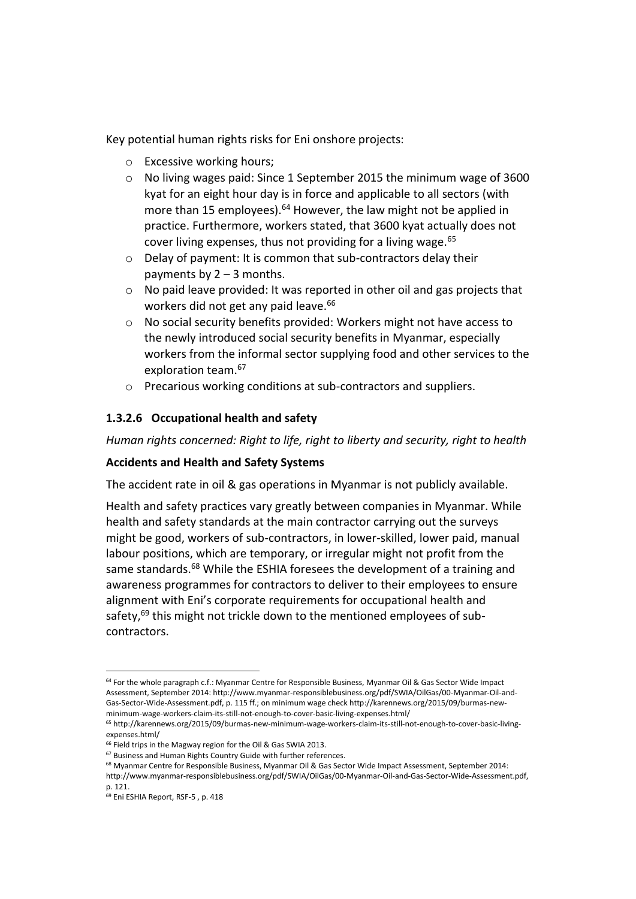Key potential human rights risks for Eni onshore projects:

- Excessive working hours;
- No living wages paid: Since 1 September 2015 the minimum wage of 3600 kyat for an eight hour day is in force and applicable to all sectors (with more than 15 employees).[64] However, the law might not be applied in practice. Furthermore, workers stated, that 3600 kyat actually does not cover living expenses, thus not providing for a living wage.[65]
- Delay of payment: It is common that sub-contractors delay their payments by 2 – 3 months.
- No paid leave provided: It was reported in other oil and gas projects that workers did not get any paid leave.[66]
- No social security benefits provided: Workers might not have access to the newly introduced social security benefits in Myanmar, especially workers from the informal sector supplying food and other services to the exploration team.[67]
- Precarious working conditions at sub-contractors and suppliers.

#### 1.3.2.6 Occupational health and safety

*Human rights concerned: Right to life, right to liberty and security, right to health*

**Accidents and Health and Safety Systems**

The accident rate in oil & gas operations in Myanmar is not publicly available.

Health and safety practices vary greatly between companies in Myanmar. While health and safety standards at the main contractor carrying out the surveys might be good, workers of sub-contractors, in lower-skilled, lower paid, manual labour positions, which are temporary, or irregular might not profit from the same standards.[68] While the ESHIA foresees the development of a training and awareness programmes for contractors to deliver to their employees to ensure alignment with Eni's corporate requirements for occupational health and safety,[69] this might not trickle down to the mentioned employees of sub-contractors.

---

[64] For the whole paragraph c.f.: Myanmar Centre for Responsible Business, Myanmar Oil & Gas Sector Wide Impact Assessment, September 2014: http://www.myanmar-responsiblebusiness.org/pdf/SWIA/OilGas/00-Myanmar-Oil-and-Gas-Sector-Wide-Assessment.pdf, p. 115 ff.; on minimum wage check http://karennews.org/2015/09/burmas-new-minimum-wage-workers-claim-its-still-not-enough-to-cover-basic-living-expenses.html/

[65] http://karennews.org/2015/09/burmas-new-minimum-wage-workers-claim-its-still-not-enough-to-cover-basic-living-expenses.html/

[66] Field trips in the Magway region for the Oil & Gas SWIA 2013.

[67] Business and Human Rights Country Guide with further references.

[68] Myanmar Centre for Responsible Business, Myanmar Oil & Gas Sector Wide Impact Assessment, September 2014: http://www.myanmar-responsiblebusiness.org/pdf/SWIA/OilGas/00-Myanmar-Oil-and-Gas-Sector-Wide-Assessment.pdf, p. 121.

[69] Eni ESHIA Report, RSF-5 , p. 418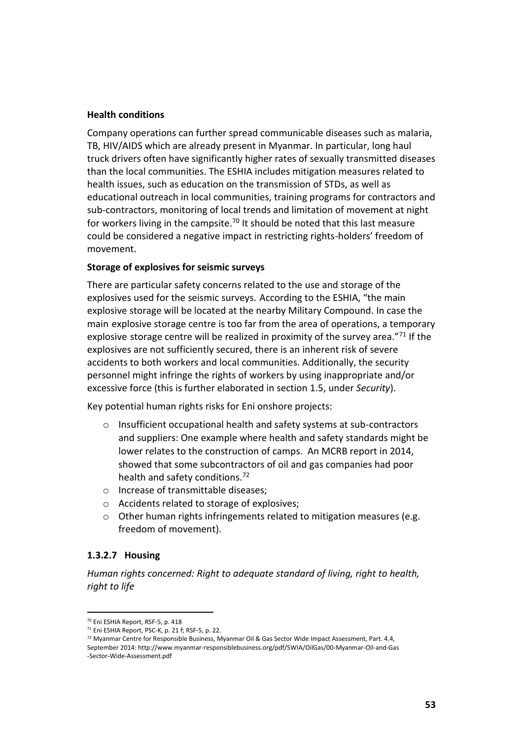**Health conditions**

Company operations can further spread communicable diseases such as malaria, TB, HIV/AIDS which are already present in Myanmar. In particular, long haul truck drivers often have significantly higher rates of sexually transmitted diseases than the local communities. The ESHIA includes mitigation measures related to health issues, such as education on the transmission of STDs, as well as educational outreach in local communities, training programs for contractors and sub-contractors, monitoring of local trends and limitation of movement at night for workers living in the campsite.[70] It should be noted that this last measure could be considered a negative impact in restricting rights-holders' freedom of movement.

**Storage of explosives for seismic surveys**

There are particular safety concerns related to the use and storage of the explosives used for the seismic surveys. According to the ESHIA, "the main explosive storage will be located at the nearby Military Compound. In case the main explosive storage centre is too far from the area of operations, a temporary explosive storage centre will be realized in proximity of the survey area."[71] If the explosives are not sufficiently secured, there is an inherent risk of severe accidents to both workers and local communities. Additionally, the security personnel might infringe the rights of workers by using inappropriate and/or excessive force (this is further elaborated in section 1.5, under *Security*).

Key potential human rights risks for Eni onshore projects:

- Insufficient occupational health and safety systems at sub-contractors and suppliers: One example where health and safety standards might be lower relates to the construction of camps. An MCRB report in 2014, showed that some subcontractors of oil and gas companies had poor health and safety conditions.[72]
- Increase of transmittable diseases;
- Accidents related to storage of explosives;
- Other human rights infringements related to mitigation measures (e.g. freedom of movement).

### 1.3.2.7 Housing

*Human rights concerned: Right to adequate standard of living, right to health, right to life*

---

[70] Eni ESHIA Report, RSF-5, p. 418

[71] Eni ESHIA Report, PSC-K, p. 21 f; RSF-5, p. 22.

[72] Myanmar Centre for Responsible Business, Myanmar Oil & Gas Sector Wide Impact Assessment, Part. 4.4, September 2014: http://www.myanmar-responsiblebusiness.org/pdf/SWIA/OilGas/00-Myanmar-Oil-and-Gas-Sector-Wide-Assessment.pdf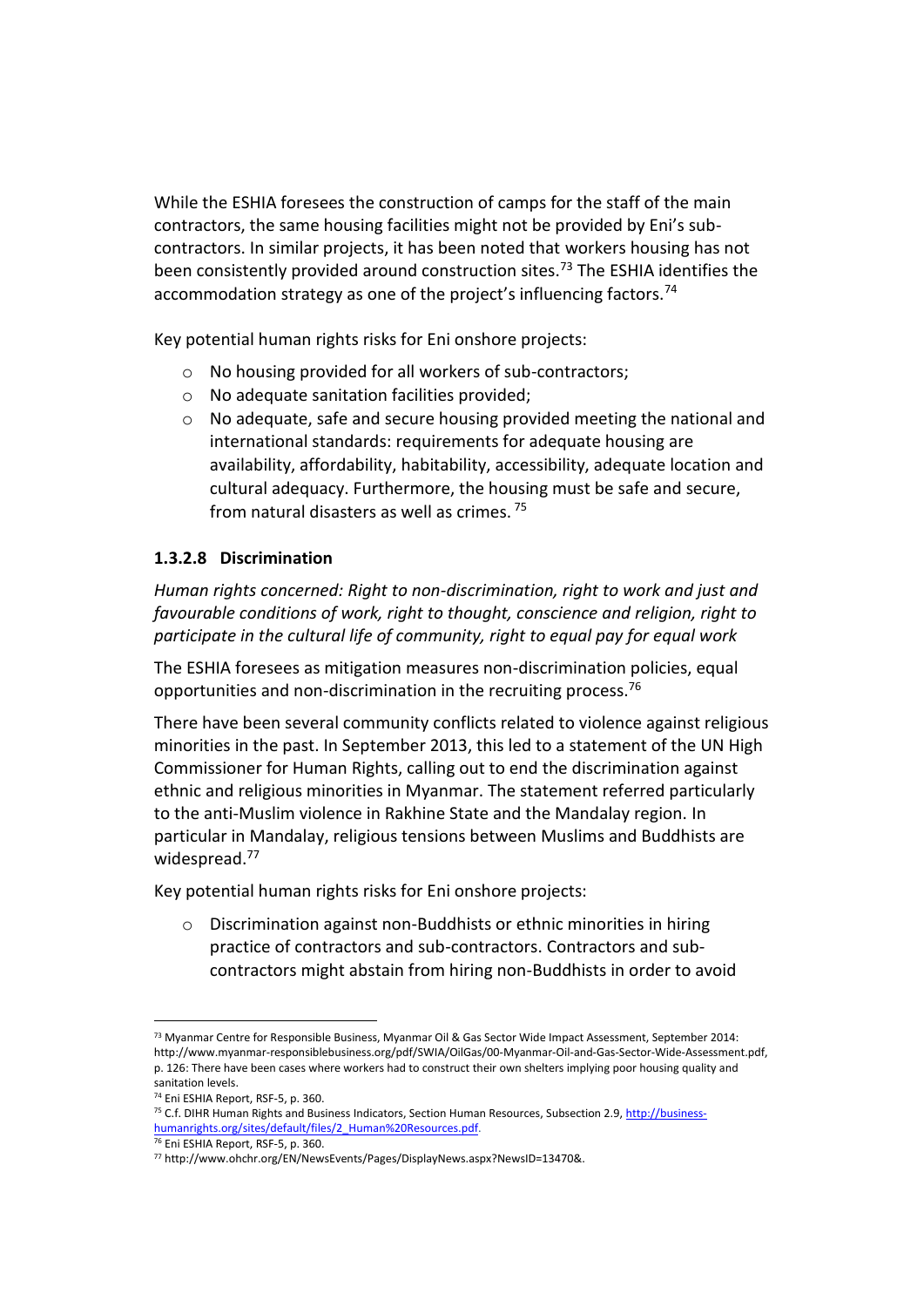While the ESHIA foresees the construction of camps for the staff of the main contractors, the same housing facilities might not be provided by Eni's sub-contractors. In similar projects, it has been noted that workers housing has not been consistently provided around construction sites.[73] The ESHIA identifies the accommodation strategy as one of the project's influencing factors.[74]

Key potential human rights risks for Eni onshore projects:

- No housing provided for all workers of sub-contractors;
- No adequate sanitation facilities provided;
- No adequate, safe and secure housing provided meeting the national and international standards: requirements for adequate housing are availability, affordability, habitability, accessibility, adequate location and cultural adequacy. Furthermore, the housing must be safe and secure, from natural disasters as well as crimes. [75]

#### 1.3.2.8 Discrimination

*Human rights concerned: Right to non-discrimination, right to work and just and favourable conditions of work, right to thought, conscience and religion, right to participate in the cultural life of community, right to equal pay for equal work*

The ESHIA foresees as mitigation measures non-discrimination policies, equal opportunities and non-discrimination in the recruiting process.[76]

There have been several community conflicts related to violence against religious minorities in the past. In September 2013, this led to a statement of the UN High Commissioner for Human Rights, calling out to end the discrimination against ethnic and religious minorities in Myanmar. The statement referred particularly to the anti-Muslim violence in Rakhine State and the Mandalay region. In particular in Mandalay, religious tensions between Muslims and Buddhists are widespread.[77]

Key potential human rights risks for Eni onshore projects:

- Discrimination against non-Buddhists or ethnic minorities in hiring practice of contractors and sub-contractors. Contractors and sub-contractors might abstain from hiring non-Buddhists in order to avoid

---

[73] Myanmar Centre for Responsible Business, Myanmar Oil & Gas Sector Wide Impact Assessment, September 2014: http://www.myanmar-responsiblebusiness.org/pdf/SWIA/OilGas/00-Myanmar-Oil-and-Gas-Sector-Wide-Assessment.pdf, p. 126: There have been cases where workers had to construct their own shelters implying poor housing quality and sanitation levels.

[74] Eni ESHIA Report, RSF-5, p. 360.

[75] C.f. DIHR Human Rights and Business Indicators, Section Human Resources, Subsection 2.9, http://business-humanrights.org/sites/default/files/2_Human%20Resources.pdf.

[76] Eni ESHIA Report, RSF-5, p. 360.

[77] http://www.ohchr.org/EN/NewsEvents/Pages/DisplayNews.aspx?NewsID=13470&.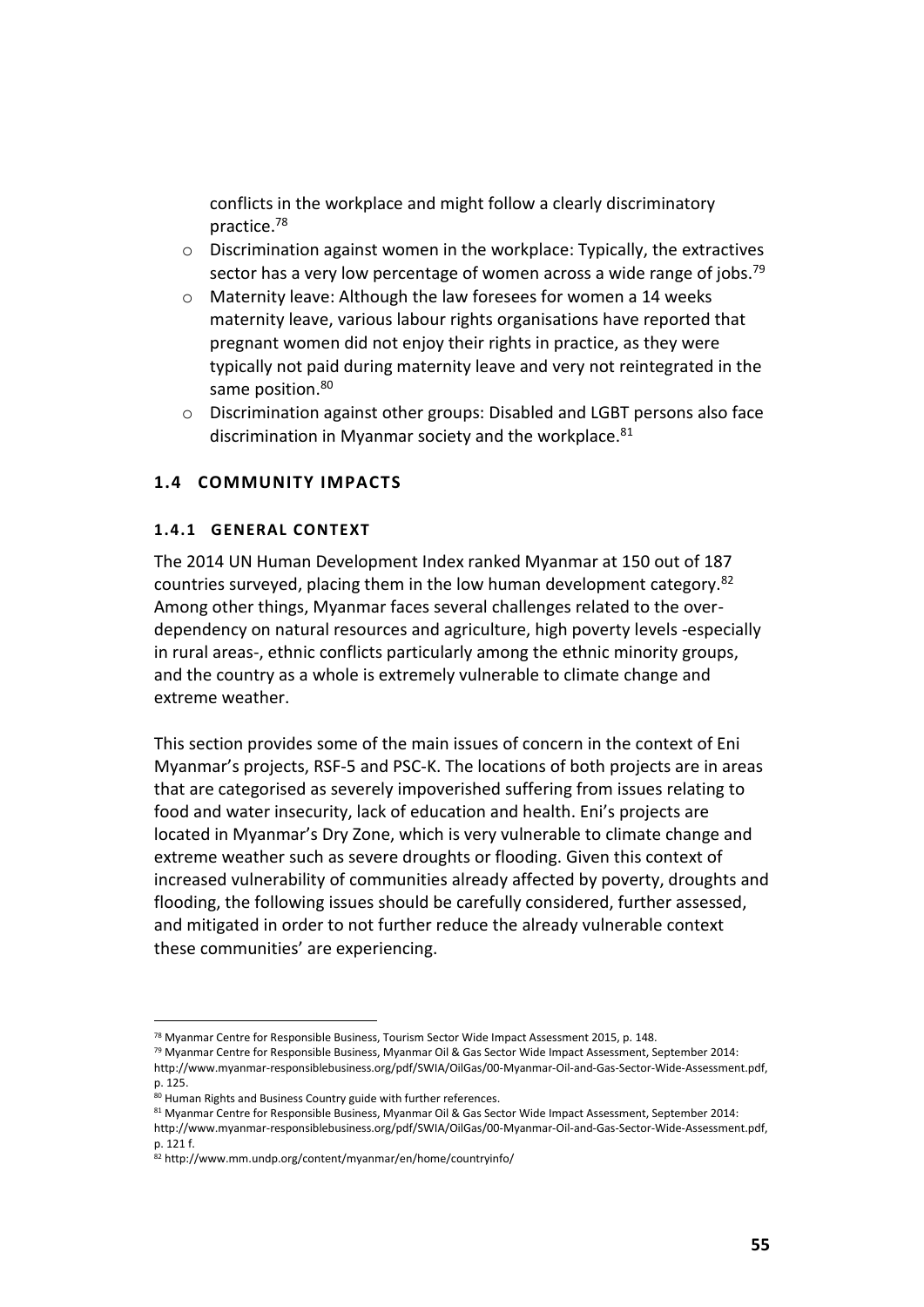conflicts in the workplace and might follow a clearly discriminatory practice.[78]

- Discrimination against women in the workplace: Typically, the extractives sector has a very low percentage of women across a wide range of jobs.[79]
- Maternity leave: Although the law foresees for women a 14 weeks maternity leave, various labour rights organisations have reported that pregnant women did not enjoy their rights in practice, as they were typically not paid during maternity leave and very not reintegrated in the same position.[80]
- Discrimination against other groups: Disabled and LGBT persons also face discrimination in Myanmar society and the workplace.[81]

## 1.4 COMMUNITY IMPACTS

### 1.4.1 GENERAL CONTEXT

The 2014 UN Human Development Index ranked Myanmar at 150 out of 187 countries surveyed, placing them in the low human development category.[82] Among other things, Myanmar faces several challenges related to the over-dependency on natural resources and agriculture, high poverty levels -especially in rural areas-, ethnic conflicts particularly among the ethnic minority groups, and the country as a whole is extremely vulnerable to climate change and extreme weather.

This section provides some of the main issues of concern in the context of Eni Myanmar's projects, RSF-5 and PSC-K. The locations of both projects are in areas that are categorised as severely impoverished suffering from issues relating to food and water insecurity, lack of education and health. Eni's projects are located in Myanmar's Dry Zone, which is very vulnerable to climate change and extreme weather such as severe droughts or flooding. Given this context of increased vulnerability of communities already affected by poverty, droughts and flooding, the following issues should be carefully considered, further assessed, and mitigated in order to not further reduce the already vulnerable context these communities' are experiencing.

---

[78] Myanmar Centre for Responsible Business, Tourism Sector Wide Impact Assessment 2015, p. 148.

[79] Myanmar Centre for Responsible Business, Myanmar Oil & Gas Sector Wide Impact Assessment, September 2014: http://www.myanmar-responsiblebusiness.org/pdf/SWIA/OilGas/00-Myanmar-Oil-and-Gas-Sector-Wide-Assessment.pdf, p. 125.

[80] Human Rights and Business Country guide with further references.

[81] Myanmar Centre for Responsible Business, Myanmar Oil & Gas Sector Wide Impact Assessment, September 2014: http://www.myanmar-responsiblebusiness.org/pdf/SWIA/OilGas/00-Myanmar-Oil-and-Gas-Sector-Wide-Assessment.pdf, p. 121 f.

[82] http://www.mm.undp.org/content/myanmar/en/home/countryinfo/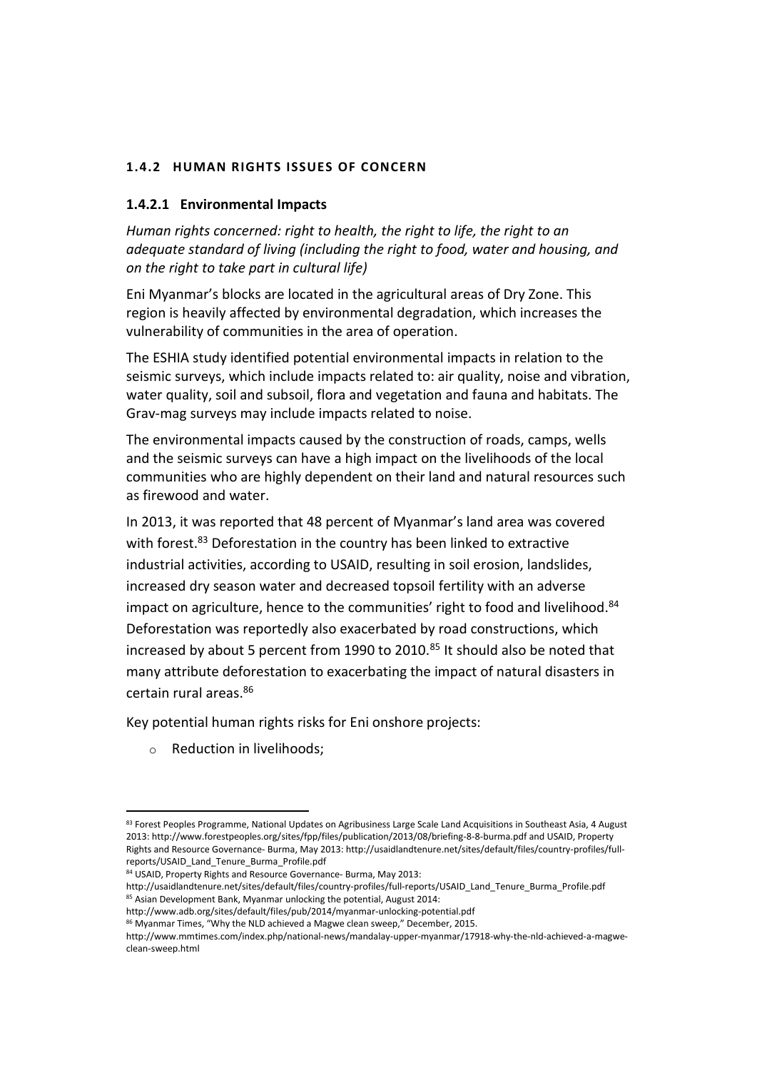### 1.4.2 HUMAN RIGHTS ISSUES OF CONCERN

#### 1.4.2.1 Environmental Impacts

*Human rights concerned: right to health, the right to life, the right to an adequate standard of living (including the right to food, water and housing, and on the right to take part in cultural life)*

Eni Myanmar's blocks are located in the agricultural areas of Dry Zone. This region is heavily affected by environmental degradation, which increases the vulnerability of communities in the area of operation.

The ESHIA study identified potential environmental impacts in relation to the seismic surveys, which include impacts related to: air quality, noise and vibration, water quality, soil and subsoil, flora and vegetation and fauna and habitats. The Grav-mag surveys may include impacts related to noise.

The environmental impacts caused by the construction of roads, camps, wells and the seismic surveys can have a high impact on the livelihoods of the local communities who are highly dependent on their land and natural resources such as firewood and water.

In 2013, it was reported that 48 percent of Myanmar's land area was covered with forest.[83] Deforestation in the country has been linked to extractive industrial activities, according to USAID, resulting in soil erosion, landslides, increased dry season water and decreased topsoil fertility with an adverse impact on agriculture, hence to the communities' right to food and livelihood.[84] Deforestation was reportedly also exacerbated by road constructions, which increased by about 5 percent from 1990 to 2010.[85] It should also be noted that many attribute deforestation to exacerbating the impact of natural disasters in certain rural areas.[86]

Key potential human rights risks for Eni onshore projects:

- Reduction in livelihoods;

---

[83] Forest Peoples Programme, National Updates on Agribusiness Large Scale Land Acquisitions in Southeast Asia, 4 August 2013: http://www.forestpeoples.org/sites/fpp/files/publication/2013/08/briefing-8-8-burma.pdf and USAID, Property Rights and Resource Governance- Burma, May 2013: http://usaidlandtenure.net/sites/default/files/country-profiles/full-reports/USAID_Land_Tenure_Burma_Profile.pdf

[84] USAID, Property Rights and Resource Governance- Burma, May 2013: http://usaidlandtenure.net/sites/default/files/country-profiles/full-reports/USAID_Land_Tenure_Burma_Profile.pdf

[85] Asian Development Bank, Myanmar unlocking the potential, August 2014: http://www.adb.org/sites/default/files/pub/2014/myanmar-unlocking-potential.pdf

[86] Myanmar Times, "Why the NLD achieved a Magwe clean sweep," December, 2015. http://www.mmtimes.com/index.php/national-news/mandalay-upper-myanmar/17918-why-the-nld-achieved-a-magwe-clean-sweep.html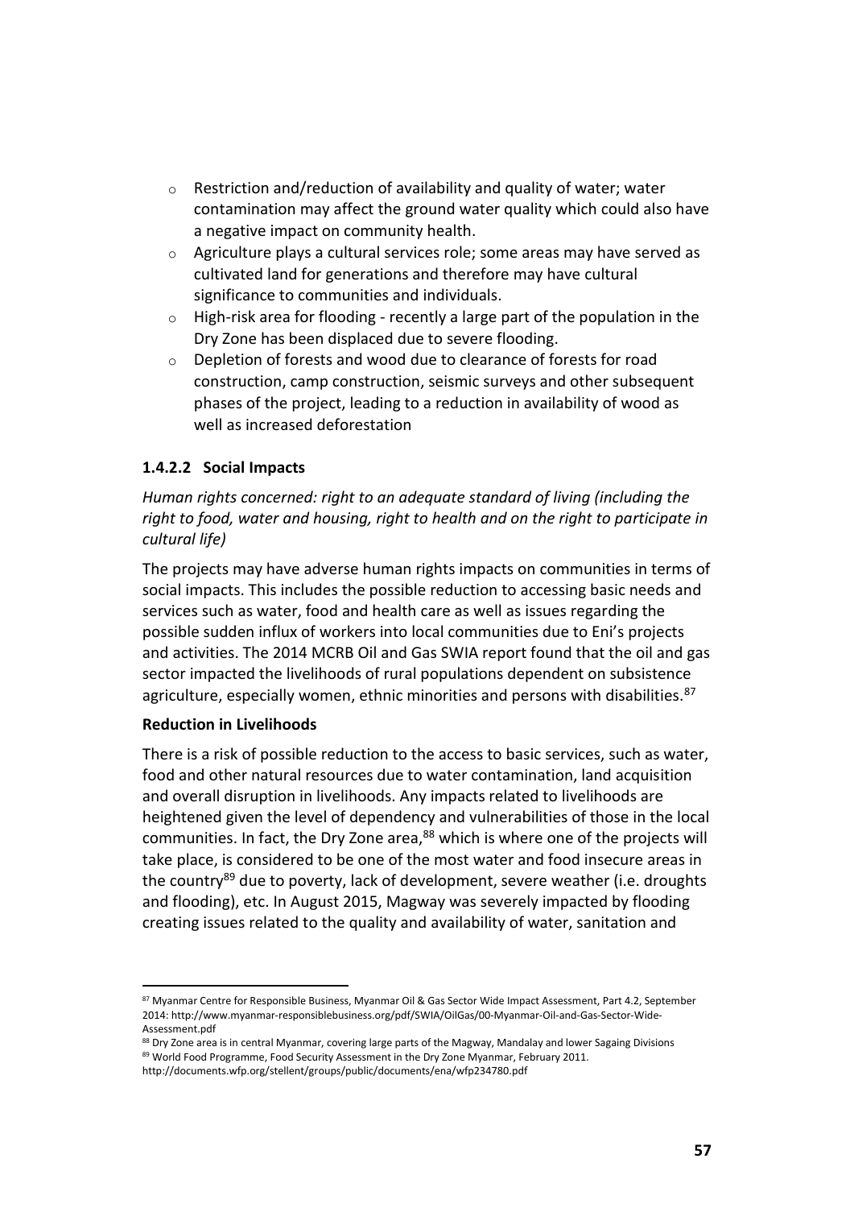- Restriction and/reduction of availability and quality of water; water contamination may affect the ground water quality which could also have a negative impact on community health.
- Agriculture plays a cultural services role; some areas may have served as cultivated land for generations and therefore may have cultural significance to communities and individuals.
- High-risk area for flooding - recently a large part of the population in the Dry Zone has been displaced due to severe flooding.
- Depletion of forests and wood due to clearance of forests for road construction, camp construction, seismic surveys and other subsequent phases of the project, leading to a reduction in availability of wood as well as increased deforestation

#### 1.4.2.2 Social Impacts

*Human rights concerned: right to an adequate standard of living (including the right to food, water and housing, right to health and on the right to participate in cultural life)*

The projects may have adverse human rights impacts on communities in terms of social impacts. This includes the possible reduction to accessing basic needs and services such as water, food and health care as well as issues regarding the possible sudden influx of workers into local communities due to Eni's projects and activities. The 2014 MCRB Oil and Gas SWIA report found that the oil and gas sector impacted the livelihoods of rural populations dependent on subsistence agriculture, especially women, ethnic minorities and persons with disabilities.[87]

**Reduction in Livelihoods**

There is a risk of possible reduction to the access to basic services, such as water, food and other natural resources due to water contamination, land acquisition and overall disruption in livelihoods. Any impacts related to livelihoods are heightened given the level of dependency and vulnerabilities of those in the local communities. In fact, the Dry Zone area,[88] which is where one of the projects will take place, is considered to be one of the most water and food insecure areas in the country[89] due to poverty, lack of development, severe weather (i.e. droughts and flooding), etc. In August 2015, Magway was severely impacted by flooding creating issues related to the quality and availability of water, sanitation and

---

[87] Myanmar Centre for Responsible Business, Myanmar Oil & Gas Sector Wide Impact Assessment, Part 4.2, September 2014: http://www.myanmar-responsiblebusiness.org/pdf/SWIA/OilGas/00-Myanmar-Oil-and-Gas-Sector-Wide-Assessment.pdf

[88] Dry Zone area is in central Myanmar, covering large parts of the Magway, Mandalay and lower Sagaing Divisions

[89] World Food Programme, Food Security Assessment in the Dry Zone Myanmar, February 2011. http://documents.wfp.org/stellent/groups/public/documents/ena/wfp234780.pdf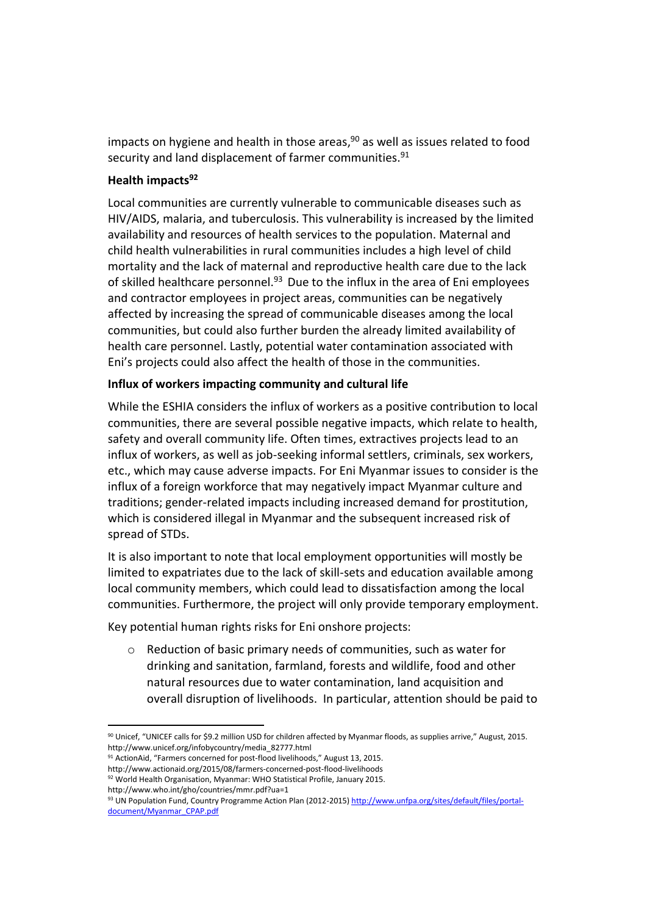impacts on hygiene and health in those areas,[90] as well as issues related to food security and land displacement of farmer communities.[91]

**Health impacts[92]**

Local communities are currently vulnerable to communicable diseases such as HIV/AIDS, malaria, and tuberculosis. This vulnerability is increased by the limited availability and resources of health services to the population. Maternal and child health vulnerabilities in rural communities includes a high level of child mortality and the lack of maternal and reproductive health care due to the lack of skilled healthcare personnel.[93] Due to the influx in the area of Eni employees and contractor employees in project areas, communities can be negatively affected by increasing the spread of communicable diseases among the local communities, but could also further burden the already limited availability of health care personnel. Lastly, potential water contamination associated with Eni's projects could also affect the health of those in the communities.

**Influx of workers impacting community and cultural life**

While the ESHIA considers the influx of workers as a positive contribution to local communities, there are several possible negative impacts, which relate to health, safety and overall community life. Often times, extractives projects lead to an influx of workers, as well as job-seeking informal settlers, criminals, sex workers, etc., which may cause adverse impacts. For Eni Myanmar issues to consider is the influx of a foreign workforce that may negatively impact Myanmar culture and traditions; gender-related impacts including increased demand for prostitution, which is considered illegal in Myanmar and the subsequent increased risk of spread of STDs.

It is also important to note that local employment opportunities will mostly be limited to expatriates due to the lack of skill-sets and education available among local community members, which could lead to dissatisfaction among the local communities. Furthermore, the project will only provide temporary employment.

Key potential human rights risks for Eni onshore projects:

- Reduction of basic primary needs of communities, such as water for drinking and sanitation, farmland, forests and wildlife, food and other natural resources due to water contamination, land acquisition and overall disruption of livelihoods. In particular, attention should be paid to

---

[90] Unicef, "UNICEF calls for $9.2 million USD for children affected by Myanmar floods, as supplies arrive," August, 2015. http://www.unicef.org/infobycountry/media_82777.html

[91] ActionAid, "Farmers concerned for post-flood livelihoods," August 13, 2015. http://www.actionaid.org/2015/08/farmers-concerned-post-flood-livelihoods

[92] World Health Organisation, Myanmar: WHO Statistical Profile, January 2015. http://www.who.int/gho/countries/mmr.pdf?ua=1

[93] UN Population Fund, Country Programme Action Plan (2012-2015) http://www.unfpa.org/sites/default/files/portal-document/Myanmar_CPAP.pdf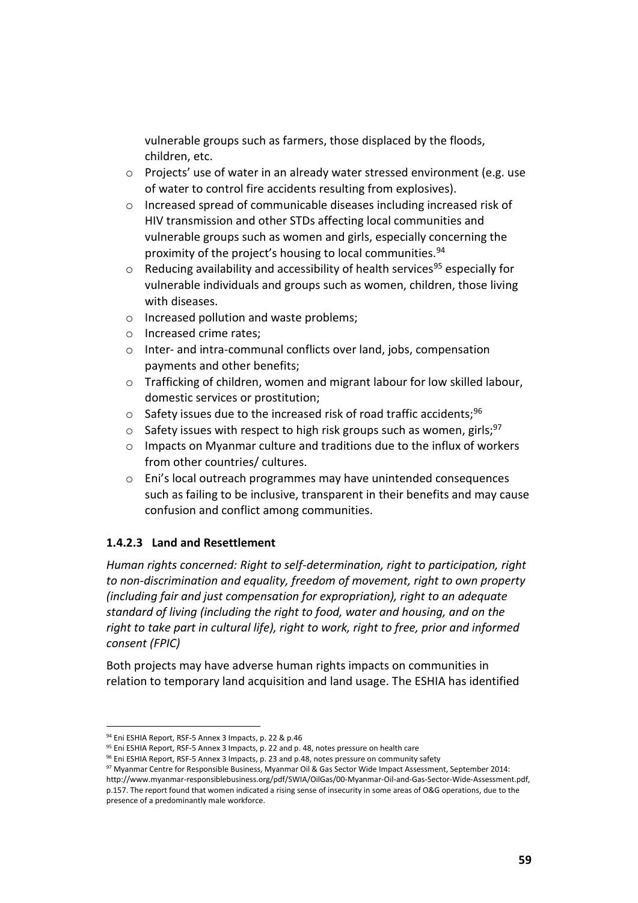vulnerable groups such as farmers, those displaced by the floods, children, etc.

- Projects' use of water in an already water stressed environment (e.g. use of water to control fire accidents resulting from explosives).
- Increased spread of communicable diseases including increased risk of HIV transmission and other STDs affecting local communities and vulnerable groups such as women and girls, especially concerning the proximity of the project's housing to local communities.[94]
- Reducing availability and accessibility of health services[95] especially for vulnerable individuals and groups such as women, children, those living with diseases.
- Increased pollution and waste problems;
- Increased crime rates;
- Inter- and intra-communal conflicts over land, jobs, compensation payments and other benefits;
- Trafficking of children, women and migrant labour for low skilled labour, domestic services or prostitution;
- Safety issues due to the increased risk of road traffic accidents;[96]
- Safety issues with respect to high risk groups such as women, girls;[97]
- Impacts on Myanmar culture and traditions due to the influx of workers from other countries/ cultures.
- Eni's local outreach programmes may have unintended consequences such as failing to be inclusive, transparent in their benefits and may cause confusion and conflict among communities.

#### 1.4.2.3 Land and Resettlement

*Human rights concerned: Right to self-determination, right to participation, right to non-discrimination and equality, freedom of movement, right to own property (including fair and just compensation for expropriation), right to an adequate standard of living (including the right to food, water and housing, and on the right to take part in cultural life), right to work, right to free, prior and informed consent (FPIC)*

Both projects may have adverse human rights impacts on communities in relation to temporary land acquisition and land usage. The ESHIA has identified

---

[94] Eni ESHIA Report, RSF-5 Annex 3 Impacts, p. 22 & p.46

[95] Eni ESHIA Report, RSF-5 Annex 3 Impacts, p. 22 and p. 48, notes pressure on health care

[96] Eni ESHIA Report, RSF-5 Annex 3 Impacts, p. 23 and p.48, notes pressure on community safety

[97] Myanmar Centre for Responsible Business, Myanmar Oil & Gas Sector Wide Impact Assessment, September 2014: http://www.myanmar-responsiblebusiness.org/pdf/SWIA/OilGas/00-Myanmar-Oil-and-Gas-Sector-Wide-Assessment.pdf, p.157. The report found that women indicated a rising sense of insecurity in some areas of O&G operations, due to the presence of a predominantly male workforce.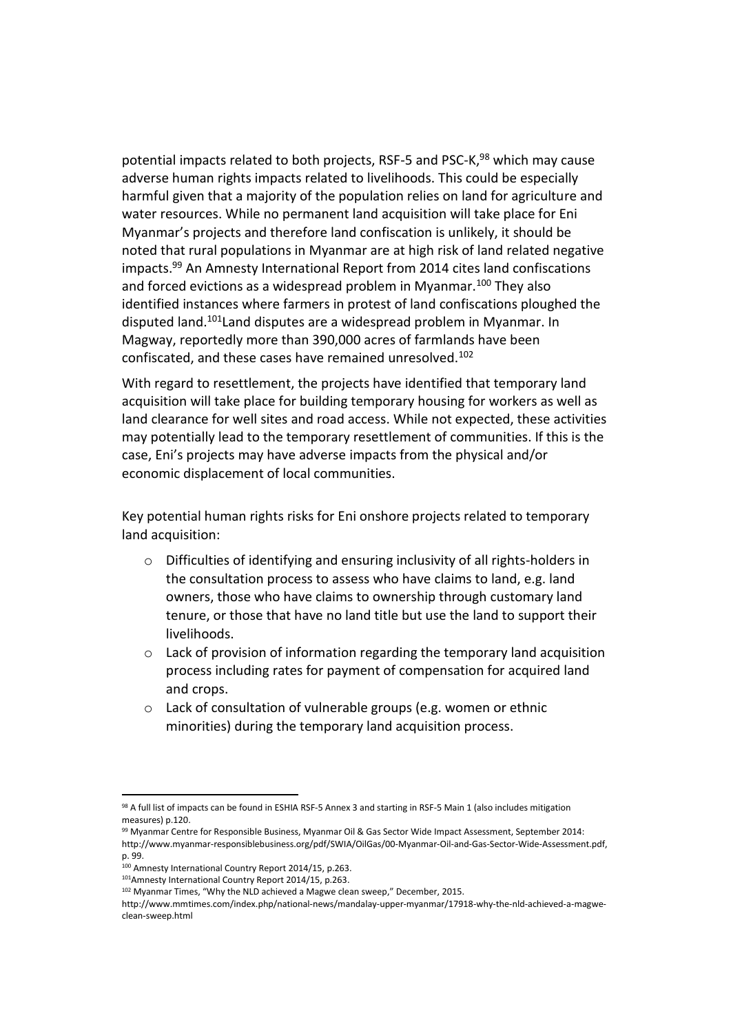potential impacts related to both projects, RSF-5 and PSC-K,[98] which may cause adverse human rights impacts related to livelihoods. This could be especially harmful given that a majority of the population relies on land for agriculture and water resources. While no permanent land acquisition will take place for Eni Myanmar's projects and therefore land confiscation is unlikely, it should be noted that rural populations in Myanmar are at high risk of land related negative impacts.[99] An Amnesty International Report from 2014 cites land confiscations and forced evictions as a widespread problem in Myanmar.[100] They also identified instances where farmers in protest of land confiscations ploughed the disputed land.[101] Land disputes are a widespread problem in Myanmar. In Magway, reportedly more than 390,000 acres of farmlands have been confiscated, and these cases have remained unresolved.[102]

With regard to resettlement, the projects have identified that temporary land acquisition will take place for building temporary housing for workers as well as land clearance for well sites and road access. While not expected, these activities may potentially lead to the temporary resettlement of communities. If this is the case, Eni's projects may have adverse impacts from the physical and/or economic displacement of local communities.

Key potential human rights risks for Eni onshore projects related to temporary land acquisition:

- Difficulties of identifying and ensuring inclusivity of all rights-holders in the consultation process to assess who have claims to land, e.g. land owners, those who have claims to ownership through customary land tenure, or those that have no land title but use the land to support their livelihoods.
- Lack of provision of information regarding the temporary land acquisition process including rates for payment of compensation for acquired land and crops.
- Lack of consultation of vulnerable groups (e.g. women or ethnic minorities) during the temporary land acquisition process.

---

[98] A full list of impacts can be found in ESHIA RSF-5 Annex 3 and starting in RSF-5 Main 1 (also includes mitigation measures) p.120.

[99] Myanmar Centre for Responsible Business, Myanmar Oil & Gas Sector Wide Impact Assessment, September 2014: http://www.myanmar-responsiblebusiness.org/pdf/SWIA/OilGas/00-Myanmar-Oil-and-Gas-Sector-Wide-Assessment.pdf, p. 99.

[100] Amnesty International Country Report 2014/15, p.263.

[101] Amnesty International Country Report 2014/15, p.263.

[102] Myanmar Times, "Why the NLD achieved a Magwe clean sweep," December, 2015. http://www.mmtimes.com/index.php/national-news/mandalay-upper-myanmar/17918-why-the-nld-achieved-a-magwe-clean-sweep.html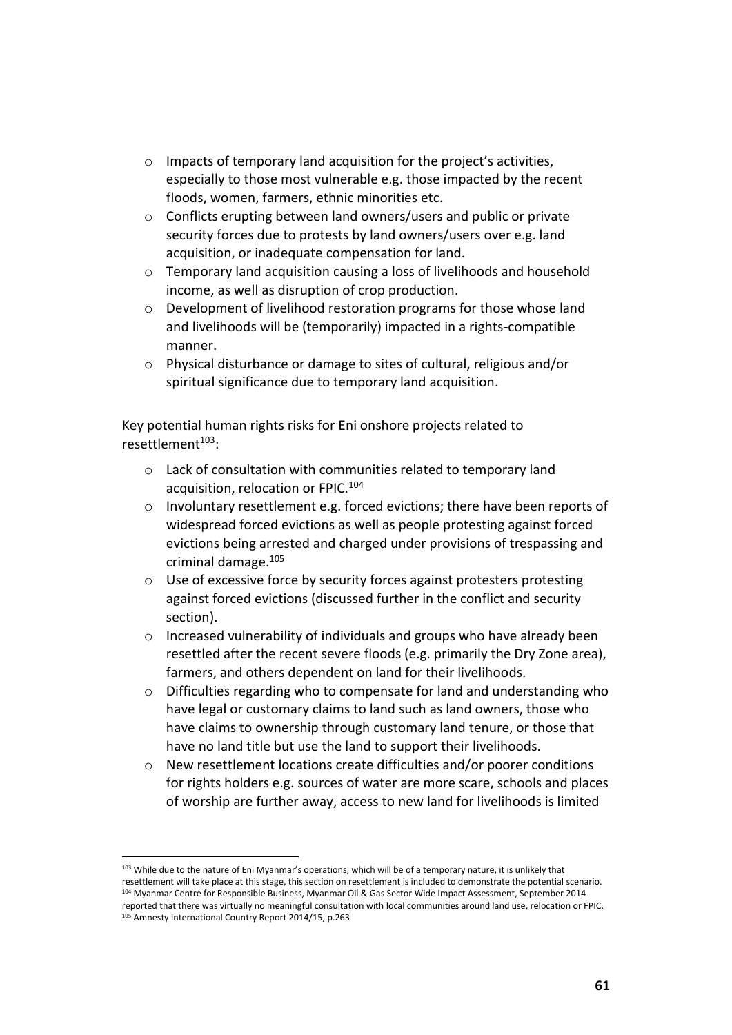- Impacts of temporary land acquisition for the project's activities, especially to those most vulnerable e.g. those impacted by the recent floods, women, farmers, ethnic minorities etc.
- Conflicts erupting between land owners/users and public or private security forces due to protests by land owners/users over e.g. land acquisition, or inadequate compensation for land.
- Temporary land acquisition causing a loss of livelihoods and household income, as well as disruption of crop production.
- Development of livelihood restoration programs for those whose land and livelihoods will be (temporarily) impacted in a rights-compatible manner.
- Physical disturbance or damage to sites of cultural, religious and/or spiritual significance due to temporary land acquisition.

Key potential human rights risks for Eni onshore projects related to resettlement[103]:

- Lack of consultation with communities related to temporary land acquisition, relocation or FPIC.[104]
- Involuntary resettlement e.g. forced evictions; there have been reports of widespread forced evictions as well as people protesting against forced evictions being arrested and charged under provisions of trespassing and criminal damage.[105]
- Use of excessive force by security forces against protesters protesting against forced evictions (discussed further in the conflict and security section).
- Increased vulnerability of individuals and groups who have already been resettled after the recent severe floods (e.g. primarily the Dry Zone area), farmers, and others dependent on land for their livelihoods.
- Difficulties regarding who to compensate for land and understanding who have legal or customary claims to land such as land owners, those who have claims to ownership through customary land tenure, or those that have no land title but use the land to support their livelihoods.
- New resettlement locations create difficulties and/or poorer conditions for rights holders e.g. sources of water are more scare, schools and places of worship are further away, access to new land for livelihoods is limited

---

[103] While due to the nature of Eni Myanmar's operations, which will be of a temporary nature, it is unlikely that resettlement will take place at this stage, this section on resettlement is included to demonstrate the potential scenario.

[104] Myanmar Centre for Responsible Business, Myanmar Oil & Gas Sector Wide Impact Assessment, September 2014 reported that there was virtually no meaningful consultation with local communities around land use, relocation or FPIC.

[105] Amnesty International Country Report 2014/15, p.263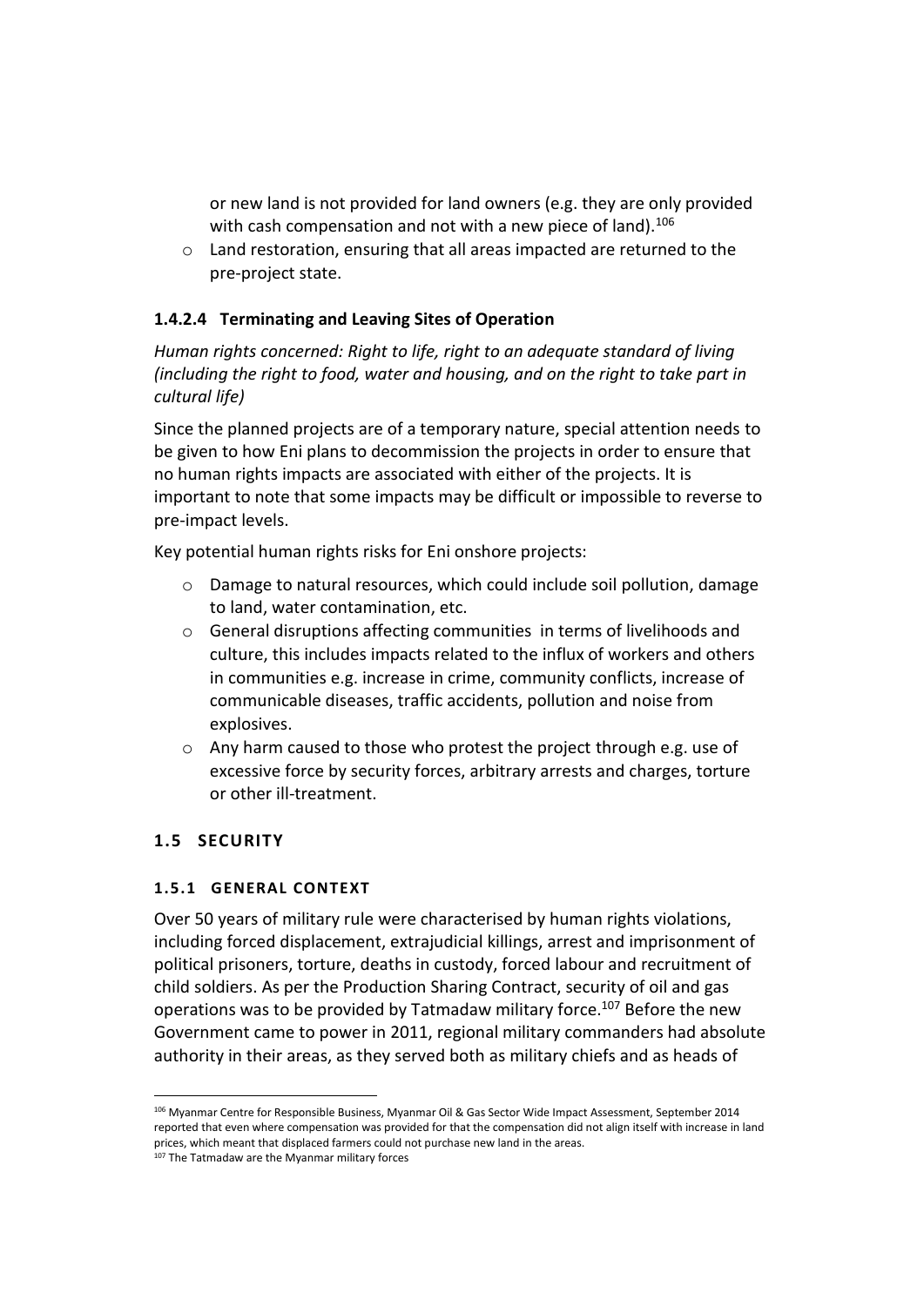or new land is not provided for land owners (e.g. they are only provided with cash compensation and not with a new piece of land).[106]

- Land restoration, ensuring that all areas impacted are returned to the pre-project state.

#### 1.4.2.4 Terminating and Leaving Sites of Operation

*Human rights concerned: Right to life, right to an adequate standard of living (including the right to food, water and housing, and on the right to take part in cultural life)*

Since the planned projects are of a temporary nature, special attention needs to be given to how Eni plans to decommission the projects in order to ensure that no human rights impacts are associated with either of the projects. It is important to note that some impacts may be difficult or impossible to reverse to pre-impact levels.

Key potential human rights risks for Eni onshore projects:

- Damage to natural resources, which could include soil pollution, damage to land, water contamination, etc.
- General disruptions affecting communities in terms of livelihoods and culture, this includes impacts related to the influx of workers and others in communities e.g. increase in crime, community conflicts, increase of communicable diseases, traffic accidents, pollution and noise from explosives.
- Any harm caused to those who protest the project through e.g. use of excessive force by security forces, arbitrary arrests and charges, torture or other ill-treatment.

## 1.5 SECURITY

### 1.5.1 GENERAL CONTEXT

Over 50 years of military rule were characterised by human rights violations, including forced displacement, extrajudicial killings, arrest and imprisonment of political prisoners, torture, deaths in custody, forced labour and recruitment of child soldiers. As per the Production Sharing Contract, security of oil and gas operations was to be provided by Tatmadaw military force.[107] Before the new Government came to power in 2011, regional military commanders had absolute authority in their areas, as they served both as military chiefs and as heads of

---

[106] Myanmar Centre for Responsible Business, Myanmar Oil & Gas Sector Wide Impact Assessment, September 2014 reported that even where compensation was provided for that the compensation did not align itself with increase in land prices, which meant that displaced farmers could not purchase new land in the areas.

[107] The Tatmadaw are the Myanmar military forces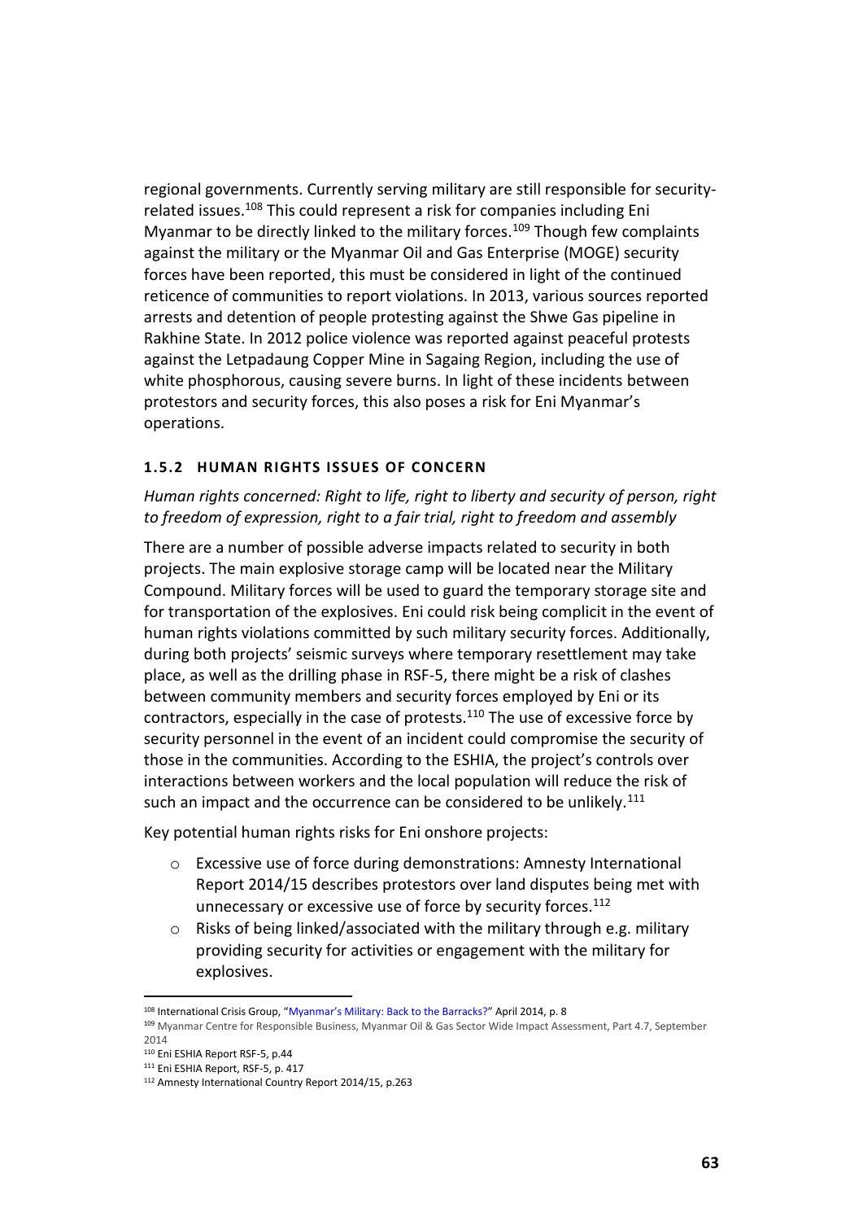regional governments. Currently serving military are still responsible for security-related issues.[108] This could represent a risk for companies including Eni Myanmar to be directly linked to the military forces.[109] Though few complaints against the military or the Myanmar Oil and Gas Enterprise (MOGE) security forces have been reported, this must be considered in light of the continued reticence of communities to report violations. In 2013, various sources reported arrests and detention of people protesting against the Shwe Gas pipeline in Rakhine State. In 2012 police violence was reported against peaceful protests against the Letpadaung Copper Mine in Sagaing Region, including the use of white phosphorous, causing severe burns. In light of these incidents between protestors and security forces, this also poses a risk for Eni Myanmar's operations.

### 1.5.2 HUMAN RIGHTS ISSUES OF CONCERN

*Human rights concerned: Right to life, right to liberty and security of person, right to freedom of expression, right to a fair trial, right to freedom and assembly*

There are a number of possible adverse impacts related to security in both projects. The main explosive storage camp will be located near the Military Compound. Military forces will be used to guard the temporary storage site and for transportation of the explosives. Eni could risk being complicit in the event of human rights violations committed by such military security forces. Additionally, during both projects' seismic surveys where temporary resettlement may take place, as well as the drilling phase in RSF-5, there might be a risk of clashes between community members and security forces employed by Eni or its contractors, especially in the case of protests.[110] The use of excessive force by security personnel in the event of an incident could compromise the security of those in the communities. According to the ESHIA, the project's controls over interactions between workers and the local population will reduce the risk of such an impact and the occurrence can be considered to be unlikely.[111]

Key potential human rights risks for Eni onshore projects:

- Excessive use of force during demonstrations: Amnesty International Report 2014/15 describes protestors over land disputes being met with unnecessary or excessive use of force by security forces.[112]
- Risks of being linked/associated with the military through e.g. military providing security for activities or engagement with the military for explosives.

---

[108] International Crisis Group, "Myanmar's Military: Back to the Barracks?" April 2014, p. 8

[109] Myanmar Centre for Responsible Business, Myanmar Oil & Gas Sector Wide Impact Assessment, Part 4.7, September 2014

[110] Eni ESHIA Report RSF-5, p.44

[111] Eni ESHIA Report, RSF-5, p. 417

[112] Amnesty International Country Report 2014/15, p.263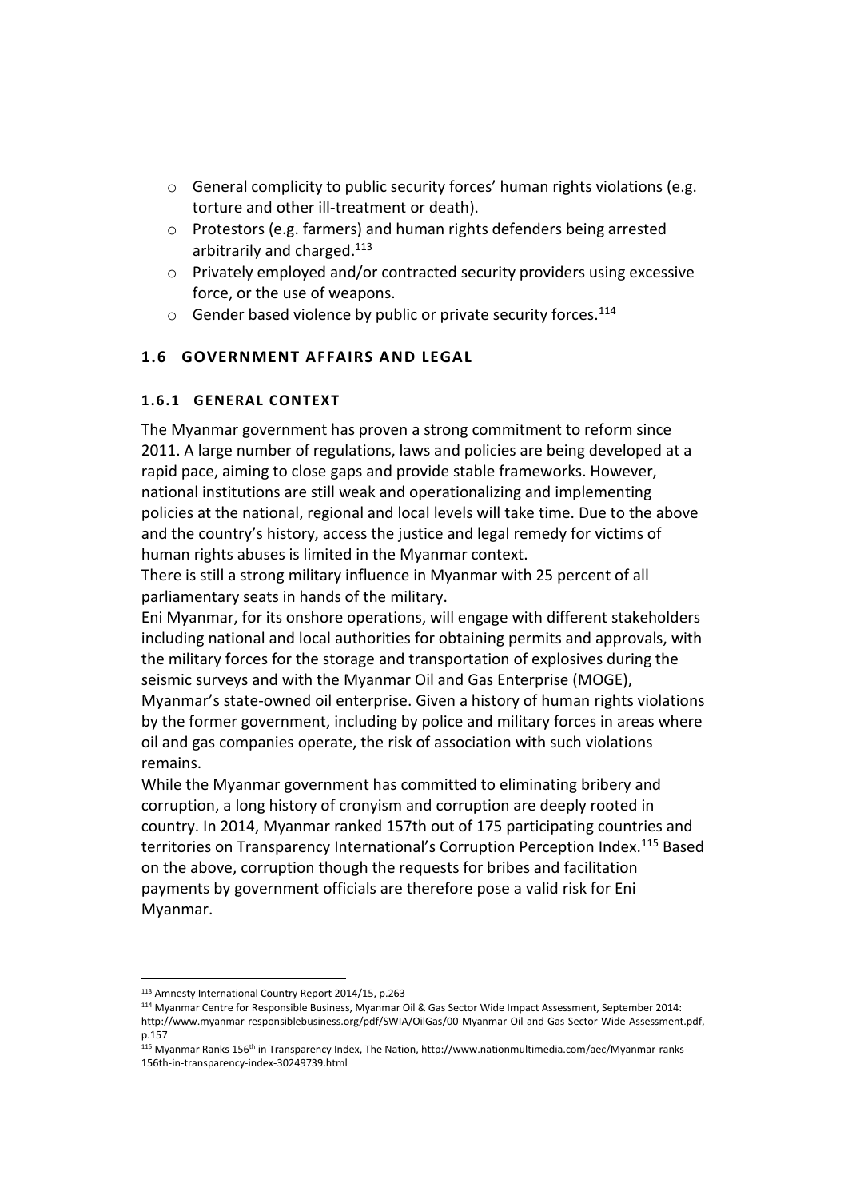- General complicity to public security forces' human rights violations (e.g. torture and other ill-treatment or death).
- Protestors (e.g. farmers) and human rights defenders being arrested arbitrarily and charged.[113]
- Privately employed and/or contracted security providers using excessive force, or the use of weapons.
- Gender based violence by public or private security forces.[114]

## 1.6 GOVERNMENT AFFAIRS AND LEGAL

### 1.6.1 GENERAL CONTEXT

The Myanmar government has proven a strong commitment to reform since 2011. A large number of regulations, laws and policies are being developed at a rapid pace, aiming to close gaps and provide stable frameworks. However, national institutions are still weak and operationalizing and implementing policies at the national, regional and local levels will take time. Due to the above and the country's history, access the justice and legal remedy for victims of human rights abuses is limited in the Myanmar context.

There is still a strong military influence in Myanmar with 25 percent of all parliamentary seats in hands of the military.

Eni Myanmar, for its onshore operations, will engage with different stakeholders including national and local authorities for obtaining permits and approvals, with the military forces for the storage and transportation of explosives during the seismic surveys and with the Myanmar Oil and Gas Enterprise (MOGE), Myanmar's state-owned oil enterprise. Given a history of human rights violations by the former government, including by police and military forces in areas where oil and gas companies operate, the risk of association with such violations remains.

While the Myanmar government has committed to eliminating bribery and corruption, a long history of cronyism and corruption are deeply rooted in country. In 2014, Myanmar ranked 157th out of 175 participating countries and territories on Transparency International's Corruption Perception Index.[115] Based on the above, corruption though the requests for bribes and facilitation payments by government officials are therefore pose a valid risk for Eni Myanmar.

---

[113] Amnesty International Country Report 2014/15, p.263

[114] Myanmar Centre for Responsible Business, Myanmar Oil & Gas Sector Wide Impact Assessment, September 2014: http://www.myanmar-responsiblebusiness.org/pdf/SWIA/OilGas/00-Myanmar-Oil-and-Gas-Sector-Wide-Assessment.pdf, p.157

[115] Myanmar Ranks 156th in Transparency Index, The Nation, http://www.nationmultimedia.com/aec/Myanmar-ranks-156th-in-transparency-index-30249739.html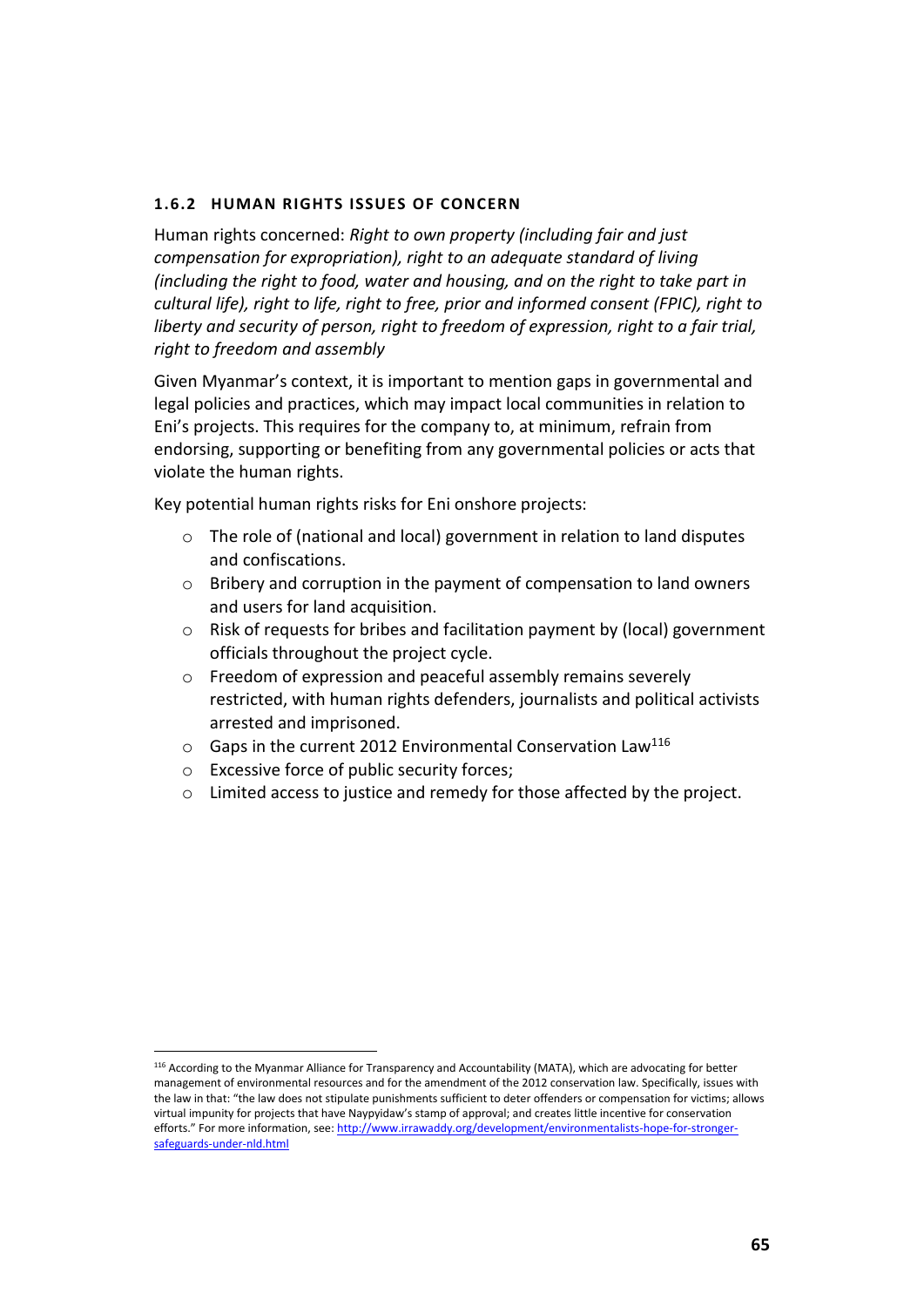### 1.6.2 HUMAN RIGHTS ISSUES OF CONCERN

Human rights concerned: *Right to own property (including fair and just compensation for expropriation), right to an adequate standard of living (including the right to food, water and housing, and on the right to take part in cultural life), right to life, right to free, prior and informed consent (FPIC), right to liberty and security of person, right to freedom of expression, right to a fair trial, right to freedom and assembly*

Given Myanmar's context, it is important to mention gaps in governmental and legal policies and practices, which may impact local communities in relation to Eni's projects. This requires for the company to, at minimum, refrain from endorsing, supporting or benefiting from any governmental policies or acts that violate the human rights.

Key potential human rights risks for Eni onshore projects:

- The role of (national and local) government in relation to land disputes and confiscations.
- Bribery and corruption in the payment of compensation to land owners and users for land acquisition.
- Risk of requests for bribes and facilitation payment by (local) government officials throughout the project cycle.
- Freedom of expression and peaceful assembly remains severely restricted, with human rights defenders, journalists and political activists arrested and imprisoned.
- Gaps in the current 2012 Environmental Conservation Law[116]
- Excessive force of public security forces;
- Limited access to justice and remedy for those affected by the project.

[116] According to the Myanmar Alliance for Transparency and Accountability (MATA), which are advocating for better management of environmental resources and for the amendment of the 2012 conservation law. Specifically, issues with the law in that: "the law does not stipulate punishments sufficient to deter offenders or compensation for victims; allows virtual impunity for projects that have Naypyidaw's stamp of approval; and creates little incentive for conservation efforts." For more information, see: http://www.irrawaddy.org/development/environmentalists-hope-for-stronger-safeguards-under-nld.html